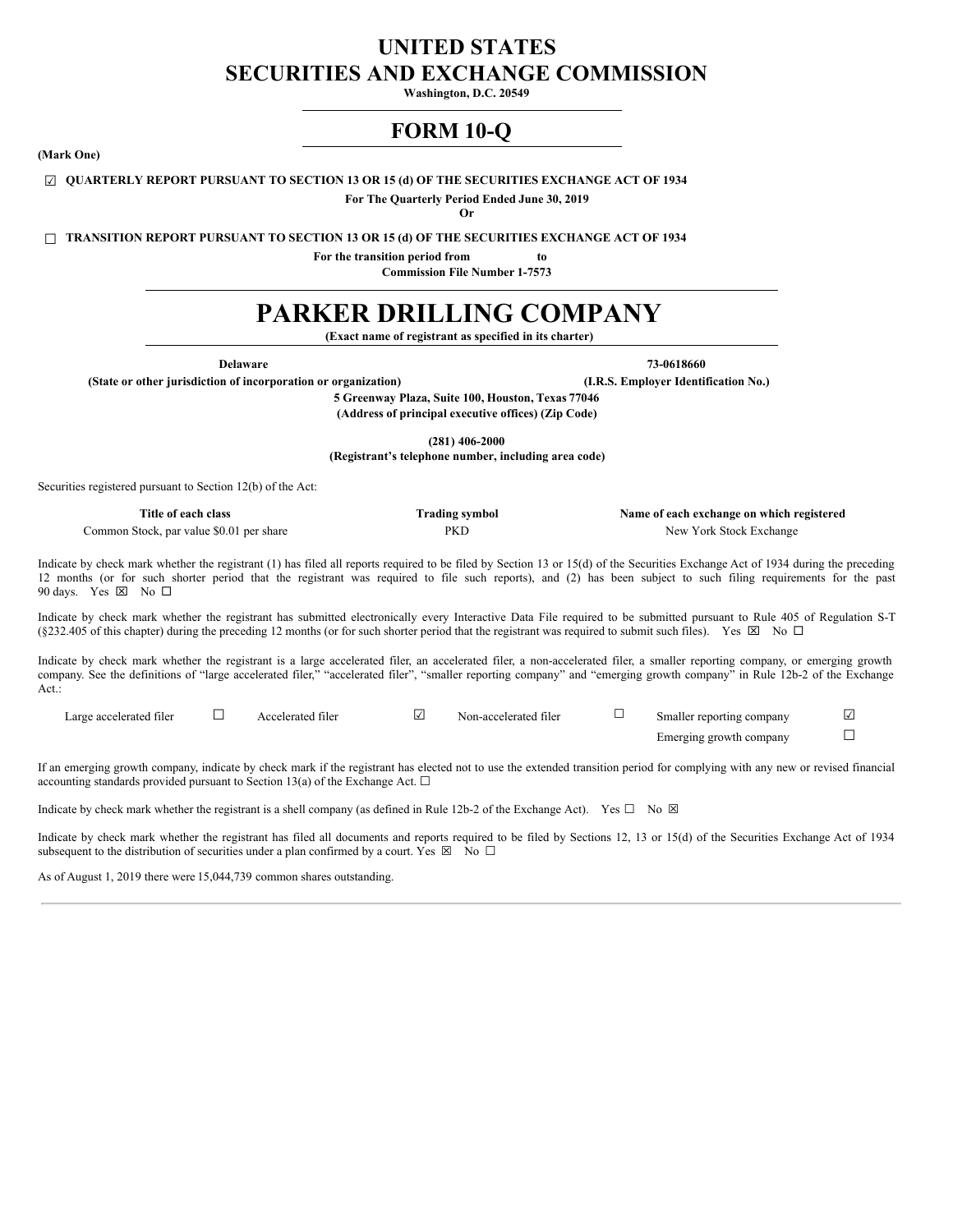# UNITED STATES
# SECURITIES AND EXCHANGE COMMISSION

**Washington, D.C. 20549**

## FORM 10-Q

**(Mark One)**

☑ **QUARTERLY REPORT PURSUANT TO SECTION 13 OR 15 (d) OF THE SECURITIES EXCHANGE ACT OF 1934**

**For The Quarterly Period Ended June 30, 2019**

**Or**

☐ **TRANSITION REPORT PURSUANT TO SECTION 13 OR 15 (d) OF THE SECURITIES EXCHANGE ACT OF 1934**

**For the transition period from to**

**Commission File Number 1-7573**

# PARKER DRILLING COMPANY

**(Exact name of registrant as specified in its charter)**

| **Delaware** | **73-0618660** |
|---|---|
| **(State or other jurisdiction of incorporation or organization)** | **(I.R.S. Employer Identification No.)** |

**5 Greenway Plaza, Suite 100, Houston, Texas 77046**
**(Address of principal executive offices) (Zip Code)**

**(281) 406-2000**
**(Registrant's telephone number, including area code)**

Securities registered pursuant to Section 12(b) of the Act:

| Title of each class | Trading symbol | Name of each exchange on which registered |
|---|---|---|
| Common Stock, par value $0.01 per share | PKD | New York Stock Exchange |

Indicate by check mark whether the registrant (1) has filed all reports required to be filed by Section 13 or 15(d) of the Securities Exchange Act of 1934 during the preceding 12 months (or for such shorter period that the registrant was required to file such reports), and (2) has been subject to such filing requirements for the past 90 days. Yes ☒ No ☐

Indicate by check mark whether the registrant has submitted electronically every Interactive Data File required to be submitted pursuant to Rule 405 of Regulation S-T (§232.405 of this chapter) during the preceding 12 months (or for such shorter period that the registrant was required to submit such files). Yes ☒ No ☐

Indicate by check mark whether the registrant is a large accelerated filer, an accelerated filer, a non-accelerated filer, a smaller reporting company, or emerging growth company. See the definitions of "large accelerated filer," "accelerated filer", "smaller reporting company" and "emerging growth company" in Rule 12b-2 of the Exchange Act.:

| Large accelerated filer | ☐ | Accelerated filer | ☑ | Non-accelerated filer | ☐ | Smaller reporting company | ☑ |
|---|---|---|---|---|---|---|---|
| | | | | | | Emerging growth company | ☐ |

If an emerging growth company, indicate by check mark if the registrant has elected not to use the extended transition period for complying with any new or revised financial accounting standards provided pursuant to Section 13(a) of the Exchange Act. ☐

Indicate by check mark whether the registrant is a shell company (as defined in Rule 12b-2 of the Exchange Act). Yes ☐ No ☒

Indicate by check mark whether the registrant has filed all documents and reports required to be filed by Sections 12, 13 or 15(d) of the Securities Exchange Act of 1934 subsequent to the distribution of securities under a plan confirmed by a court. Yes ☒ No ☐

As of August 1, 2019 there were 15,044,739 common shares outstanding.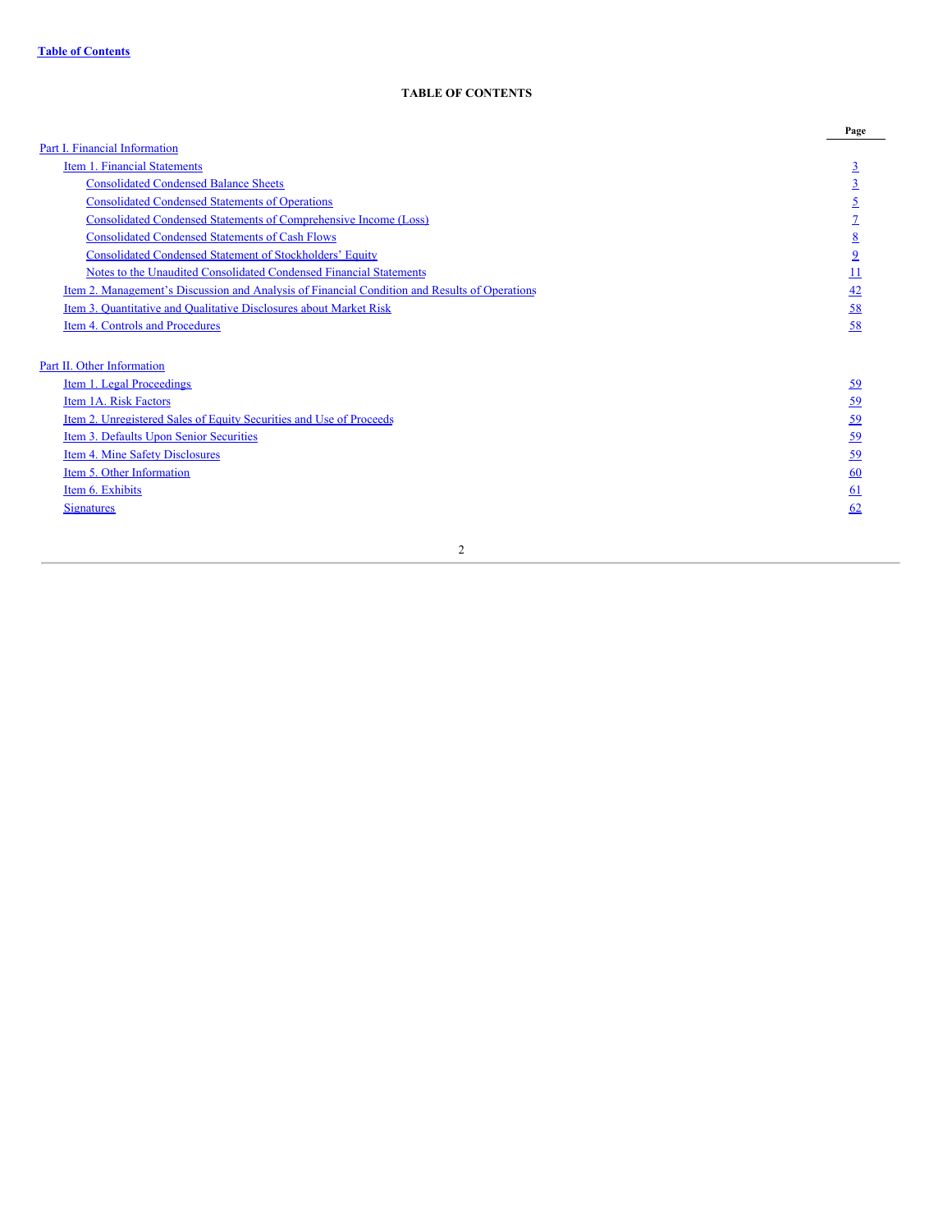Table of Contents

# TABLE OF CONTENTS

| | Page |
|---|---|
| Part I. Financial Information | |
| Item 1. Financial Statements | 3 |
| Consolidated Condensed Balance Sheets | 3 |
| Consolidated Condensed Statements of Operations | 5 |
| Consolidated Condensed Statements of Comprehensive Income (Loss) | 7 |
| Consolidated Condensed Statements of Cash Flows | 8 |
| Consolidated Condensed Statement of Stockholders' Equity | 9 |
| Notes to the Unaudited Consolidated Condensed Financial Statements | 11 |
| Item 2. Management's Discussion and Analysis of Financial Condition and Results of Operations | 42 |
| Item 3. Quantitative and Qualitative Disclosures about Market Risk | 58 |
| Item 4. Controls and Procedures | 58 |
| | |
| Part II. Other Information | |
| Item 1. Legal Proceedings | 59 |
| Item 1A. Risk Factors | 59 |
| Item 2. Unregistered Sales of Equity Securities and Use of Proceeds | 59 |
| Item 3. Defaults Upon Senior Securities | 59 |
| Item 4. Mine Safety Disclosures | 59 |
| Item 5. Other Information | 60 |
| Item 6. Exhibits | 61 |
| Signatures | 62 |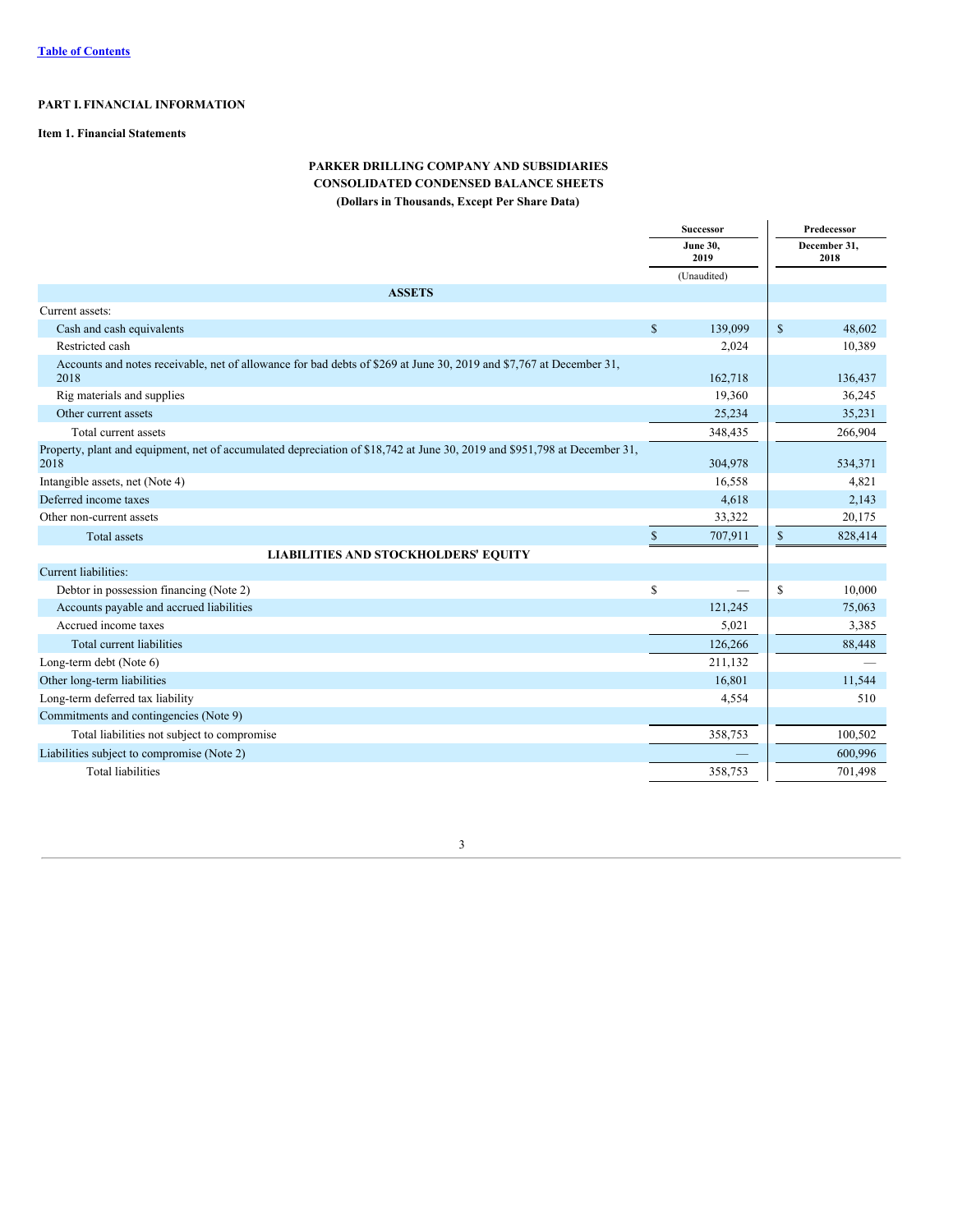[Table of Contents](#)

# PART I. FINANCIAL INFORMATION

## Item 1. Financial Statements

### PARKER DRILLING COMPANY AND SUBSIDIARIES
### CONSOLIDATED CONDENSED BALANCE SHEETS
### (Dollars in Thousands, Except Per Share Data)

| | Successor | Predecessor |
|---|---|---|
| | June 30, 2019 | December 31, 2018 |
| | (Unaudited) | |
| **ASSETS** | | |
| Current assets: | | |
| Cash and cash equivalents | $ 139,099 | $ 48,602 |
| Restricted cash | 2,024 | 10,389 |
| Accounts and notes receivable, net of allowance for bad debts of $269 at June 30, 2019 and $7,767 at December 31, 2018 | 162,718 | 136,437 |
| Rig materials and supplies | 19,360 | 36,245 |
| Other current assets | 25,234 | 35,231 |
| Total current assets | 348,435 | 266,904 |
| Property, plant and equipment, net of accumulated depreciation of $18,742 at June 30, 2019 and $951,798 at December 31, 2018 | 304,978 | 534,371 |
| Intangible assets, net (Note 4) | 16,558 | 4,821 |
| Deferred income taxes | 4,618 | 2,143 |
| Other non-current assets | 33,322 | 20,175 |
| Total assets | $ 707,911 | $ 828,414 |
| **LIABILITIES AND STOCKHOLDERS' EQUITY** | | |
| Current liabilities: | | |
| Debtor in possession financing (Note 2) | $ — | $ 10,000 |
| Accounts payable and accrued liabilities | 121,245 | 75,063 |
| Accrued income taxes | 5,021 | 3,385 |
| Total current liabilities | 126,266 | 88,448 |
| Long-term debt (Note 6) | 211,132 | — |
| Other long-term liabilities | 16,801 | 11,544 |
| Long-term deferred tax liability | 4,554 | 510 |
| Commitments and contingencies (Note 9) | | |
| Total liabilities not subject to compromise | 358,753 | 100,502 |
| Liabilities subject to compromise (Note 2) | — | 600,996 |
| Total liabilities | 358,753 | 701,498 |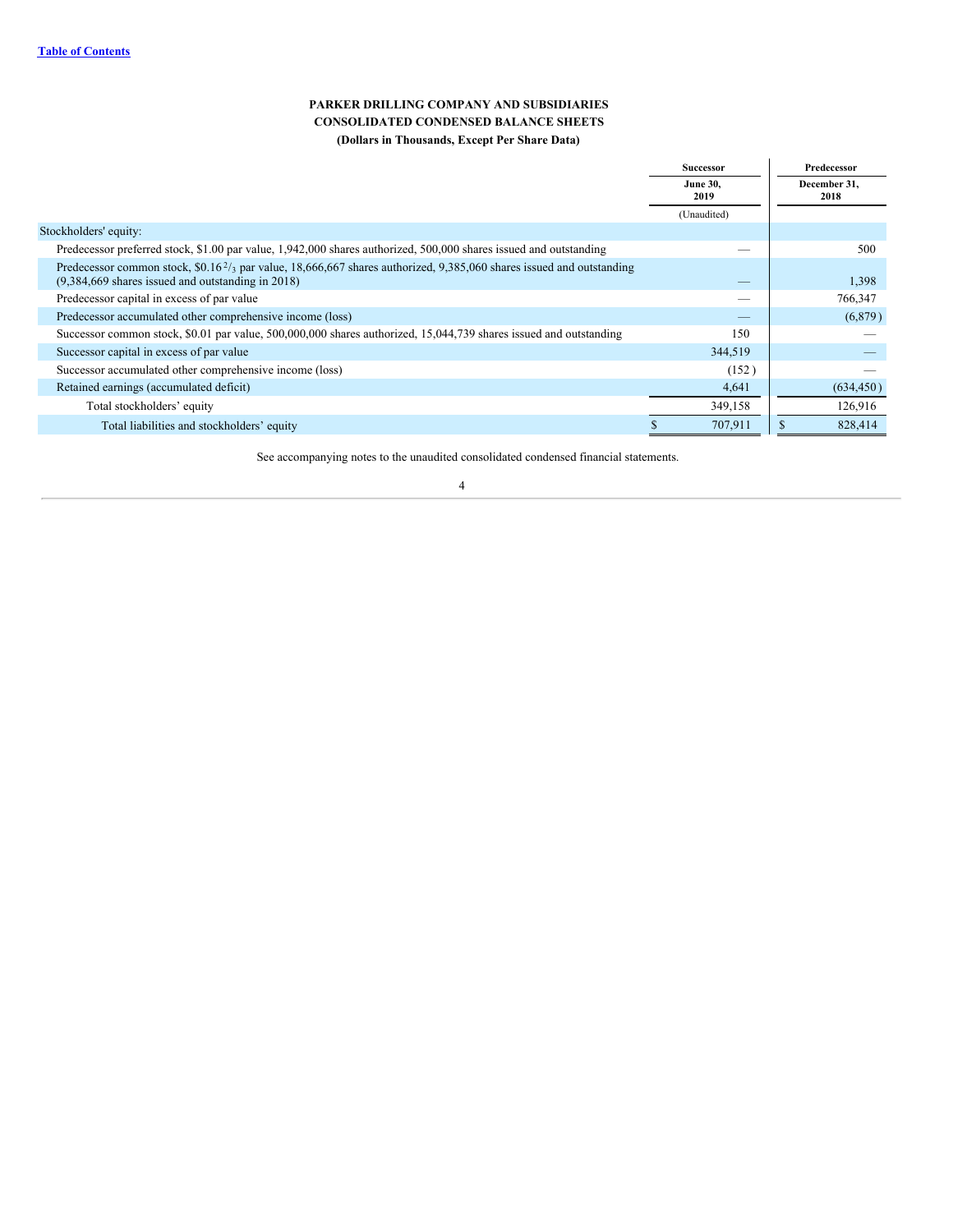**PARKER DRILLING COMPANY AND SUBSIDIARIES**
**CONSOLIDATED CONDENSED BALANCE SHEETS**
**(Dollars in Thousands, Except Per Share Data)**

| | Successor | Predecessor |
|---|---|---|
| | June 30, 2019 | December 31, 2018 |
| | (Unaudited) | |
| Stockholders' equity: | | |
| Predecessor preferred stock, \$1.00 par value, 1,942,000 shares authorized, 500,000 shares issued and outstanding | — | 500 |
| Predecessor common stock, \$0.16 $^{2}/_{3}$ par value, 18,666,667 shares authorized, 9,385,060 shares issued and outstanding (9,384,669 shares issued and outstanding in 2018) | — | 1,398 |
| Predecessor capital in excess of par value | — | 766,347 |
| Predecessor accumulated other comprehensive income (loss) | — | (6,879) |
| Successor common stock, \$0.01 par value, 500,000,000 shares authorized, 15,044,739 shares issued and outstanding | 150 | — |
| Successor capital in excess of par value | 344,519 | — |
| Successor accumulated other comprehensive income (loss) | (152) | — |
| Retained earnings (accumulated deficit) | 4,641 | (634,450) |
| Total stockholders' equity | 349,158 | 126,916 |
| Total liabilities and stockholders' equity | \$ 707,911 | \$ 828,414 |

See accompanying notes to the unaudited consolidated condensed financial statements.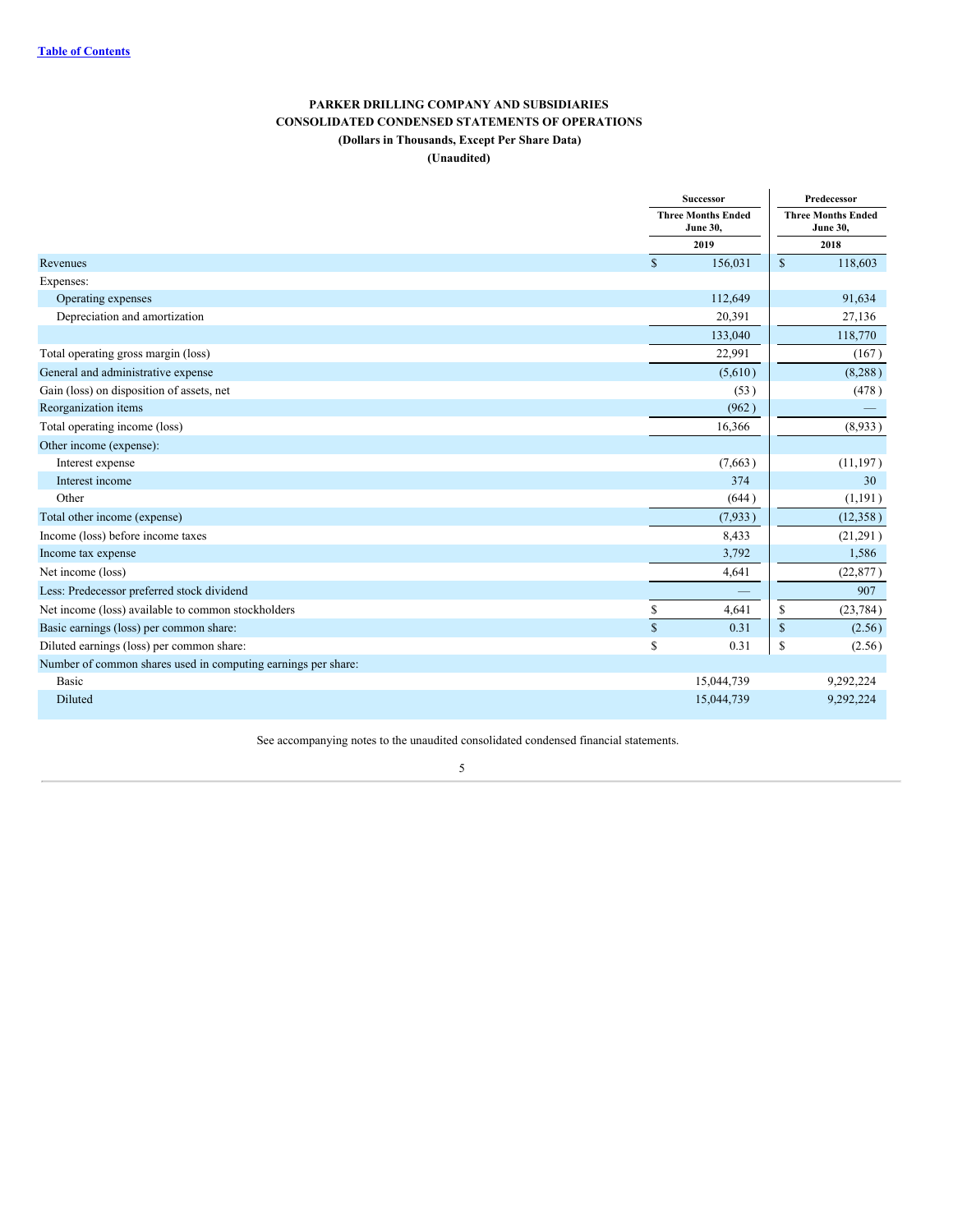**PARKER DRILLING COMPANY AND SUBSIDIARIES**

**CONSOLIDATED CONDENSED STATEMENTS OF OPERATIONS**

**(Dollars in Thousands, Except Per Share Data)**

**(Unaudited)**

| | Successor | Predecessor |
|---|---|---|
| | Three Months Ended June 30, | Three Months Ended June 30, |
| | 2019 | 2018 |
| Revenues | $ 156,031 | $ 118,603 |
| Expenses: | | |
| Operating expenses | 112,649 | 91,634 |
| Depreciation and amortization | 20,391 | 27,136 |
| | 133,040 | 118,770 |
| Total operating gross margin (loss) | 22,991 | (167) |
| General and administrative expense | (5,610) | (8,288) |
| Gain (loss) on disposition of assets, net | (53) | (478) |
| Reorganization items | (962) | — |
| Total operating income (loss) | 16,366 | (8,933) |
| Other income (expense): | | |
| Interest expense | (7,663) | (11,197) |
| Interest income | 374 | 30 |
| Other | (644) | (1,191) |
| Total other income (expense) | (7,933) | (12,358) |
| Income (loss) before income taxes | 8,433 | (21,291) |
| Income tax expense | 3,792 | 1,586 |
| Net income (loss) | 4,641 | (22,877) |
| Less: Predecessor preferred stock dividend | — | 907 |
| Net income (loss) available to common stockholders | $ 4,641 | $ (23,784) |
| Basic earnings (loss) per common share: | $ 0.31 | $ (2.56) |
| Diluted earnings (loss) per common share: | $ 0.31 | $ (2.56) |
| Number of common shares used in computing earnings per share: | | |
| Basic | 15,044,739 | 9,292,224 |
| Diluted | 15,044,739 | 9,292,224 |

See accompanying notes to the unaudited consolidated condensed financial statements.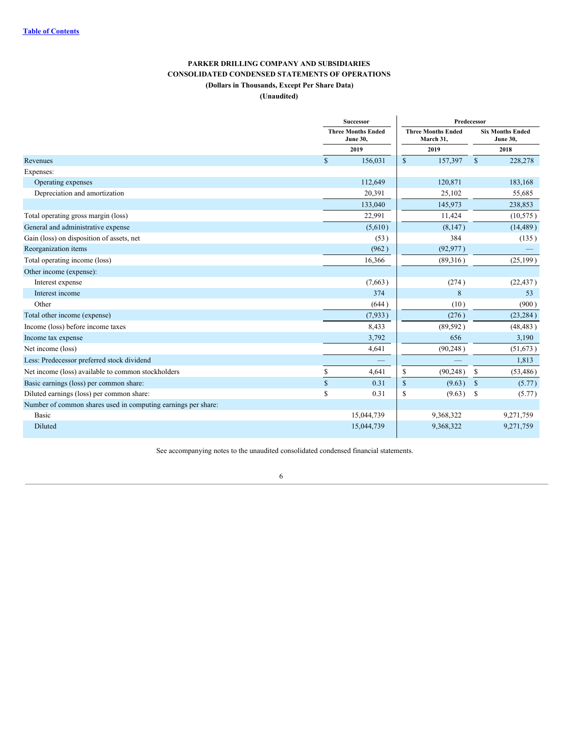**PARKER DRILLING COMPANY AND SUBSIDIARIES**
**CONSOLIDATED CONDENSED STATEMENTS OF OPERATIONS**
**(Dollars in Thousands, Except Per Share Data)**
**(Unaudited)**

| | Successor | Predecessor | |
|---|---|---|---|
| | Three Months Ended June 30, | Three Months Ended March 31, | Six Months Ended June 30, |
| | 2019 | 2019 | 2018 |
| Revenues | $ 156,031 | $ 157,397 | $ 228,278 |
| Expenses: | | | |
| Operating expenses | 112,649 | 120,871 | 183,168 |
| Depreciation and amortization | 20,391 | 25,102 | 55,685 |
| | 133,040 | 145,973 | 238,853 |
| Total operating gross margin (loss) | 22,991 | 11,424 | (10,575) |
| General and administrative expense | (5,610) | (8,147) | (14,489) |
| Gain (loss) on disposition of assets, net | (53) | 384 | (135) |
| Reorganization items | (962) | (92,977) | — |
| Total operating income (loss) | 16,366 | (89,316) | (25,199) |
| Other income (expense): | | | |
| Interest expense | (7,663) | (274) | (22,437) |
| Interest income | 374 | 8 | 53 |
| Other | (644) | (10) | (900) |
| Total other income (expense) | (7,933) | (276) | (23,284) |
| Income (loss) before income taxes | 8,433 | (89,592) | (48,483) |
| Income tax expense | 3,792 | 656 | 3,190 |
| Net income (loss) | 4,641 | (90,248) | (51,673) |
| Less: Predecessor preferred stock dividend | — | — | 1,813 |
| Net income (loss) available to common stockholders | $ 4,641 | $ (90,248) | $ (53,486) |
| Basic earnings (loss) per common share: | $ 0.31 | $ (9.63) | $ (5.77) |
| Diluted earnings (loss) per common share: | $ 0.31 | $ (9.63) | $ (5.77) |
| Number of common shares used in computing earnings per share: | | | |
| Basic | 15,044,739 | 9,368,322 | 9,271,759 |
| Diluted | 15,044,739 | 9,368,322 | 9,271,759 |

See accompanying notes to the unaudited consolidated condensed financial statements.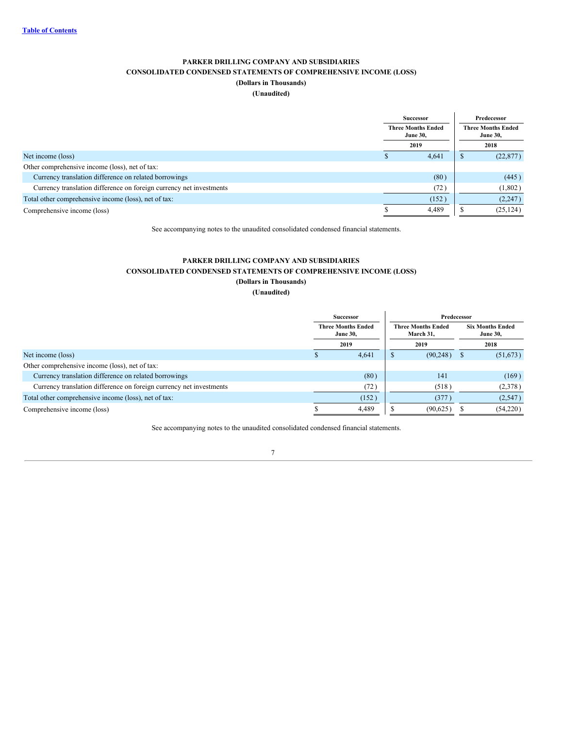**Table of Contents**

### PARKER DRILLING COMPANY AND SUBSIDIARIES
### CONSOLIDATED CONDENSED STATEMENTS OF COMPREHENSIVE INCOME (LOSS)
**(Dollars in Thousands)**
**(Unaudited)**

| | Successor | Predecessor |
|---|---|---|
| | Three Months Ended June 30, | Three Months Ended June 30, |
| | 2019 | 2018 |
| Net income (loss) | $ 4,641 | $ (22,877) |
| Other comprehensive income (loss), net of tax: | | |
| Currency translation difference on related borrowings | (80) | (445) |
| Currency translation difference on foreign currency net investments | (72) | (1,802) |
| Total other comprehensive income (loss), net of tax: | (152) | (2,247) |
| Comprehensive income (loss) | $ 4,489 | $ (25,124) |

See accompanying notes to the unaudited consolidated condensed financial statements.

### PARKER DRILLING COMPANY AND SUBSIDIARIES
### CONSOLIDATED CONDENSED STATEMENTS OF COMPREHENSIVE INCOME (LOSS)
**(Dollars in Thousands)**
**(Unaudited)**

| | Successor | Predecessor | |
|---|---|---|---|
| | Three Months Ended June 30, | Three Months Ended March 31, | Six Months Ended June 30, |
| | 2019 | 2019 | 2018 |
| Net income (loss) | $ 4,641 | $ (90,248) | $ (51,673) |
| Other comprehensive income (loss), net of tax: | | | |
| Currency translation difference on related borrowings | (80) | 141 | (169) |
| Currency translation difference on foreign currency net investments | (72) | (518) | (2,378) |
| Total other comprehensive income (loss), net of tax: | (152) | (377) | (2,547) |
| Comprehensive income (loss) | $ 4,489 | $ (90,625) | $ (54,220) |

See accompanying notes to the unaudited consolidated condensed financial statements.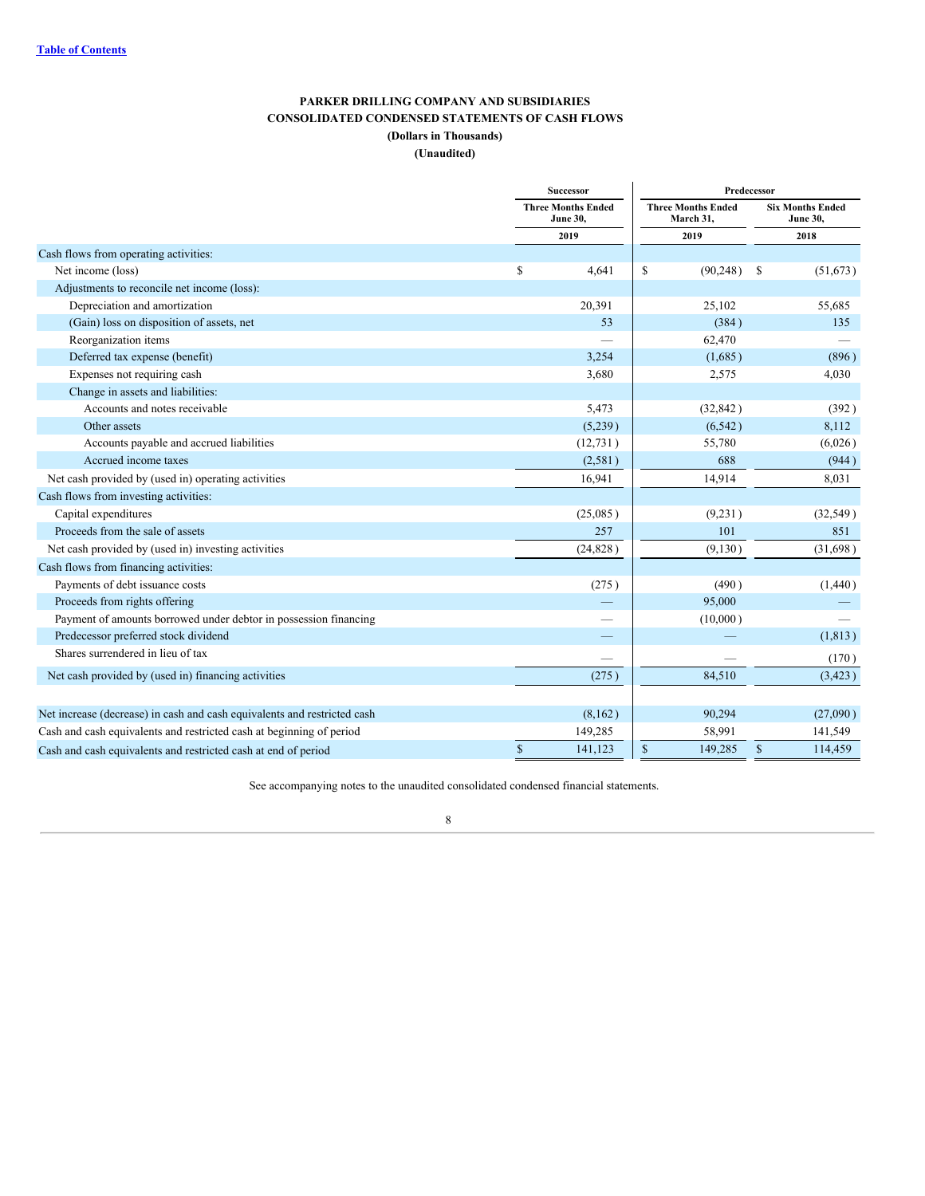Table of Contents

**PARKER DRILLING COMPANY AND SUBSIDIARIES**
**CONSOLIDATED CONDENSED STATEMENTS OF CASH FLOWS**
**(Dollars in Thousands)**
**(Unaudited)**

| | Successor | Predecessor | |
|---|---|---|---|
| | Three Months Ended June 30, | Three Months Ended March 31, | Six Months Ended June 30, |
| | 2019 | 2019 | 2018 |
| Cash flows from operating activities: | | | |
| Net income (loss) | $ 4,641 | $ (90,248) | $ (51,673) |
| Adjustments to reconcile net income (loss): | | | |
| Depreciation and amortization | 20,391 | 25,102 | 55,685 |
| (Gain) loss on disposition of assets, net | 53 | (384) | 135 |
| Reorganization items | — | 62,470 | — |
| Deferred tax expense (benefit) | 3,254 | (1,685) | (896) |
| Expenses not requiring cash | 3,680 | 2,575 | 4,030 |
| Change in assets and liabilities: | | | |
| Accounts and notes receivable | 5,473 | (32,842) | (392) |
| Other assets | (5,239) | (6,542) | 8,112 |
| Accounts payable and accrued liabilities | (12,731) | 55,780 | (6,026) |
| Accrued income taxes | (2,581) | 688 | (944) |
| Net cash provided by (used in) operating activities | 16,941 | 14,914 | 8,031 |
| Cash flows from investing activities: | | | |
| Capital expenditures | (25,085) | (9,231) | (32,549) |
| Proceeds from the sale of assets | 257 | 101 | 851 |
| Net cash provided by (used in) investing activities | (24,828) | (9,130) | (31,698) |
| Cash flows from financing activities: | | | |
| Payments of debt issuance costs | (275) | (490) | (1,440) |
| Proceeds from rights offering | — | 95,000 | — |
| Payment of amounts borrowed under debtor in possession financing | — | (10,000) | — |
| Predecessor preferred stock dividend | — | — | (1,813) |
| Shares surrendered in lieu of tax | — | — | (170) |
| Net cash provided by (used in) financing activities | (275) | 84,510 | (3,423) |
| Net increase (decrease) in cash and cash equivalents and restricted cash | (8,162) | 90,294 | (27,090) |
| Cash and cash equivalents and restricted cash at beginning of period | 149,285 | 58,991 | 141,549 |
| Cash and cash equivalents and restricted cash at end of period | $ 141,123 | $ 149,285 | $ 114,459 |

See accompanying notes to the unaudited consolidated condensed financial statements.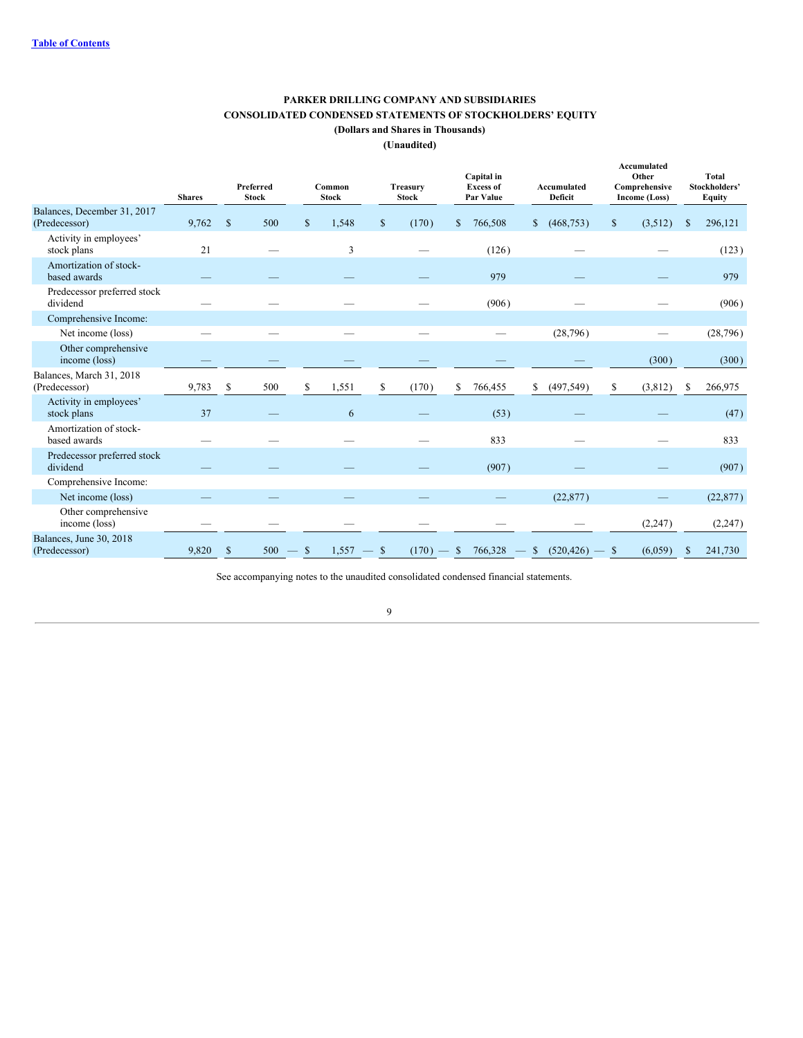[Table of Contents]

**PARKER DRILLING COMPANY AND SUBSIDIARIES**
**CONSOLIDATED CONDENSED STATEMENTS OF STOCKHOLDERS' EQUITY**
**(Dollars and Shares in Thousands)**
**(Unaudited)**

| | Shares | Preferred Stock | Common Stock | Treasury Stock | Capital in Excess of Par Value | Accumulated Deficit | Accumulated Other Comprehensive Income (Loss) | Total Stockholders' Equity |
|---|---|---|---|---|---|---|---|---|
| Balances, December 31, 2017 (Predecessor) | 9,762 | $ 500 | $ 1,548 | $ (170) | $ 766,508 | $ (468,753) | $ (3,512) | $ 296,121 |
| Activity in employees' stock plans | 21 | — | 3 | — | (126) | — | — | (123) |
| Amortization of stock-based awards | — | — | — | — | 979 | — | — | 979 |
| Predecessor preferred stock dividend | — | — | — | — | (906) | — | — | (906) |
| Comprehensive Income: | | | | | | | | |
| Net income (loss) | — | — | — | — | — | (28,796) | — | (28,796) |
| Other comprehensive income (loss) | — | — | — | — | — | — | (300) | (300) |
| Balances, March 31, 2018 (Predecessor) | 9,783 | $ 500 | $ 1,551 | $ (170) | $ 766,455 | $ (497,549) | $ (3,812) | $ 266,975 |
| Activity in employees' stock plans | 37 | — | 6 | — | (53) | — | — | (47) |
| Amortization of stock-based awards | — | — | — | — | 833 | — | — | 833 |
| Predecessor preferred stock dividend | — | — | — | — | (907) | — | — | (907) |
| Comprehensive Income: | | | | | | | | |
| Net income (loss) | — | — | — | — | — | (22,877) | — | (22,877) |
| Other comprehensive income (loss) | — | — | — | — | — | — | (2,247) | (2,247) |
| Balances, June 30, 2018 (Predecessor) | 9,820 | $ 500 | $ 1,557 | $ (170) | $ 766,328 | $ (520,426) | $ (6,059) | $ 241,730 |

See accompanying notes to the unaudited consolidated condensed financial statements.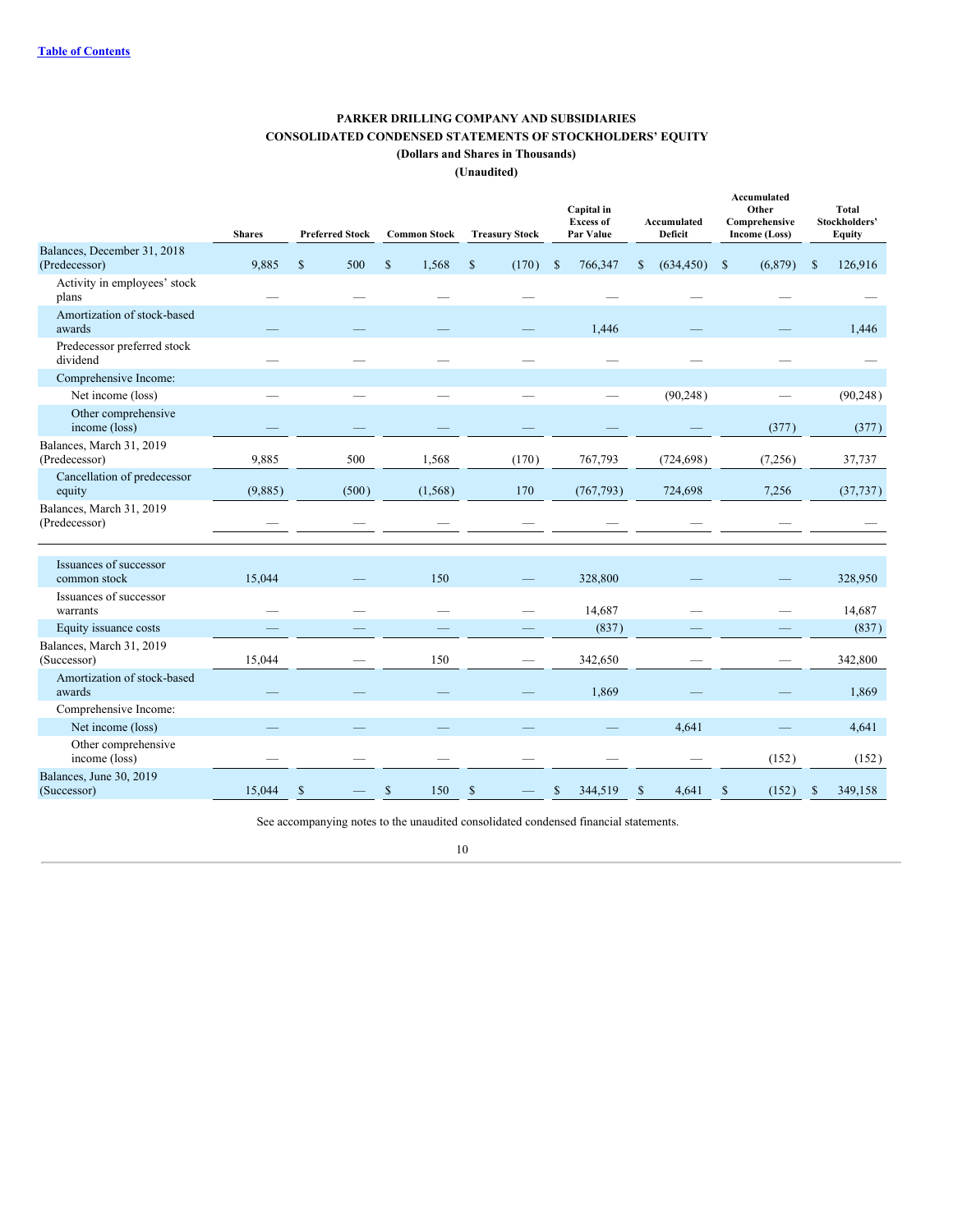**PARKER DRILLING COMPANY AND SUBSIDIARIES**
**CONSOLIDATED CONDENSED STATEMENTS OF STOCKHOLDERS' EQUITY**
**(Dollars and Shares in Thousands)**
**(Unaudited)**

| | Shares | Preferred Stock | Common Stock | Treasury Stock | Capital in Excess of Par Value | Accumulated Deficit | Accumulated Other Comprehensive Income (Loss) | Total Stockholders' Equity |
|---|---|---|---|---|---|---|---|---|
| Balances, December 31, 2018 (Predecessor) | 9,885 | $ 500 | $ 1,568 | $ (170) | $ 766,347 | $ (634,450) | $ (6,879) | $ 126,916 |
| Activity in employees' stock plans | — | — | — | — | — | — | — | — |
| Amortization of stock-based awards | — | — | — | — | 1,446 | — | — | 1,446 |
| Predecessor preferred stock dividend | — | — | — | — | — | — | — | — |
| Comprehensive Income: | | | | | | | | |
| Net income (loss) | — | — | — | — | — | (90,248) | — | (90,248) |
| Other comprehensive income (loss) | — | — | — | — | — | — | (377) | (377) |
| Balances, March 31, 2019 (Predecessor) | 9,885 | 500 | 1,568 | (170) | 767,793 | (724,698) | (7,256) | 37,737 |
| Cancellation of predecessor equity | (9,885) | (500) | (1,568) | 170 | (767,793) | 724,698 | 7,256 | (37,737) |
| Balances, March 31, 2019 (Predecessor) | — | — | — | — | — | — | — | — |
| Issuances of successor common stock | 15,044 | — | 150 | — | 328,800 | — | — | 328,950 |
| Issuances of successor warrants | — | — | — | — | 14,687 | — | — | 14,687 |
| Equity issuance costs | — | — | — | — | (837) | — | — | (837) |
| Balances, March 31, 2019 (Successor) | 15,044 | — | 150 | — | 342,650 | — | — | 342,800 |
| Amortization of stock-based awards | — | — | — | — | 1,869 | — | — | 1,869 |
| Comprehensive Income: | | | | | | | | |
| Net income (loss) | — | — | — | — | — | 4,641 | — | 4,641 |
| Other comprehensive income (loss) | — | — | — | — | — | — | (152) | (152) |
| Balances, June 30, 2019 (Successor) | 15,044 | $ — | $ 150 | $ — | $ 344,519 | $ 4,641 | $ (152) | $ 349,158 |

See accompanying notes to the unaudited consolidated condensed financial statements.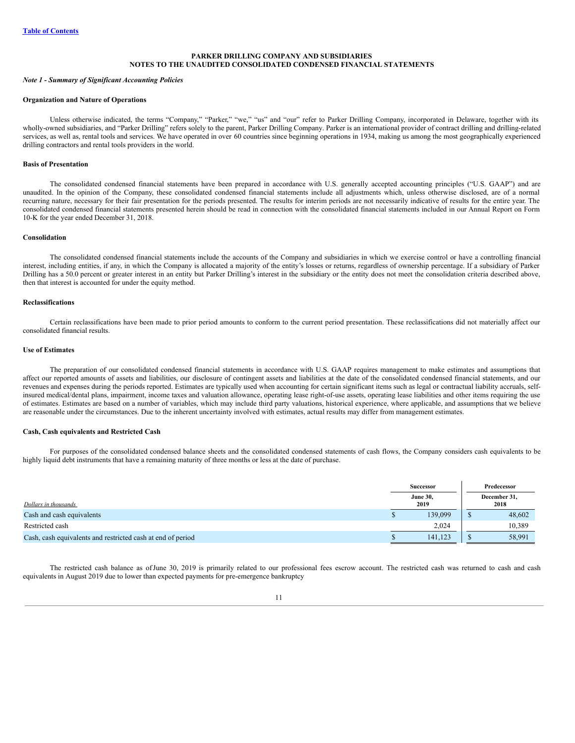[Table of Contents](#)

# PARKER DRILLING COMPANY AND SUBSIDIARIES
# NOTES TO THE UNAUDITED CONSOLIDATED CONDENSED FINANCIAL STATEMENTS

*Note 1 - Summary of Significant Accounting Policies*

**Organization and Nature of Operations**

Unless otherwise indicated, the terms "Company," "Parker," "we," "us" and "our" refer to Parker Drilling Company, incorporated in Delaware, together with its wholly-owned subsidiaries, and "Parker Drilling" refers solely to the parent, Parker Drilling Company. Parker is an international provider of contract drilling and drilling-related services, as well as, rental tools and services. We have operated in over 60 countries since beginning operations in 1934, making us among the most geographically experienced drilling contractors and rental tools providers in the world.

**Basis of Presentation**

The consolidated condensed financial statements have been prepared in accordance with U.S. generally accepted accounting principles ("U.S. GAAP") and are unaudited. In the opinion of the Company, these consolidated condensed financial statements include all adjustments which, unless otherwise disclosed, are of a normal recurring nature, necessary for their fair presentation for the periods presented. The results for interim periods are not necessarily indicative of results for the entire year. The consolidated condensed financial statements presented herein should be read in connection with the consolidated financial statements included in our Annual Report on Form 10-K for the year ended December 31, 2018.

**Consolidation**

The consolidated condensed financial statements include the accounts of the Company and subsidiaries in which we exercise control or have a controlling financial interest, including entities, if any, in which the Company is allocated a majority of the entity's losses or returns, regardless of ownership percentage. If a subsidiary of Parker Drilling has a 50.0 percent or greater interest in an entity but Parker Drilling's interest in the subsidiary or the entity does not meet the consolidation criteria described above, then that interest is accounted for under the equity method.

**Reclassifications**

Certain reclassifications have been made to prior period amounts to conform to the current period presentation. These reclassifications did not materially affect our consolidated financial results.

**Use of Estimates**

The preparation of our consolidated condensed financial statements in accordance with U.S. GAAP requires management to make estimates and assumptions that affect our reported amounts of assets and liabilities, our disclosure of contingent assets and liabilities at the date of the consolidated condensed financial statements, and our revenues and expenses during the periods reported. Estimates are typically used when accounting for certain significant items such as legal or contractual liability accruals, self-insured medical/dental plans, impairment, income taxes and valuation allowance, operating lease right-of-use assets, operating lease liabilities and other items requiring the use of estimates. Estimates are based on a number of variables, which may include third party valuations, historical experience, where applicable, and assumptions that we believe are reasonable under the circumstances. Due to the inherent uncertainty involved with estimates, actual results may differ from management estimates.

**Cash, Cash equivalents and Restricted Cash**

For purposes of the consolidated condensed balance sheets and the consolidated condensed statements of cash flows, the Company considers cash equivalents to be highly liquid debt instruments that have a remaining maturity of three months or less at the date of purchase.

| | Successor | Predecessor |
|---|---|---|
| *Dollars in thousands* | June 30, 2019 | December 31, 2018 |
| Cash and cash equivalents | $ 139,099 | $ 48,602 |
| Restricted cash | 2,024 | 10,389 |
| Cash, cash equivalents and restricted cash at end of period | $ 141,123 | $ 58,991 |

The restricted cash balance as of June 30, 2019 is primarily related to our professional fees escrow account. The restricted cash was returned to cash and cash equivalents in August 2019 due to lower than expected payments for pre-emergence bankruptcy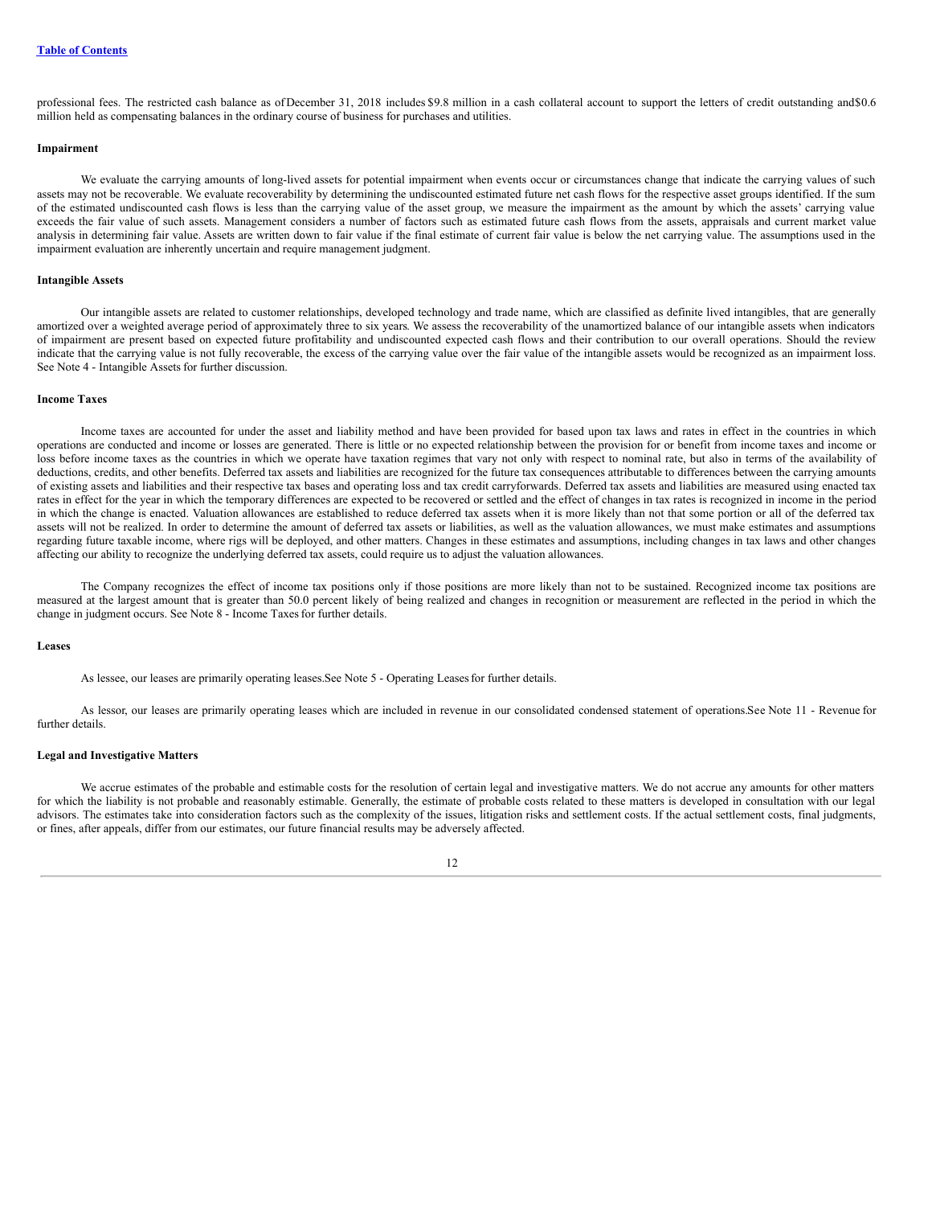professional fees. The restricted cash balance as of December 31, 2018 includes $9.8 million in a cash collateral account to support the letters of credit outstanding and $0.6 million held as compensating balances in the ordinary course of business for purchases and utilities.

**Impairment**

We evaluate the carrying amounts of long-lived assets for potential impairment when events occur or circumstances change that indicate the carrying values of such assets may not be recoverable. We evaluate recoverability by determining the undiscounted estimated future net cash flows for the respective asset groups identified. If the sum of the estimated undiscounted cash flows is less than the carrying value of the asset group, we measure the impairment as the amount by which the assets' carrying value exceeds the fair value of such assets. Management considers a number of factors such as estimated future cash flows from the assets, appraisals and current market value analysis in determining fair value. Assets are written down to fair value if the final estimate of current fair value is below the net carrying value. The assumptions used in the impairment evaluation are inherently uncertain and require management judgment.

**Intangible Assets**

Our intangible assets are related to customer relationships, developed technology and trade name, which are classified as definite lived intangibles, that are generally amortized over a weighted average period of approximately three to six years. We assess the recoverability of the unamortized balance of our intangible assets when indicators of impairment are present based on expected future profitability and undiscounted expected cash flows and their contribution to our overall operations. Should the review indicate that the carrying value is not fully recoverable, the excess of the carrying value over the fair value of the intangible assets would be recognized as an impairment loss. See Note 4 - Intangible Assets for further discussion.

**Income Taxes**

Income taxes are accounted for under the asset and liability method and have been provided for based upon tax laws and rates in effect in the countries in which operations are conducted and income or losses are generated. There is little or no expected relationship between the provision for or benefit from income taxes and income or loss before income taxes as the countries in which we operate have taxation regimes that vary not only with respect to nominal rate, but also in terms of the availability of deductions, credits, and other benefits. Deferred tax assets and liabilities are recognized for the future tax consequences attributable to differences between the carrying amounts of existing assets and liabilities and their respective tax bases and operating loss and tax credit carryforwards. Deferred tax assets and liabilities are measured using enacted tax rates in effect for the year in which the temporary differences are expected to be recovered or settled and the effect of changes in tax rates is recognized in income in the period in which the change is enacted. Valuation allowances are established to reduce deferred tax assets when it is more likely than not that some portion or all of the deferred tax assets will not be realized. In order to determine the amount of deferred tax assets or liabilities, as well as the valuation allowances, we must make estimates and assumptions regarding future taxable income, where rigs will be deployed, and other matters. Changes in these estimates and assumptions, including changes in tax laws and other changes affecting our ability to recognize the underlying deferred tax assets, could require us to adjust the valuation allowances.

The Company recognizes the effect of income tax positions only if those positions are more likely than not to be sustained. Recognized income tax positions are measured at the largest amount that is greater than 50.0 percent likely of being realized and changes in recognition or measurement are reflected in the period in which the change in judgment occurs. See Note 8 - Income Taxes for further details.

**Leases**

As lessee, our leases are primarily operating leases. See Note 5 - Operating Leases for further details.

As lessor, our leases are primarily operating leases which are included in revenue in our consolidated condensed statement of operations. See Note 11 - Revenue for further details.

**Legal and Investigative Matters**

We accrue estimates of the probable and estimable costs for the resolution of certain legal and investigative matters. We do not accrue any amounts for other matters for which the liability is not probable and reasonably estimable. Generally, the estimate of probable costs related to these matters is developed in consultation with our legal advisors. The estimates take into consideration factors such as the complexity of the issues, litigation risks and settlement costs. If the actual settlement costs, final judgments, or fines, after appeals, differ from our estimates, our future financial results may be adversely affected.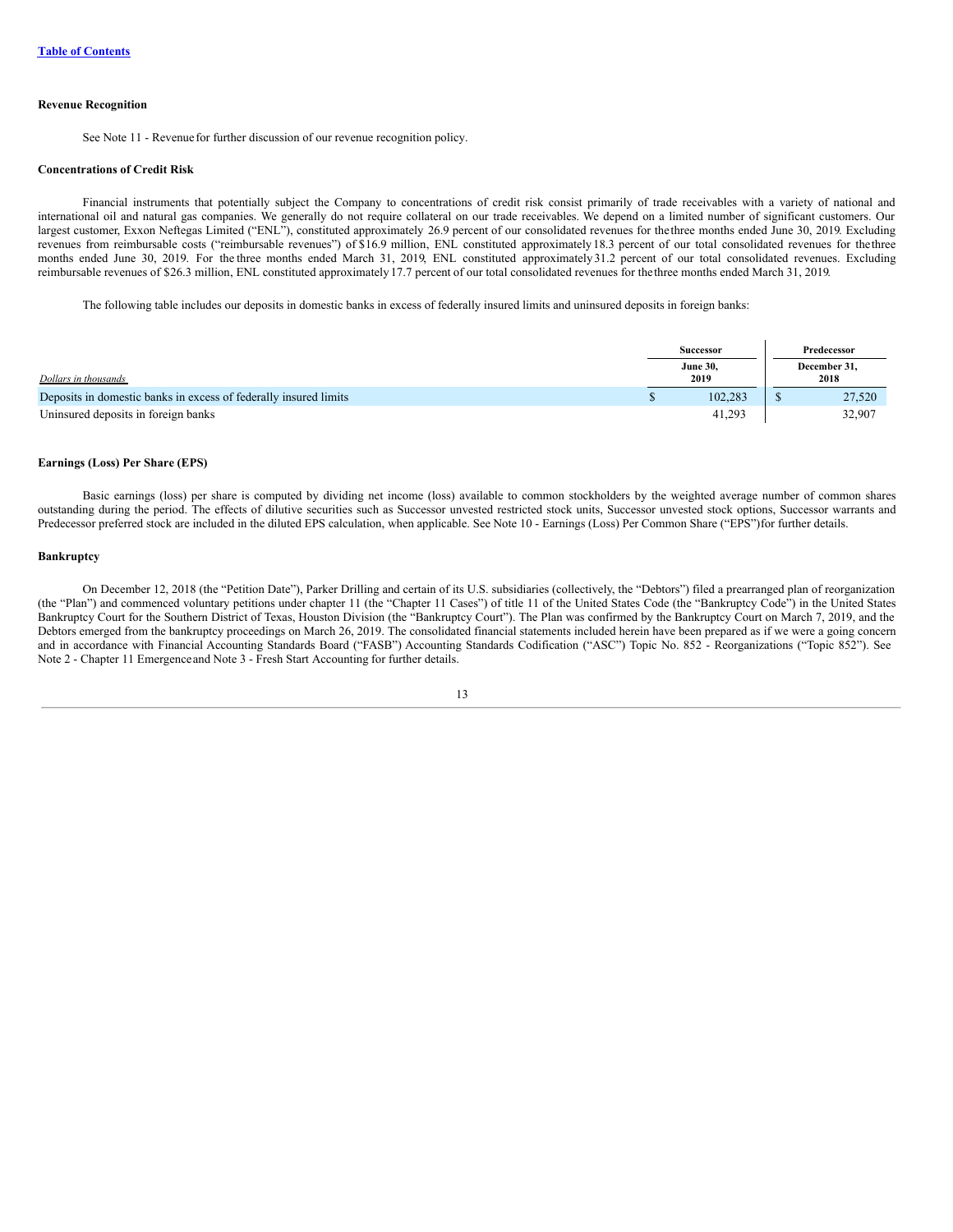[Table of Contents](#)

### Revenue Recognition

See Note 11 - Revenue for further discussion of our revenue recognition policy.

### Concentrations of Credit Risk

Financial instruments that potentially subject the Company to concentrations of credit risk consist primarily of trade receivables with a variety of national and international oil and natural gas companies. We generally do not require collateral on our trade receivables. We depend on a limited number of significant customers. Our largest customer, Exxon Neftegas Limited ("ENL"), constituted approximately 26.9 percent of our consolidated revenues for the three months ended June 30, 2019. Excluding revenues from reimbursable costs ("reimbursable revenues") of $16.9 million, ENL constituted approximately 18.3 percent of our total consolidated revenues for the three months ended June 30, 2019. For the three months ended March 31, 2019, ENL constituted approximately 31.2 percent of our total consolidated revenues. Excluding reimbursable revenues of $26.3 million, ENL constituted approximately 17.7 percent of our total consolidated revenues for the three months ended March 31, 2019.

The following table includes our deposits in domestic banks in excess of federally insured limits and uninsured deposits in foreign banks:

| | Successor | Predecessor |
|---|---|---|
| *Dollars in thousands* | June 30, 2019 | December 31, 2018 |
| Deposits in domestic banks in excess of federally insured limits | $ 102,283 | $ 27,520 |
| Uninsured deposits in foreign banks | 41,293 | 32,907 |

### Earnings (Loss) Per Share (EPS)

Basic earnings (loss) per share is computed by dividing net income (loss) available to common stockholders by the weighted average number of common shares outstanding during the period. The effects of dilutive securities such as Successor unvested restricted stock units, Successor unvested stock options, Successor warrants and Predecessor preferred stock are included in the diluted EPS calculation, when applicable. See Note 10 - Earnings (Loss) Per Common Share ("EPS") for further details.

### Bankruptcy

On December 12, 2018 (the "Petition Date"), Parker Drilling and certain of its U.S. subsidiaries (collectively, the "Debtors") filed a prearranged plan of reorganization (the "Plan") and commenced voluntary petitions under chapter 11 (the "Chapter 11 Cases") of title 11 of the United States Code (the "Bankruptcy Code") in the United States Bankruptcy Court for the Southern District of Texas, Houston Division (the "Bankruptcy Court"). The Plan was confirmed by the Bankruptcy Court on March 7, 2019, and the Debtors emerged from the bankruptcy proceedings on March 26, 2019. The consolidated financial statements included herein have been prepared as if we were a going concern and in accordance with Financial Accounting Standards Board ("FASB") Accounting Standards Codification ("ASC") Topic No. 852 - Reorganizations ("Topic 852"). See Note 2 - Chapter 11 Emergence and Note 3 - Fresh Start Accounting for further details.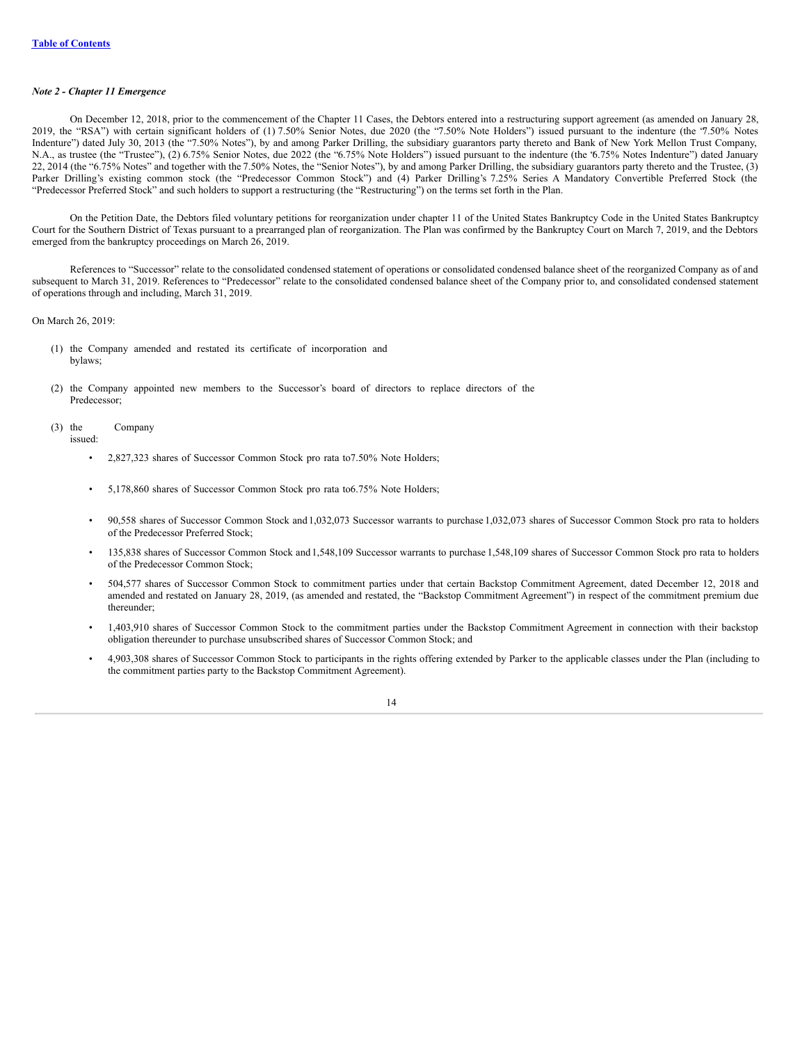*Note 2 - Chapter 11 Emergence*

On December 12, 2018, prior to the commencement of the Chapter 11 Cases, the Debtors entered into a restructuring support agreement (as amended on January 28, 2019, the "RSA") with certain significant holders of (1) 7.50% Senior Notes, due 2020 (the "7.50% Note Holders") issued pursuant to the indenture (the '7.50% Notes Indenture") dated July 30, 2013 (the "7.50% Notes"), by and among Parker Drilling, the subsidiary guarantors party thereto and Bank of New York Mellon Trust Company, N.A., as trustee (the "Trustee"), (2) 6.75% Senior Notes, due 2022 (the "6.75% Note Holders") issued pursuant to the indenture (the '6.75% Notes Indenture") dated January 22, 2014 (the "6.75% Notes" and together with the 7.50% Notes, the "Senior Notes"), by and among Parker Drilling, the subsidiary guarantors party thereto and the Trustee, (3) Parker Drilling's existing common stock (the "Predecessor Common Stock") and (4) Parker Drilling's 7.25% Series A Mandatory Convertible Preferred Stock (the "Predecessor Preferred Stock" and such holders to support a restructuring (the "Restructuring") on the terms set forth in the Plan.

On the Petition Date, the Debtors filed voluntary petitions for reorganization under chapter 11 of the United States Bankruptcy Code in the United States Bankruptcy Court for the Southern District of Texas pursuant to a prearranged plan of reorganization. The Plan was confirmed by the Bankruptcy Court on March 7, 2019, and the Debtors emerged from the bankruptcy proceedings on March 26, 2019.

References to "Successor" relate to the consolidated condensed statement of operations or consolidated condensed balance sheet of the reorganized Company as of and subsequent to March 31, 2019. References to "Predecessor" relate to the consolidated condensed balance sheet of the Company prior to, and consolidated condensed statement of operations through and including, March 31, 2019.

On March 26, 2019:

(1) the Company amended and restated its certificate of incorporation and bylaws;

(2) the Company appointed new members to the Successor's board of directors to replace directors of the Predecessor;

(3) the Company issued:

- 2,827,323 shares of Successor Common Stock pro rata to7.50% Note Holders;
- 5,178,860 shares of Successor Common Stock pro rata to6.75% Note Holders;
- 90,558 shares of Successor Common Stock and 1,032,073 Successor warrants to purchase 1,032,073 shares of Successor Common Stock pro rata to holders of the Predecessor Preferred Stock;
- 135,838 shares of Successor Common Stock and 1,548,109 Successor warrants to purchase 1,548,109 shares of Successor Common Stock pro rata to holders of the Predecessor Common Stock;
- 504,577 shares of Successor Common Stock to commitment parties under that certain Backstop Commitment Agreement, dated December 12, 2018 and amended and restated on January 28, 2019, (as amended and restated, the "Backstop Commitment Agreement") in respect of the commitment premium due thereunder;
- 1,403,910 shares of Successor Common Stock to the commitment parties under the Backstop Commitment Agreement in connection with their backstop obligation thereunder to purchase unsubscribed shares of Successor Common Stock; and
- 4,903,308 shares of Successor Common Stock to participants in the rights offering extended by Parker to the applicable classes under the Plan (including to the commitment parties party to the Backstop Commitment Agreement).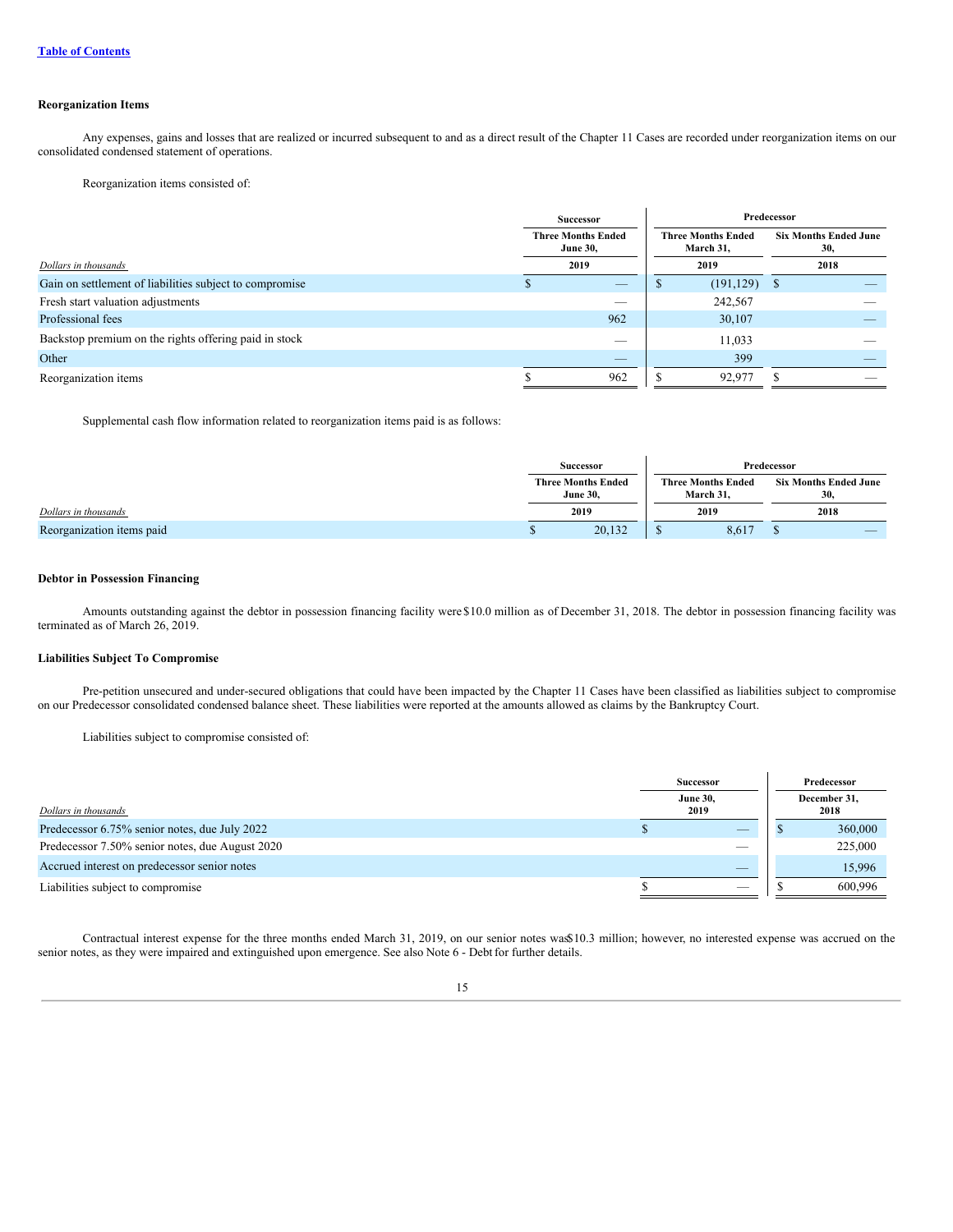[Table of Contents](#)

### Reorganization Items

Any expenses, gains and losses that are realized or incurred subsequent to and as a direct result of the Chapter 11 Cases are recorded under reorganization items on our consolidated condensed statement of operations.

Reorganization items consisted of:

| | Successor | Predecessor | |
|---|---|---|---|
| | Three Months Ended June 30, | Three Months Ended March 31, | Six Months Ended June 30, |
| *Dollars in thousands* | 2019 | 2019 | 2018 |
| Gain on settlement of liabilities subject to compromise | $ — | $ (191,129) | $ — |
| Fresh start valuation adjustments | — | 242,567 | — |
| Professional fees | 962 | 30,107 | — |
| Backstop premium on the rights offering paid in stock | — | 11,033 | — |
| Other | — | 399 | — |
| Reorganization items | $ 962 | $ 92,977 | $ — |

Supplemental cash flow information related to reorganization items paid is as follows:

| | Successor | Predecessor | |
|---|---|---|---|
| | Three Months Ended June 30, | Three Months Ended March 31, | Six Months Ended June 30, |
| *Dollars in thousands* | 2019 | 2019 | 2018 |
| Reorganization items paid | $ 20,132 | $ 8,617 | $ — |

### Debtor in Possession Financing

Amounts outstanding against the debtor in possession financing facility were $10.0 million as of December 31, 2018. The debtor in possession financing facility was terminated as of March 26, 2019.

### Liabilities Subject To Compromise

Pre-petition unsecured and under-secured obligations that could have been impacted by the Chapter 11 Cases have been classified as liabilities subject to compromise on our Predecessor consolidated condensed balance sheet. These liabilities were reported at the amounts allowed as claims by the Bankruptcy Court.

Liabilities subject to compromise consisted of:

| | Successor | Predecessor |
|---|---|---|
| *Dollars in thousands* | June 30, 2019 | December 31, 2018 |
| Predecessor 6.75% senior notes, due July 2022 | $ — | $ 360,000 |
| Predecessor 7.50% senior notes, due August 2020 | — | 225,000 |
| Accrued interest on predecessor senior notes | — | 15,996 |
| Liabilities subject to compromise | $ — | $ 600,996 |

Contractual interest expense for the three months ended March 31, 2019, on our senior notes was $10.3 million; however, no interested expense was accrued on the senior notes, as they were impaired and extinguished upon emergence. See also Note 6 - Debt for further details.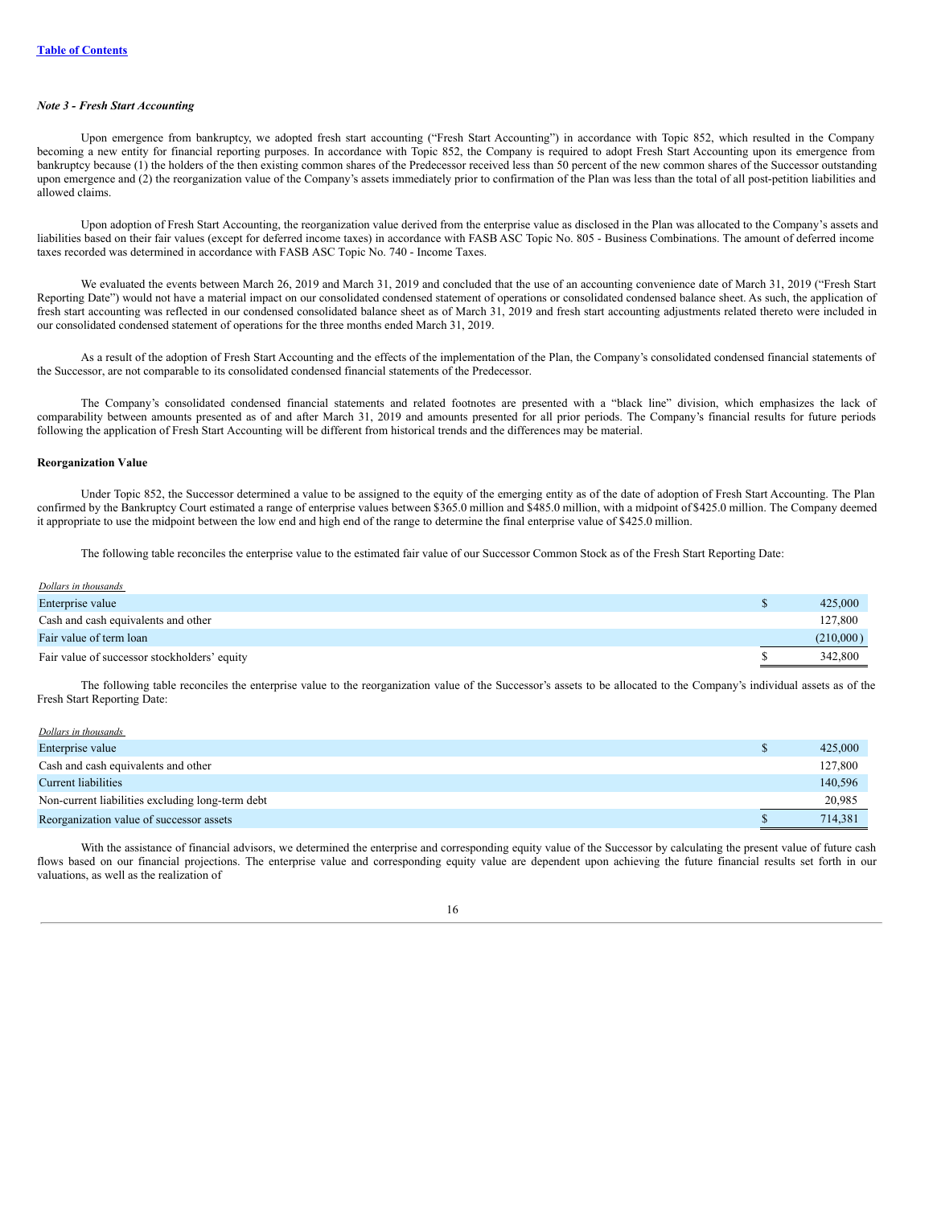Table of Contents

*Note 3 - Fresh Start Accounting*

Upon emergence from bankruptcy, we adopted fresh start accounting ("Fresh Start Accounting") in accordance with Topic 852, which resulted in the Company becoming a new entity for financial reporting purposes. In accordance with Topic 852, the Company is required to adopt Fresh Start Accounting upon its emergence from bankruptcy because (1) the holders of the then existing common shares of the Predecessor received less than 50 percent of the new common shares of the Successor outstanding upon emergence and (2) the reorganization value of the Company's assets immediately prior to confirmation of the Plan was less than the total of all post-petition liabilities and allowed claims.

Upon adoption of Fresh Start Accounting, the reorganization value derived from the enterprise value as disclosed in the Plan was allocated to the Company's assets and liabilities based on their fair values (except for deferred income taxes) in accordance with FASB ASC Topic No. 805 - Business Combinations. The amount of deferred income taxes recorded was determined in accordance with FASB ASC Topic No. 740 - Income Taxes.

We evaluated the events between March 26, 2019 and March 31, 2019 and concluded that the use of an accounting convenience date of March 31, 2019 ("Fresh Start Reporting Date") would not have a material impact on our consolidated condensed statement of operations or consolidated condensed balance sheet. As such, the application of fresh start accounting was reflected in our condensed consolidated balance sheet as of March 31, 2019 and fresh start accounting adjustments related thereto were included in our consolidated condensed statement of operations for the three months ended March 31, 2019.

As a result of the adoption of Fresh Start Accounting and the effects of the implementation of the Plan, the Company's consolidated condensed financial statements of the Successor, are not comparable to its consolidated condensed financial statements of the Predecessor.

The Company's consolidated condensed financial statements and related footnotes are presented with a "black line" division, which emphasizes the lack of comparability between amounts presented as of and after March 31, 2019 and amounts presented for all prior periods. The Company's financial results for future periods following the application of Fresh Start Accounting will be different from historical trends and the differences may be material.

**Reorganization Value**

Under Topic 852, the Successor determined a value to be assigned to the equity of the emerging entity as of the date of adoption of Fresh Start Accounting. The Plan confirmed by the Bankruptcy Court estimated a range of enterprise values between $365.0 million and $485.0 million, with a midpoint of $425.0 million. The Company deemed it appropriate to use the midpoint between the low end and high end of the range to determine the final enterprise value of $425.0 million.

The following table reconciles the enterprise value to the estimated fair value of our Successor Common Stock as of the Fresh Start Reporting Date:

| *Dollars in thousands* | |
|---|---|
| Enterprise value | $ 425,000 |
| Cash and cash equivalents and other | 127,800 |
| Fair value of term loan | (210,000) |
| Fair value of successor stockholders' equity | $ 342,800 |

The following table reconciles the enterprise value to the reorganization value of the Successor's assets to be allocated to the Company's individual assets as of the Fresh Start Reporting Date:

| *Dollars in thousands* | |
|---|---|
| Enterprise value | $ 425,000 |
| Cash and cash equivalents and other | 127,800 |
| Current liabilities | 140,596 |
| Non-current liabilities excluding long-term debt | 20,985 |
| Reorganization value of successor assets | $ 714,381 |

With the assistance of financial advisors, we determined the enterprise and corresponding equity value of the Successor by calculating the present value of future cash flows based on our financial projections. The enterprise value and corresponding equity value are dependent upon achieving the future financial results set forth in our valuations, as well as the realization of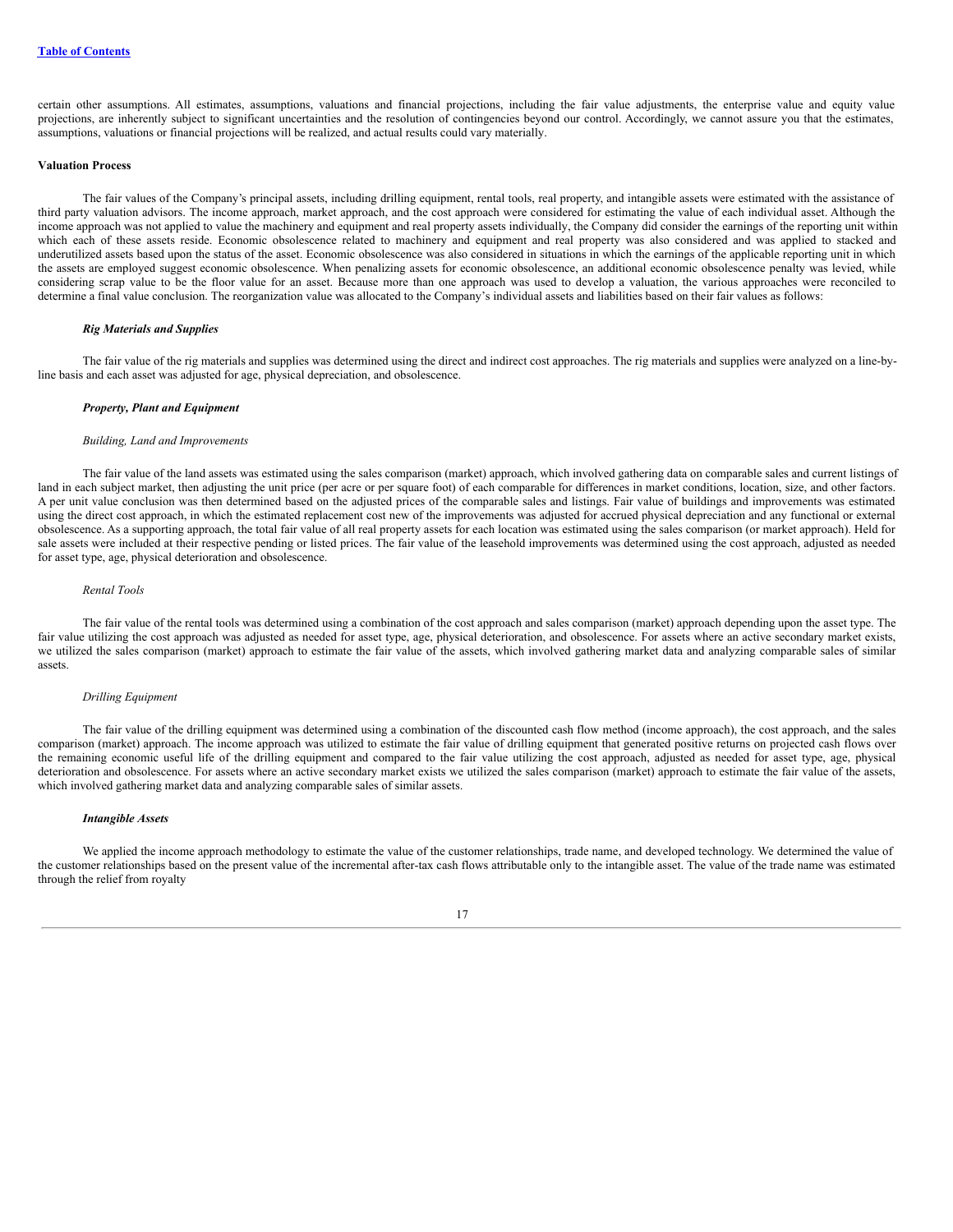certain other assumptions. All estimates, assumptions, valuations and financial projections, including the fair value adjustments, the enterprise value and equity value projections, are inherently subject to significant uncertainties and the resolution of contingencies beyond our control. Accordingly, we cannot assure you that the estimates, assumptions, valuations or financial projections will be realized, and actual results could vary materially.

**Valuation Process**

The fair values of the Company's principal assets, including drilling equipment, rental tools, real property, and intangible assets were estimated with the assistance of third party valuation advisors. The income approach, market approach, and the cost approach were considered for estimating the value of each individual asset. Although the income approach was not applied to value the machinery and equipment and real property assets individually, the Company did consider the earnings of the reporting unit within which each of these assets reside. Economic obsolescence related to machinery and equipment and real property was also considered and was applied to stacked and underutilized assets based upon the status of the asset. Economic obsolescence was also considered in situations in which the earnings of the applicable reporting unit in which the assets are employed suggest economic obsolescence. When penalizing assets for economic obsolescence, an additional economic obsolescence penalty was levied, while considering scrap value to be the floor value for an asset. Because more than one approach was used to develop a valuation, the various approaches were reconciled to determine a final value conclusion. The reorganization value was allocated to the Company's individual assets and liabilities based on their fair values as follows:

***Rig Materials and Supplies***

The fair value of the rig materials and supplies was determined using the direct and indirect cost approaches. The rig materials and supplies were analyzed on a line-by-line basis and each asset was adjusted for age, physical depreciation, and obsolescence.

***Property, Plant and Equipment***

*Building, Land and Improvements*

The fair value of the land assets was estimated using the sales comparison (market) approach, which involved gathering data on comparable sales and current listings of land in each subject market, then adjusting the unit price (per acre or per square foot) of each comparable for differences in market conditions, location, size, and other factors. A per unit value conclusion was then determined based on the adjusted prices of the comparable sales and listings. Fair value of buildings and improvements was estimated using the direct cost approach, in which the estimated replacement cost new of the improvements was adjusted for accrued physical depreciation and any functional or external obsolescence. As a supporting approach, the total fair value of all real property assets for each location was estimated using the sales comparison (or market approach). Held for sale assets were included at their respective pending or listed prices. The fair value of the leasehold improvements was determined using the cost approach, adjusted as needed for asset type, age, physical deterioration and obsolescence.

*Rental Tools*

The fair value of the rental tools was determined using a combination of the cost approach and sales comparison (market) approach depending upon the asset type. The fair value utilizing the cost approach was adjusted as needed for asset type, age, physical deterioration, and obsolescence. For assets where an active secondary market exists, we utilized the sales comparison (market) approach to estimate the fair value of the assets, which involved gathering market data and analyzing comparable sales of similar assets.

*Drilling Equipment*

The fair value of the drilling equipment was determined using a combination of the discounted cash flow method (income approach), the cost approach, and the sales comparison (market) approach. The income approach was utilized to estimate the fair value of drilling equipment that generated positive returns on projected cash flows over the remaining economic useful life of the drilling equipment and compared to the fair value utilizing the cost approach, adjusted as needed for asset type, age, physical deterioration and obsolescence. For assets where an active secondary market exists we utilized the sales comparison (market) approach to estimate the fair value of the assets, which involved gathering market data and analyzing comparable sales of similar assets.

***Intangible Assets***

We applied the income approach methodology to estimate the value of the customer relationships, trade name, and developed technology. We determined the value of the customer relationships based on the present value of the incremental after-tax cash flows attributable only to the intangible asset. The value of the trade name was estimated through the relief from royalty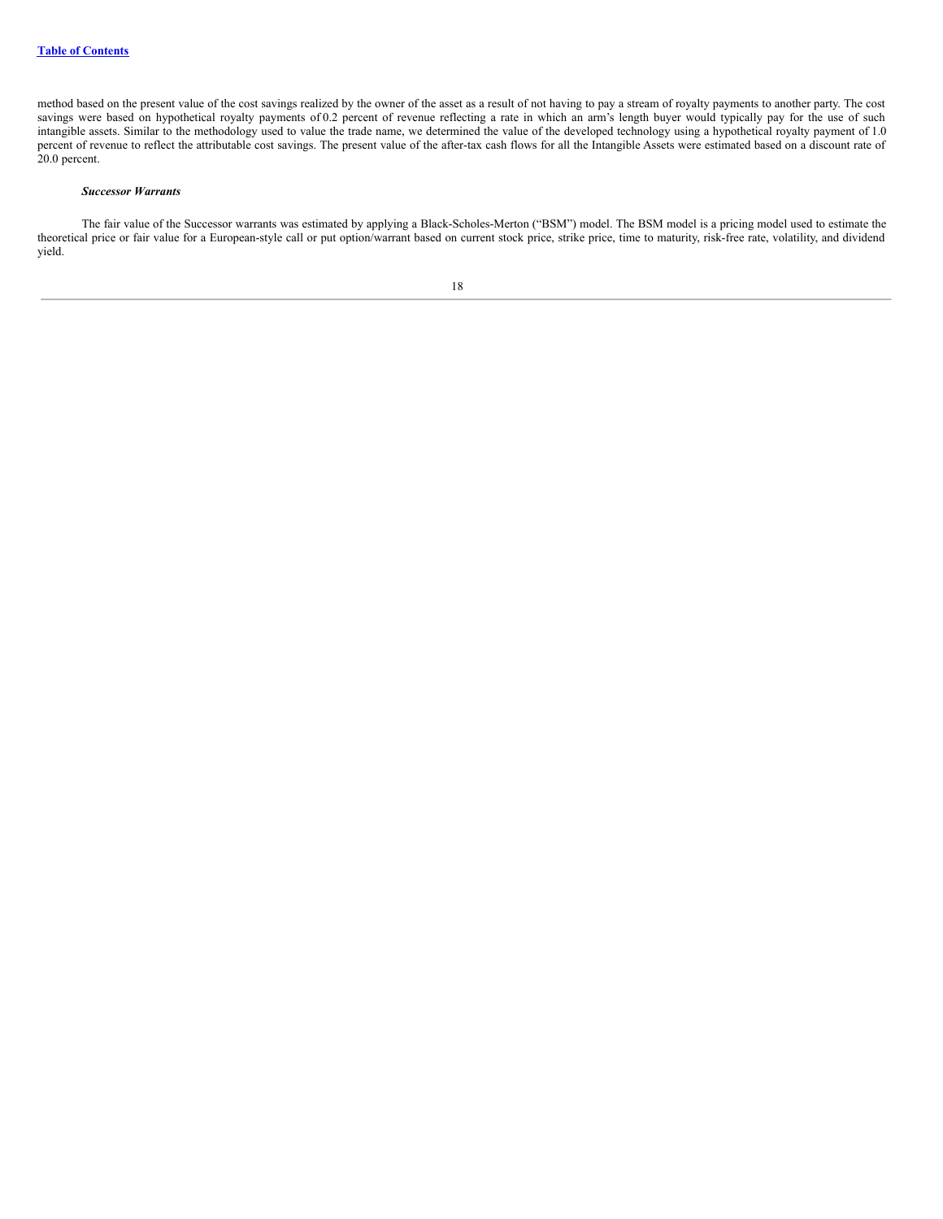method based on the present value of the cost savings realized by the owner of the asset as a result of not having to pay a stream of royalty payments to another party. The cost savings were based on hypothetical royalty payments of 0.2 percent of revenue reflecting a rate in which an arm's length buyer would typically pay for the use of such intangible assets. Similar to the methodology used to value the trade name, we determined the value of the developed technology using a hypothetical royalty payment of 1.0 percent of revenue to reflect the attributable cost savings. The present value of the after-tax cash flows for all the Intangible Assets were estimated based on a discount rate of 20.0 percent.

***Successor Warrants***

The fair value of the Successor warrants was estimated by applying a Black-Scholes-Merton ("BSM") model. The BSM model is a pricing model used to estimate the theoretical price or fair value for a European-style call or put option/warrant based on current stock price, strike price, time to maturity, risk-free rate, volatility, and dividend yield.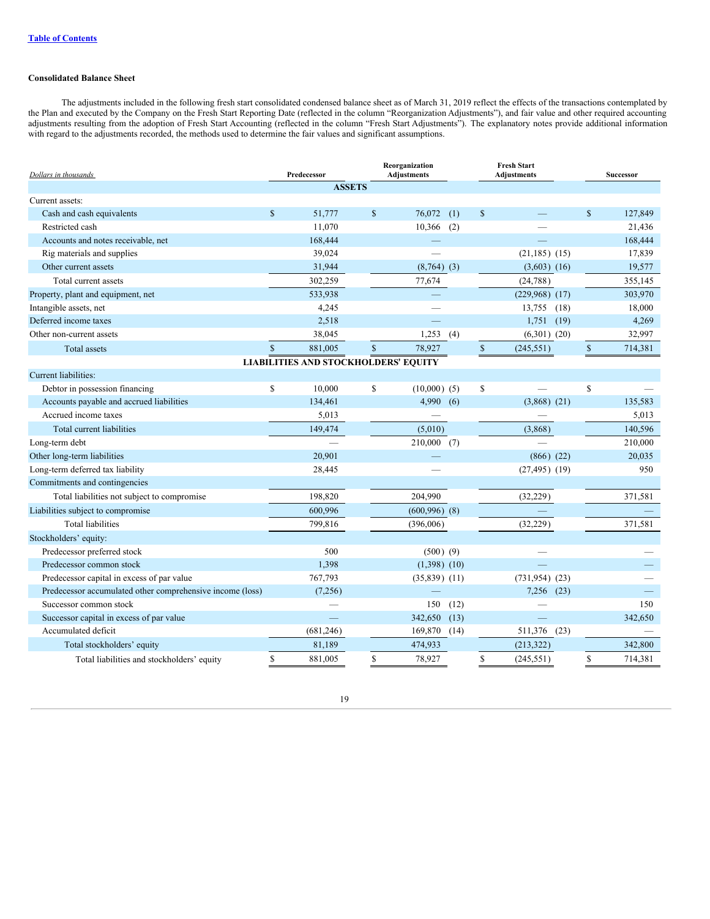**Consolidated Balance Sheet**

The adjustments included in the following fresh start consolidated condensed balance sheet as of March 31, 2019 reflect the effects of the transactions contemplated by the Plan and executed by the Company on the Fresh Start Reporting Date (reflected in the column "Reorganization Adjustments"), and fair value and other required accounting adjustments resulting from the adoption of Fresh Start Accounting (reflected in the column "Fresh Start Adjustments"). The explanatory notes provide additional information with regard to the adjustments recorded, the methods used to determine the fair values and significant assumptions.

| *Dollars in thousands* | Predecessor | Reorganization Adjustments | Fresh Start Adjustments | Successor |
|---|---|---|---|---|
| **ASSETS** | | | | |
| Current assets: | | | | |
| Cash and cash equivalents | $ 51,777 | $ 76,072 (1) | $ — | $ 127,849 |
| Restricted cash | 11,070 | 10,366 (2) | — | 21,436 |
| Accounts and notes receivable, net | 168,444 | — | — | 168,444 |
| Rig materials and supplies | 39,024 | — | (21,185) (15) | 17,839 |
| Other current assets | 31,944 | (8,764) (3) | (3,603) (16) | 19,577 |
| Total current assets | 302,259 | 77,674 | (24,788) | 355,145 |
| Property, plant and equipment, net | 533,938 | — | (229,968) (17) | 303,970 |
| Intangible assets, net | 4,245 | — | 13,755 (18) | 18,000 |
| Deferred income taxes | 2,518 | — | 1,751 (19) | 4,269 |
| Other non-current assets | 38,045 | 1,253 (4) | (6,301) (20) | 32,997 |
| Total assets | $ 881,005 | $ 78,927 | $ (245,551) | $ 714,381 |
| **LIABILITIES AND STOCKHOLDERS' EQUITY** | | | | |
| Current liabilities: | | | | |
| Debtor in possession financing | $ 10,000 | $ (10,000) (5) | $ — | $ — |
| Accounts payable and accrued liabilities | 134,461 | 4,990 (6) | (3,868) (21) | 135,583 |
| Accrued income taxes | 5,013 | — | — | 5,013 |
| Total current liabilities | 149,474 | (5,010) | (3,868) | 140,596 |
| Long-term debt | — | 210,000 (7) | — | 210,000 |
| Other long-term liabilities | 20,901 | — | (866) (22) | 20,035 |
| Long-term deferred tax liability | 28,445 | — | (27,495) (19) | 950 |
| Commitments and contingencies | | | | |
| Total liabilities not subject to compromise | 198,820 | 204,990 | (32,229) | 371,581 |
| Liabilities subject to compromise | 600,996 | (600,996) (8) | — | — |
| Total liabilities | 799,816 | (396,006) | (32,229) | 371,581 |
| Stockholders' equity: | | | | |
| Predecessor preferred stock | 500 | (500) (9) | — | — |
| Predecessor common stock | 1,398 | (1,398) (10) | — | — |
| Predecessor capital in excess of par value | 767,793 | (35,839) (11) | (731,954) (23) | — |
| Predecessor accumulated other comprehensive income (loss) | (7,256) | — | 7,256 (23) | — |
| Successor common stock | — | 150 (12) | — | 150 |
| Successor capital in excess of par value | — | 342,650 (13) | — | 342,650 |
| Accumulated deficit | (681,246) | 169,870 (14) | 511,376 (23) | — |
| Total stockholders' equity | 81,189 | 474,933 | (213,322) | 342,800 |
| Total liabilities and stockholders' equity | $ 881,005 | $ 78,927 | $ (245,551) | $ 714,381 |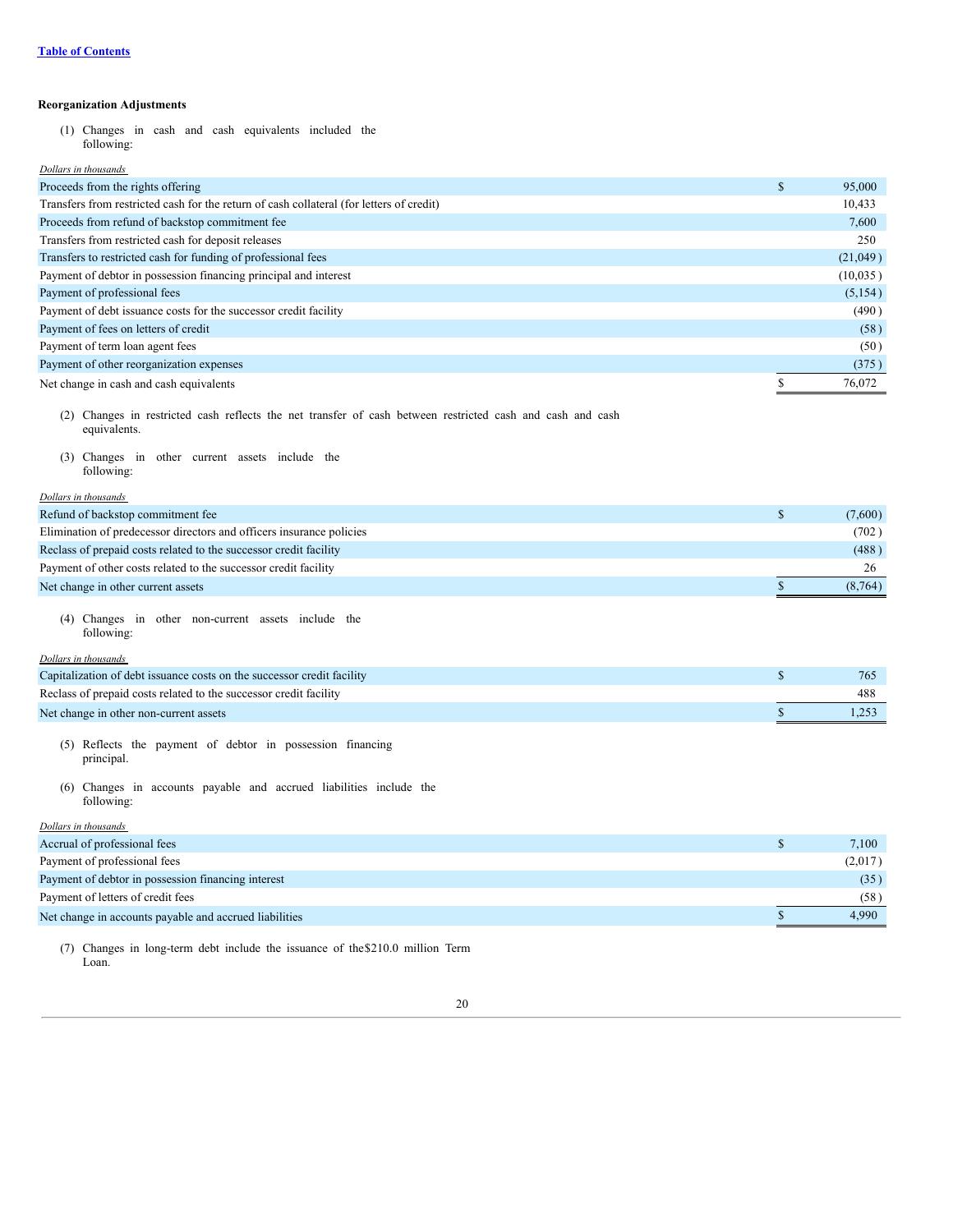Table of Contents

**Reorganization Adjustments**

(1) Changes in cash and cash equivalents included the following:

| *Dollars in thousands* | |
|---|---|
| Proceeds from the rights offering | $ 95,000 |
| Transfers from restricted cash for the return of cash collateral (for letters of credit) | 10,433 |
| Proceeds from refund of backstop commitment fee | 7,600 |
| Transfers from restricted cash for deposit releases | 250 |
| Transfers to restricted cash for funding of professional fees | (21,049) |
| Payment of debtor in possession financing principal and interest | (10,035) |
| Payment of professional fees | (5,154) |
| Payment of debt issuance costs for the successor credit facility | (490) |
| Payment of fees on letters of credit | (58) |
| Payment of term loan agent fees | (50) |
| Payment of other reorganization expenses | (375) |
| Net change in cash and cash equivalents | $ 76,072 |

(2) Changes in restricted cash reflects the net transfer of cash between restricted cash and cash and cash equivalents.

(3) Changes in other current assets include the following:

| *Dollars in thousands* | |
|---|---|
| Refund of backstop commitment fee | $ (7,600) |
| Elimination of predecessor directors and officers insurance policies | (702) |
| Reclass of prepaid costs related to the successor credit facility | (488) |
| Payment of other costs related to the successor credit facility | 26 |
| Net change in other current assets | $ (8,764) |

(4) Changes in other non-current assets include the following:

| *Dollars in thousands* | |
|---|---|
| Capitalization of debt issuance costs on the successor credit facility | $ 765 |
| Reclass of prepaid costs related to the successor credit facility | 488 |
| Net change in other non-current assets | $ 1,253 |

(5) Reflects the payment of debtor in possession financing principal.

(6) Changes in accounts payable and accrued liabilities include the following:

| *Dollars in thousands* | |
|---|---|
| Accrual of professional fees | $ 7,100 |
| Payment of professional fees | (2,017) |
| Payment of debtor in possession financing interest | (35) |
| Payment of letters of credit fees | (58) |
| Net change in accounts payable and accrued liabilities | $ 4,990 |

(7) Changes in long-term debt include the issuance of the$210.0 million Term Loan.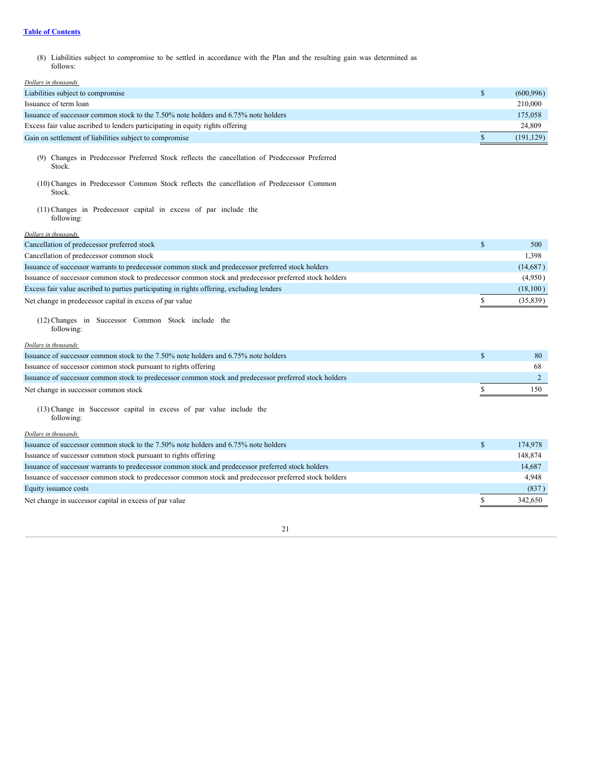(8) Liabilities subject to compromise to be settled in accordance with the Plan and the resulting gain was determined as follows:

| *Dollars in thousands* | | |
|---|---|---|
| Liabilities subject to compromise | $ | (600,996) |
| Issuance of term loan | | 210,000 |
| Issuance of successor common stock to the 7.50% note holders and 6.75% note holders | | 175,058 |
| Excess fair value ascribed to lenders participating in equity rights offering | | 24,809 |
| Gain on settlement of liabilities subject to compromise | $ | (191,129) |

(9) Changes in Predecessor Preferred Stock reflects the cancellation of Predecessor Preferred Stock.

(10) Changes in Predecessor Common Stock reflects the cancellation of Predecessor Common Stock.

(11) Changes in Predecessor capital in excess of par include the following:

| *Dollars in thousands* | | |
|---|---|---|
| Cancellation of predecessor preferred stock | $ | 500 |
| Cancellation of predecessor common stock | | 1,398 |
| Issuance of successor warrants to predecessor common stock and predecessor preferred stock holders | | (14,687) |
| Issuance of successor common stock to predecessor common stock and predecessor preferred stock holders | | (4,950) |
| Excess fair value ascribed to parties participating in rights offering, excluding lenders | | (18,100) |
| Net change in predecessor capital in excess of par value | $ | (35,839) |

(12) Changes in Successor Common Stock include the following:

| *Dollars in thousands* | | |
|---|---|---|
| Issuance of successor common stock to the 7.50% note holders and 6.75% note holders | $ | 80 |
| Issuance of successor common stock pursuant to rights offering | | 68 |
| Issuance of successor common stock to predecessor common stock and predecessor preferred stock holders | | 2 |
| Net change in successor common stock | $ | 150 |

(13) Change in Successor capital in excess of par value include the following:

| *Dollars in thousands* | | |
|---|---|---|
| Issuance of successor common stock to the 7.50% note holders and 6.75% note holders | $ | 174,978 |
| Issuance of successor common stock pursuant to rights offering | | 148,874 |
| Issuance of successor warrants to predecessor common stock and predecessor preferred stock holders | | 14,687 |
| Issuance of successor common stock to predecessor common stock and predecessor preferred stock holders | | 4,948 |
| Equity issuance costs | | (837) |
| Net change in successor capital in excess of par value | $ | 342,650 |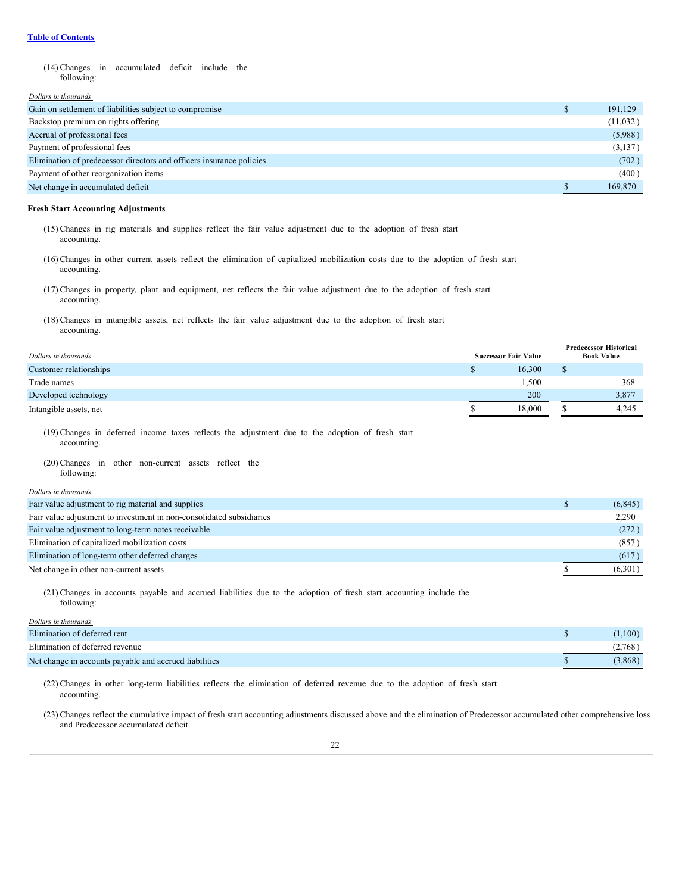(14) Changes in accumulated deficit include the following:

| *Dollars in thousands* | |
|---|---|
| Gain on settlement of liabilities subject to compromise | $ 191,129 |
| Backstop premium on rights offering | (11,032 ) |
| Accrual of professional fees | (5,988 ) |
| Payment of professional fees | (3,137 ) |
| Elimination of predecessor directors and officers insurance policies | (702 ) |
| Payment of other reorganization items | (400 ) |
| Net change in accumulated deficit | $ 169,870 |

**Fresh Start Accounting Adjustments**

(15) Changes in rig materials and supplies reflect the fair value adjustment due to the adoption of fresh start accounting.

(16) Changes in other current assets reflect the elimination of capitalized mobilization costs due to the adoption of fresh start accounting.

(17) Changes in property, plant and equipment, net reflects the fair value adjustment due to the adoption of fresh start accounting.

(18) Changes in intangible assets, net reflects the fair value adjustment due to the adoption of fresh start accounting.

| *Dollars in thousands* | Successor Fair Value | Predecessor Historical Book Value |
|---|---|---|
| Customer relationships | $ 16,300 | $ — |
| Trade names | 1,500 | 368 |
| Developed technology | 200 | 3,877 |
| Intangible assets, net | $ 18,000 | $ 4,245 |

(19) Changes in deferred income taxes reflects the adjustment due to the adoption of fresh start accounting.

(20) Changes in other non-current assets reflect the following:

| *Dollars in thousands* | |
|---|---|
| Fair value adjustment to rig material and supplies | $ (6,845) |
| Fair value adjustment to investment in non-consolidated subsidiaries | 2,290 |
| Fair value adjustment to long-term notes receivable | (272 ) |
| Elimination of capitalized mobilization costs | (857 ) |
| Elimination of long-term other deferred charges | (617 ) |
| Net change in other non-current assets | $ (6,301) |

(21) Changes in accounts payable and accrued liabilities due to the adoption of fresh start accounting include the following:

| *Dollars in thousands* | |
|---|---|
| Elimination of deferred rent | $ (1,100) |
| Elimination of deferred revenue | (2,768 ) |
| Net change in accounts payable and accrued liabilities | $ (3,868) |

(22) Changes in other long-term liabilities reflects the elimination of deferred revenue due to the adoption of fresh start accounting.

(23) Changes reflect the cumulative impact of fresh start accounting adjustments discussed above and the elimination of Predecessor accumulated other comprehensive loss and Predecessor accumulated deficit.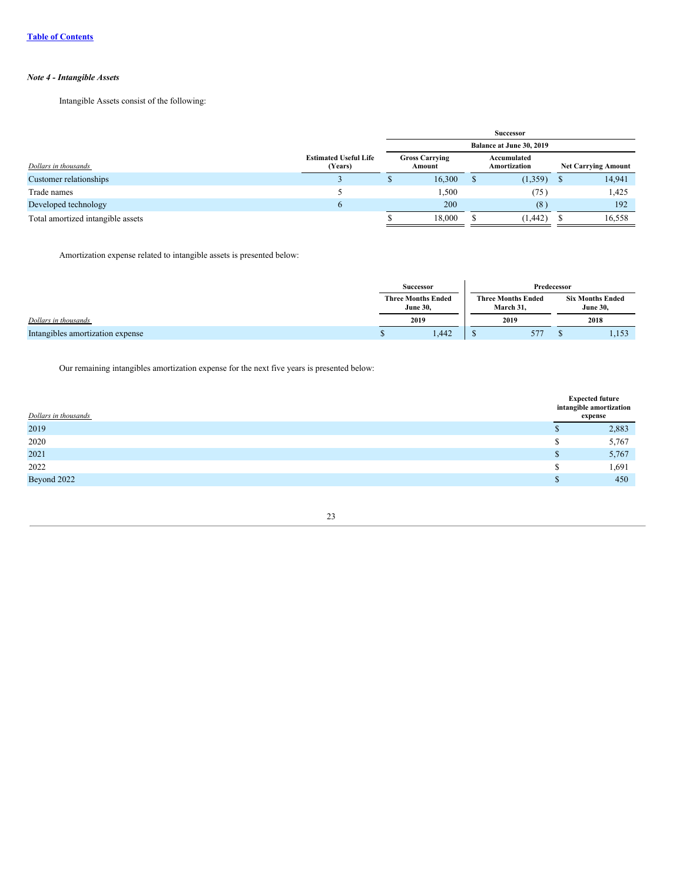[Table of Contents](#)

***Note 4 - Intangible Assets***

Intangible Assets consist of the following:

| | | Successor | | |
|---|---|---|---|---|
| | | Balance at June 30, 2019 | | |
| *Dollars in thousands* | Estimated Useful Life (Years) | Gross Carrying Amount | Accumulated Amortization | Net Carrying Amount |
| Customer relationships | 3 | $ 16,300 | $ (1,359) | $ 14,941 |
| Trade names | 5 | 1,500 | (75) | 1,425 |
| Developed technology | 6 | 200 | (8) | 192 |
| Total amortized intangible assets | | $ 18,000 | $ (1,442) | $ 16,558 |

Amortization expense related to intangible assets is presented below:

| | Successor | Predecessor | |
|---|---|---|---|
| | Three Months Ended June 30, | Three Months Ended March 31, | Six Months Ended June 30, |
| *Dollars in thousands* | 2019 | 2019 | 2018 |
| Intangibles amortization expense | $ 1,442 | $ 577 | $ 1,153 |

Our remaining intangibles amortization expense for the next five years is presented below:

| *Dollars in thousands* | Expected future intangible amortization expense |
|---|---|
| 2019 | $ 2,883 |
| 2020 | $ 5,767 |
| 2021 | $ 5,767 |
| 2022 | $ 1,691 |
| Beyond 2022 | $ 450 |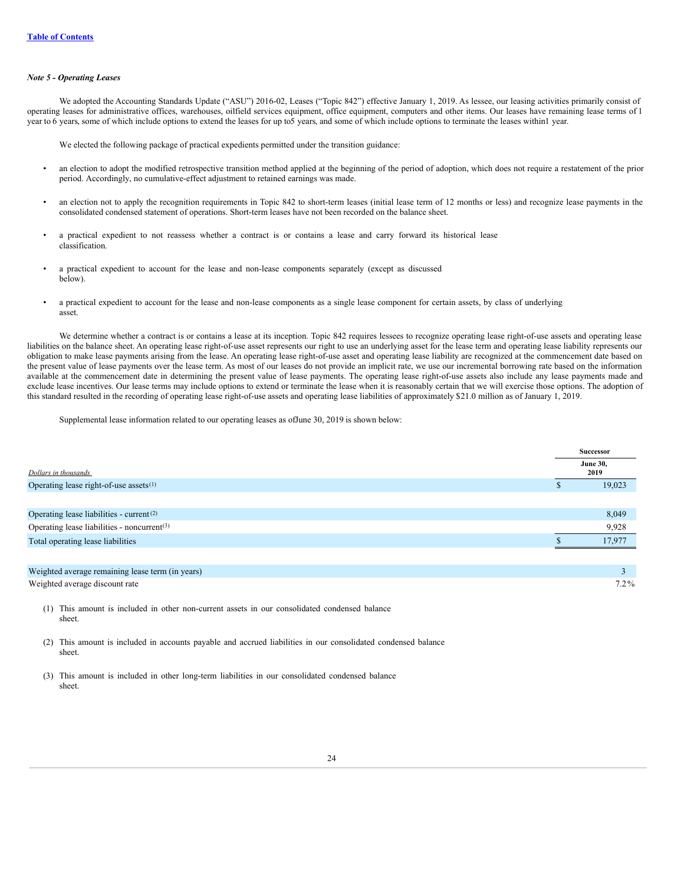*Note 5 - Operating Leases*

We adopted the Accounting Standards Update ("ASU") 2016-02, Leases ("Topic 842") effective January 1, 2019. As lessee, our leasing activities primarily consist of operating leases for administrative offices, warehouses, oilfield services equipment, office equipment, computers and other items. Our leases have remaining lease terms of 1 year to 6 years, some of which include options to extend the leases for up to5 years, and some of which include options to terminate the leases within1 year.

We elected the following package of practical expedients permitted under the transition guidance:

- an election to adopt the modified retrospective transition method applied at the beginning of the period of adoption, which does not require a restatement of the prior period. Accordingly, no cumulative-effect adjustment to retained earnings was made.
- an election not to apply the recognition requirements in Topic 842 to short-term leases (initial lease term of 12 months or less) and recognize lease payments in the consolidated condensed statement of operations. Short-term leases have not been recorded on the balance sheet.
- a practical expedient to not reassess whether a contract is or contains a lease and carry forward its historical lease classification.
- a practical expedient to account for the lease and non-lease components separately (except as discussed below).
- a practical expedient to account for the lease and non-lease components as a single lease component for certain assets, by class of underlying asset.

We determine whether a contract is or contains a lease at its inception. Topic 842 requires lessees to recognize operating lease right-of-use assets and operating lease liabilities on the balance sheet. An operating lease right-of-use asset represents our right to use an underlying asset for the lease term and operating lease liability represents our obligation to make lease payments arising from the lease. An operating lease right-of-use asset and operating lease liability are recognized at the commencement date based on the present value of lease payments over the lease term. As most of our leases do not provide an implicit rate, we use our incremental borrowing rate based on the information available at the commencement date in determining the present value of lease payments. The operating lease right-of-use assets also include any lease payments made and exclude lease incentives. Our lease terms may include options to extend or terminate the lease when it is reasonably certain that we will exercise those options. The adoption of this standard resulted in the recording of operating lease right-of-use assets and operating lease liabilities of approximately $21.0 million as of January 1, 2019.

Supplemental lease information related to our operating leases as ofJune 30, 2019 is shown below:

| | Successor |
|---|---|
| *Dollars in thousands* | June 30, 2019 |
| Operating lease right-of-use assets[(1)] | $ 19,023 |
| | |
| Operating lease liabilities - current[(2)] | 8,049 |
| Operating lease liabilities - noncurrent[(3)] | 9,928 |
| Total operating lease liabilities | $ 17,977 |
| | |
| Weighted average remaining lease term (in years) | 3 |
| Weighted average discount rate | 7.2% |

(1) This amount is included in other non-current assets in our consolidated condensed balance sheet.

(2) This amount is included in accounts payable and accrued liabilities in our consolidated condensed balance sheet.

(3) This amount is included in other long-term liabilities in our consolidated condensed balance sheet.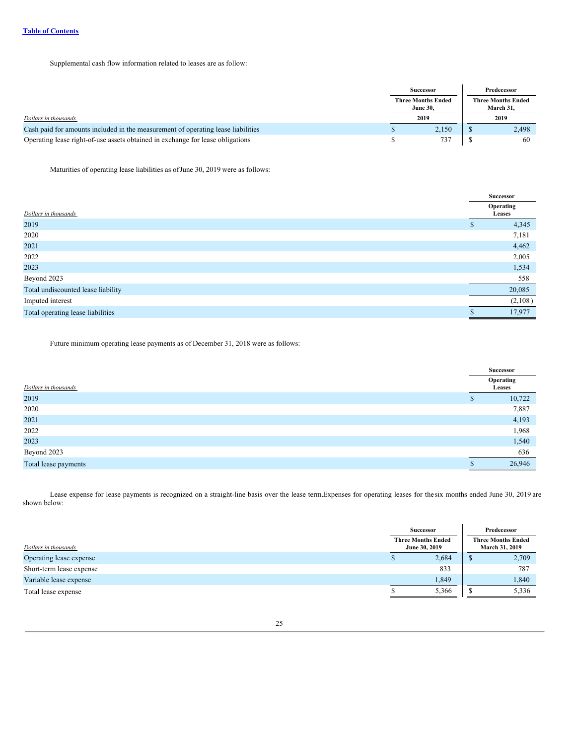Supplemental cash flow information related to leases are as follow:

| *Dollars in thousands* | Successor Three Months Ended June 30, 2019 | Predecessor Three Months Ended March 31, 2019 |
|---|---|---|
| Cash paid for amounts included in the measurement of operating lease liabilities | $ 2,150 | $ 2,498 |
| Operating lease right-of-use assets obtained in exchange for lease obligations | $ 737 | $ 60 |

Maturities of operating lease liabilities as of June 30, 2019 were as follows:

| *Dollars in thousands* | Successor Operating Leases |
|---|---|
| 2019 | $ 4,345 |
| 2020 | 7,181 |
| 2021 | 4,462 |
| 2022 | 2,005 |
| 2023 | 1,534 |
| Beyond 2023 | 558 |
| Total undiscounted lease liability | 20,085 |
| Imputed interest | (2,108) |
| Total operating lease liabilities | $ 17,977 |

Future minimum operating lease payments as of December 31, 2018 were as follows:

| *Dollars in thousands* | Successor Operating Leases |
|---|---|
| 2019 | $ 10,722 |
| 2020 | 7,887 |
| 2021 | 4,193 |
| 2022 | 1,968 |
| 2023 | 1,540 |
| Beyond 2023 | 636 |
| Total lease payments | $ 26,946 |

Lease expense for lease payments is recognized on a straight-line basis over the lease term. Expenses for operating leases for the six months ended June 30, 2019 are shown below:

| *Dollars in thousands* | Successor Three Months Ended June 30, 2019 | Predecessor Three Months Ended March 31, 2019 |
|---|---|---|
| Operating lease expense | $ 2,684 | $ 2,709 |
| Short-term lease expense | 833 | 787 |
| Variable lease expense | 1,849 | 1,840 |
| Total lease expense | $ 5,366 | $ 5,336 |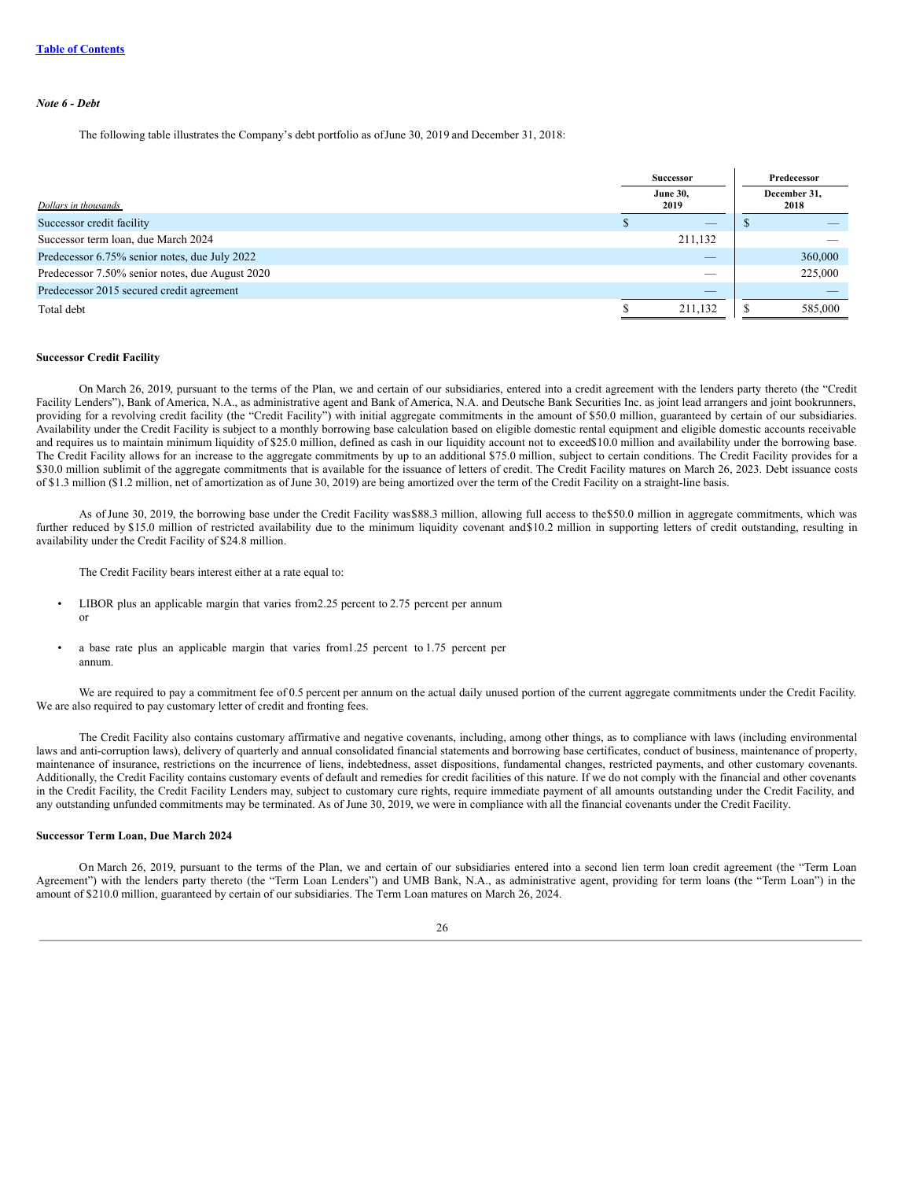*Note 6 - Debt*

The following table illustrates the Company's debt portfolio as of June 30, 2019 and December 31, 2018:

| | Successor | Predecessor |
|---|---|---|
| *Dollars in thousands* | June 30, 2019 | December 31, 2018 |
| Successor credit facility | $ — | $ — |
| Successor term loan, due March 2024 | 211,132 | — |
| Predecessor 6.75% senior notes, due July 2022 | — | 360,000 |
| Predecessor 7.50% senior notes, due August 2020 | — | 225,000 |
| Predecessor 2015 secured credit agreement | — | — |
| Total debt | $ 211,132 | $ 585,000 |

**Successor Credit Facility**

On March 26, 2019, pursuant to the terms of the Plan, we and certain of our subsidiaries, entered into a credit agreement with the lenders party thereto (the "Credit Facility Lenders"), Bank of America, N.A., as administrative agent and Bank of America, N.A. and Deutsche Bank Securities Inc. as joint lead arrangers and joint bookrunners, providing for a revolving credit facility (the "Credit Facility") with initial aggregate commitments in the amount of $50.0 million, guaranteed by certain of our subsidiaries. Availability under the Credit Facility is subject to a monthly borrowing base calculation based on eligible domestic rental equipment and eligible domestic accounts receivable and requires us to maintain minimum liquidity of $25.0 million, defined as cash in our liquidity account not to exceed $10.0 million and availability under the borrowing base. The Credit Facility allows for an increase to the aggregate commitments by up to an additional $75.0 million, subject to certain conditions. The Credit Facility provides for a $30.0 million sublimit of the aggregate commitments that is available for the issuance of letters of credit. The Credit Facility matures on March 26, 2023. Debt issuance costs of $1.3 million ($1.2 million, net of amortization as of June 30, 2019) are being amortized over the term of the Credit Facility on a straight-line basis.

As of June 30, 2019, the borrowing base under the Credit Facility was $88.3 million, allowing full access to the $50.0 million in aggregate commitments, which was further reduced by $15.0 million of restricted availability due to the minimum liquidity covenant and $10.2 million in supporting letters of credit outstanding, resulting in availability under the Credit Facility of $24.8 million.

The Credit Facility bears interest either at a rate equal to:

- LIBOR plus an applicable margin that varies from 2.25 percent to 2.75 percent per annum or
- a base rate plus an applicable margin that varies from 1.25 percent to 1.75 percent per annum.

We are required to pay a commitment fee of 0.5 percent per annum on the actual daily unused portion of the current aggregate commitments under the Credit Facility. We are also required to pay customary letter of credit and fronting fees.

The Credit Facility also contains customary affirmative and negative covenants, including, among other things, as to compliance with laws (including environmental laws and anti-corruption laws), delivery of quarterly and annual consolidated financial statements and borrowing base certificates, conduct of business, maintenance of property, maintenance of insurance, restrictions on the incurrence of liens, indebtedness, asset dispositions, fundamental changes, restricted payments, and other customary covenants. Additionally, the Credit Facility contains customary events of default and remedies for credit facilities of this nature. If we do not comply with the financial and other covenants in the Credit Facility, the Credit Facility Lenders may, subject to customary cure rights, require immediate payment of all amounts outstanding under the Credit Facility, and any outstanding unfunded commitments may be terminated. As of June 30, 2019, we were in compliance with all the financial covenants under the Credit Facility.

**Successor Term Loan, Due March 2024**

On March 26, 2019, pursuant to the terms of the Plan, we and certain of our subsidiaries entered into a second lien term loan credit agreement (the "Term Loan Agreement") with the lenders party thereto (the "Term Loan Lenders") and UMB Bank, N.A., as administrative agent, providing for term loans (the "Term Loan") in the amount of $210.0 million, guaranteed by certain of our subsidiaries. The Term Loan matures on March 26, 2024.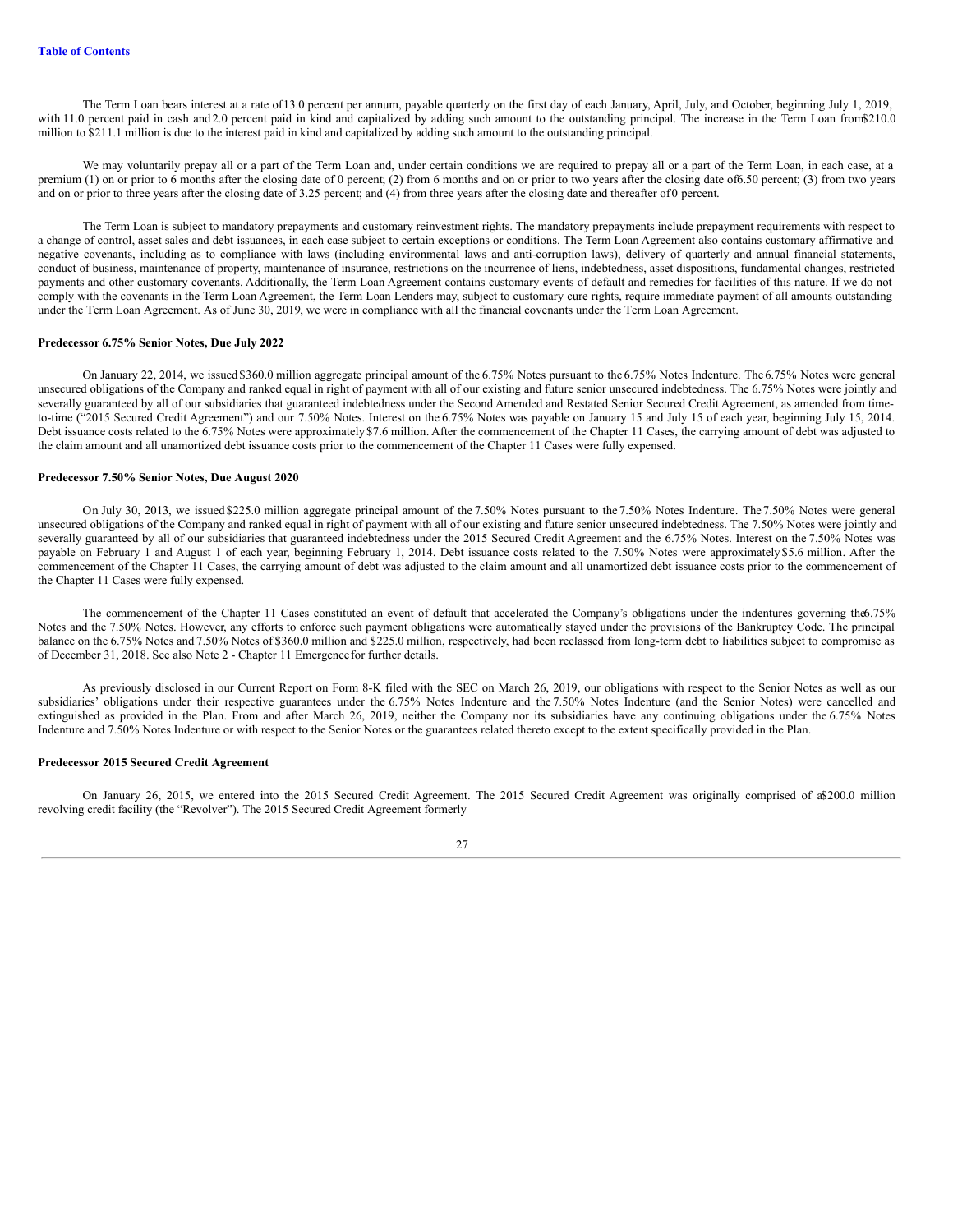The Term Loan bears interest at a rate of 13.0 percent per annum, payable quarterly on the first day of each January, April, July, and October, beginning July 1, 2019, with 11.0 percent paid in cash and 2.0 percent paid in kind and capitalized by adding such amount to the outstanding principal. The increase in the Term Loan from $210.0 million to $211.1 million is due to the interest paid in kind and capitalized by adding such amount to the outstanding principal.

We may voluntarily prepay all or a part of the Term Loan and, under certain conditions we are required to prepay all or a part of the Term Loan, in each case, at a premium (1) on or prior to 6 months after the closing date of 0 percent; (2) from 6 months and on or prior to two years after the closing date of 6.50 percent; (3) from two years and on or prior to three years after the closing date of 3.25 percent; and (4) from three years after the closing date and thereafter of 0 percent.

The Term Loan is subject to mandatory prepayments and customary reinvestment rights. The mandatory prepayments include prepayment requirements with respect to a change of control, asset sales and debt issuances, in each case subject to certain exceptions or conditions. The Term Loan Agreement also contains customary affirmative and negative covenants, including as to compliance with laws (including environmental laws and anti-corruption laws), delivery of quarterly and annual financial statements, conduct of business, maintenance of property, maintenance of insurance, restrictions on the incurrence of liens, indebtedness, asset dispositions, fundamental changes, restricted payments and other customary covenants. Additionally, the Term Loan Agreement contains customary events of default and remedies for facilities of this nature. If we do not comply with the covenants in the Term Loan Agreement, the Term Loan Lenders may, subject to customary cure rights, require immediate payment of all amounts outstanding under the Term Loan Agreement. As of June 30, 2019, we were in compliance with all the financial covenants under the Term Loan Agreement.

**Predecessor 6.75% Senior Notes, Due July 2022**

On January 22, 2014, we issued $360.0 million aggregate principal amount of the 6.75% Notes pursuant to the 6.75% Notes Indenture. The 6.75% Notes were general unsecured obligations of the Company and ranked equal in right of payment with all of our existing and future senior unsecured indebtedness. The 6.75% Notes were jointly and severally guaranteed by all of our subsidiaries that guaranteed indebtedness under the Second Amended and Restated Senior Secured Credit Agreement, as amended from time-to-time ("2015 Secured Credit Agreement") and our 7.50% Notes. Interest on the 6.75% Notes was payable on January 15 and July 15 of each year, beginning July 15, 2014. Debt issuance costs related to the 6.75% Notes were approximately $7.6 million. After the commencement of the Chapter 11 Cases, the carrying amount of debt was adjusted to the claim amount and all unamortized debt issuance costs prior to the commencement of the Chapter 11 Cases were fully expensed.

**Predecessor 7.50% Senior Notes, Due August 2020**

On July 30, 2013, we issued $225.0 million aggregate principal amount of the 7.50% Notes pursuant to the 7.50% Notes Indenture. The 7.50% Notes were general unsecured obligations of the Company and ranked equal in right of payment with all of our existing and future senior unsecured indebtedness. The 7.50% Notes were jointly and severally guaranteed by all of our subsidiaries that guaranteed indebtedness under the 2015 Secured Credit Agreement and the 6.75% Notes. Interest on the 7.50% Notes was payable on February 1 and August 1 of each year, beginning February 1, 2014. Debt issuance costs related to the 7.50% Notes were approximately $5.6 million. After the commencement of the Chapter 11 Cases, the carrying amount of debt was adjusted to the claim amount and all unamortized debt issuance costs prior to the commencement of the Chapter 11 Cases were fully expensed.

The commencement of the Chapter 11 Cases constituted an event of default that accelerated the Company's obligations under the indentures governing the 6.75% Notes and the 7.50% Notes. However, any efforts to enforce such payment obligations were automatically stayed under the provisions of the Bankruptcy Code. The principal balance on the 6.75% Notes and 7.50% Notes of $360.0 million and $225.0 million, respectively, had been reclassed from long-term debt to liabilities subject to compromise as of December 31, 2018. See also Note 2 - Chapter 11 Emergence for further details.

As previously disclosed in our Current Report on Form 8-K filed with the SEC on March 26, 2019, our obligations with respect to the Senior Notes as well as our subsidiaries' obligations under their respective guarantees under the 6.75% Notes Indenture and the 7.50% Notes Indenture (and the Senior Notes) were cancelled and extinguished as provided in the Plan. From and after March 26, 2019, neither the Company nor its subsidiaries have any continuing obligations under the 6.75% Notes Indenture and 7.50% Notes Indenture or with respect to the Senior Notes or the guarantees related thereto except to the extent specifically provided in the Plan.

**Predecessor 2015 Secured Credit Agreement**

On January 26, 2015, we entered into the 2015 Secured Credit Agreement. The 2015 Secured Credit Agreement was originally comprised of a $200.0 million revolving credit facility (the "Revolver"). The 2015 Secured Credit Agreement formerly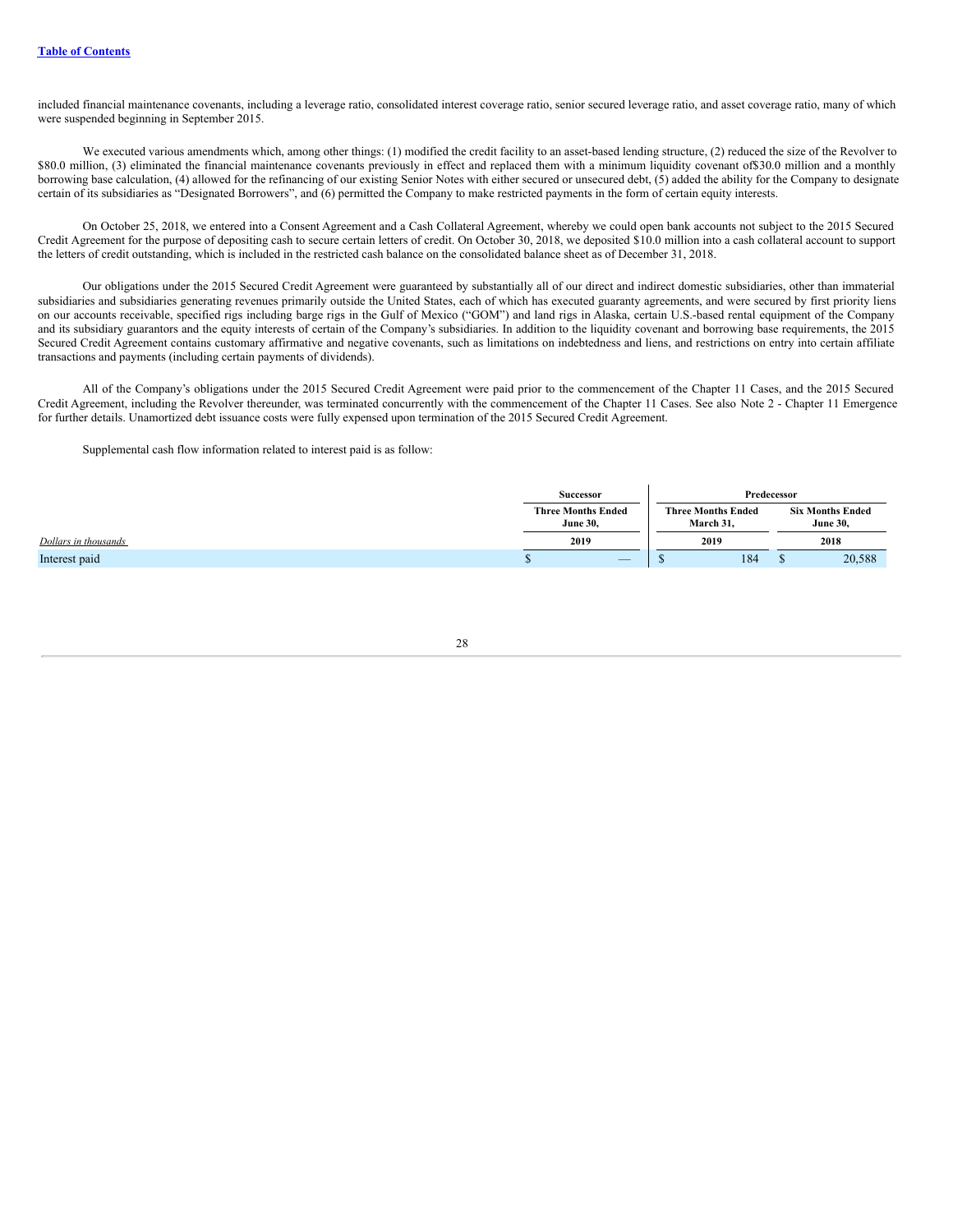included financial maintenance covenants, including a leverage ratio, consolidated interest coverage ratio, senior secured leverage ratio, and asset coverage ratio, many of which were suspended beginning in September 2015.

We executed various amendments which, among other things: (1) modified the credit facility to an asset-based lending structure, (2) reduced the size of the Revolver to $80.0 million, (3) eliminated the financial maintenance covenants previously in effect and replaced them with a minimum liquidity covenant of$30.0 million and a monthly borrowing base calculation, (4) allowed for the refinancing of our existing Senior Notes with either secured or unsecured debt, (5) added the ability for the Company to designate certain of its subsidiaries as "Designated Borrowers", and (6) permitted the Company to make restricted payments in the form of certain equity interests.

On October 25, 2018, we entered into a Consent Agreement and a Cash Collateral Agreement, whereby we could open bank accounts not subject to the 2015 Secured Credit Agreement for the purpose of depositing cash to secure certain letters of credit. On October 30, 2018, we deposited $10.0 million into a cash collateral account to support the letters of credit outstanding, which is included in the restricted cash balance on the consolidated balance sheet as of December 31, 2018.

Our obligations under the 2015 Secured Credit Agreement were guaranteed by substantially all of our direct and indirect domestic subsidiaries, other than immaterial subsidiaries and subsidiaries generating revenues primarily outside the United States, each of which has executed guaranty agreements, and were secured by first priority liens on our accounts receivable, specified rigs including barge rigs in the Gulf of Mexico ("GOM") and land rigs in Alaska, certain U.S.-based rental equipment of the Company and its subsidiary guarantors and the equity interests of certain of the Company's subsidiaries. In addition to the liquidity covenant and borrowing base requirements, the 2015 Secured Credit Agreement contains customary affirmative and negative covenants, such as limitations on indebtedness and liens, and restrictions on entry into certain affiliate transactions and payments (including certain payments of dividends).

All of the Company's obligations under the 2015 Secured Credit Agreement were paid prior to the commencement of the Chapter 11 Cases, and the 2015 Secured Credit Agreement, including the Revolver thereunder, was terminated concurrently with the commencement of the Chapter 11 Cases. See also Note 2 - Chapter 11 Emergence for further details. Unamortized debt issuance costs were fully expensed upon termination of the 2015 Secured Credit Agreement.

Supplemental cash flow information related to interest paid is as follow:

| | Successor | Predecessor | |
|---|---|---|---|
| | Three Months Ended June 30, | Three Months Ended March 31, | Six Months Ended June 30, |
| *Dollars in thousands* | 2019 | 2019 | 2018 |
| Interest paid | $ — | $ 184 | $ 20,588 |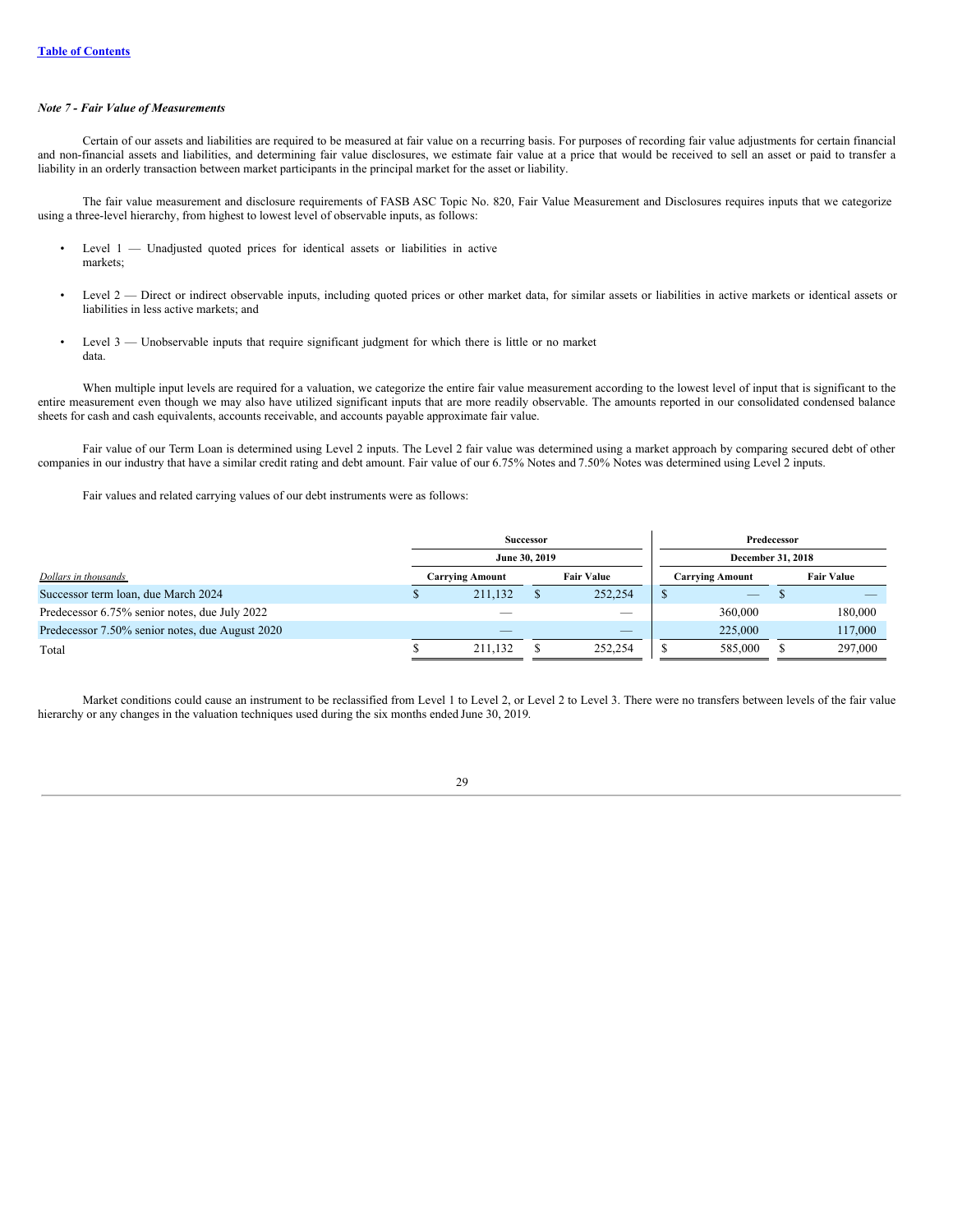[Table of Contents](#)

### *Note 7 - Fair Value of Measurements*

Certain of our assets and liabilities are required to be measured at fair value on a recurring basis. For purposes of recording fair value adjustments for certain financial and non-financial assets and liabilities, and determining fair value disclosures, we estimate fair value at a price that would be received to sell an asset or paid to transfer a liability in an orderly transaction between market participants in the principal market for the asset or liability.

The fair value measurement and disclosure requirements of FASB ASC Topic No. 820, Fair Value Measurement and Disclosures requires inputs that we categorize using a three-level hierarchy, from highest to lowest level of observable inputs, as follows:

- Level 1 — Unadjusted quoted prices for identical assets or liabilities in active markets;
- Level 2 — Direct or indirect observable inputs, including quoted prices or other market data, for similar assets or liabilities in active markets or identical assets or liabilities in less active markets; and
- Level 3 — Unobservable inputs that require significant judgment for which there is little or no market data.

When multiple input levels are required for a valuation, we categorize the entire fair value measurement according to the lowest level of input that is significant to the entire measurement even though we may also have utilized significant inputs that are more readily observable. The amounts reported in our consolidated condensed balance sheets for cash and cash equivalents, accounts receivable, and accounts payable approximate fair value.

Fair value of our Term Loan is determined using Level 2 inputs. The Level 2 fair value was determined using a market approach by comparing secured debt of other companies in our industry that have a similar credit rating and debt amount. Fair value of our 6.75% Notes and 7.50% Notes was determined using Level 2 inputs.

Fair values and related carrying values of our debt instruments were as follows:

| | Successor | | Predecessor | |
|---|---|---|---|---|
| | June 30, 2019 | | December 31, 2018 | |
| *Dollars in thousands* | Carrying Amount | Fair Value | Carrying Amount | Fair Value |
| Successor term loan, due March 2024 | $ 211,132 | $ 252,254 | $ — | $ — |
| Predecessor 6.75% senior notes, due July 2022 | — | — | 360,000 | 180,000 |
| Predecessor 7.50% senior notes, due August 2020 | — | — | 225,000 | 117,000 |
| Total | $ 211,132 | $ 252,254 | $ 585,000 | $ 297,000 |

Market conditions could cause an instrument to be reclassified from Level 1 to Level 2, or Level 2 to Level 3. There were no transfers between levels of the fair value hierarchy or any changes in the valuation techniques used during the six months ended June 30, 2019.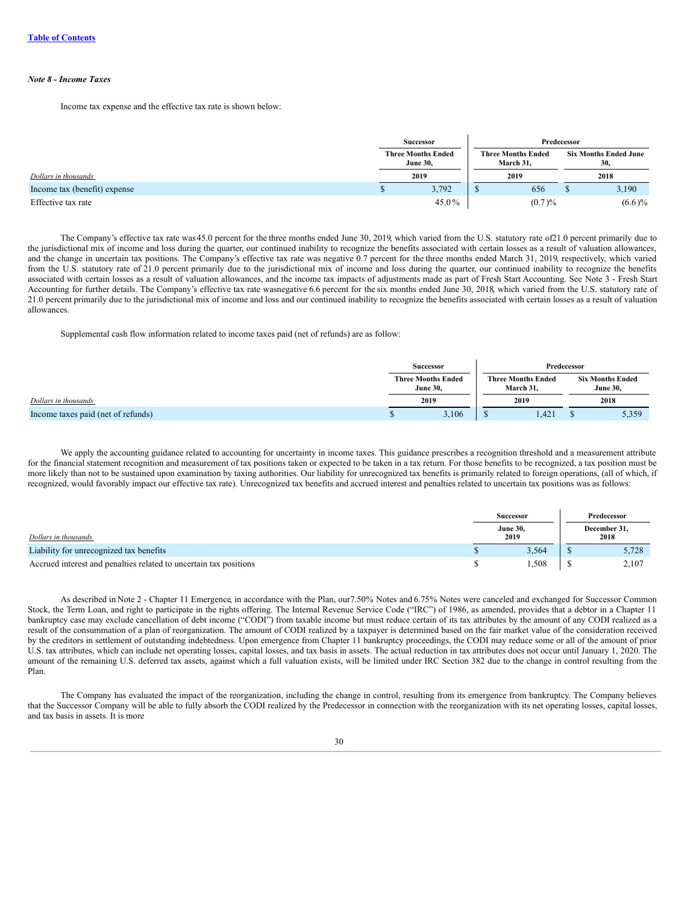[Table of Contents](#)

*Note 8 - Income Taxes*

Income tax expense and the effective tax rate is shown below:

| | Successor | Predecessor | |
|---|---|---|---|
| | Three Months Ended June 30, | Three Months Ended March 31, | Six Months Ended June 30, |
| *Dollars in thousands* | 2019 | 2019 | 2018 |
| Income tax (benefit) expense | $ 3,792 | $ 656 | $ 3,190 |
| Effective tax rate | 45.0 % | (0.7 )% | (6.6 )% |

The Company's effective tax rate was45.0 percent for the three months ended June 30, 2019, which varied from the U.S. statutory rate of21.0 percent primarily due to the jurisdictional mix of income and loss during the quarter, our continued inability to recognize the benefits associated with certain losses as a result of valuation allowances, and the change in uncertain tax positions. The Company's effective tax rate was negative 0.7 percent for the three months ended March 31, 2019, respectively, which varied from the U.S. statutory rate of 21.0 percent primarily due to the jurisdictional mix of income and loss during the quarter, our continued inability to recognize the benefits associated with certain losses as a result of valuation allowances, and the income tax impacts of adjustments made as part of Fresh Start Accounting. See Note 3 - Fresh Start Accounting for further details. The Company's effective tax rate wasnegative 6.6 percent for the six months ended June 30, 2018, which varied from the U.S. statutory rate of 21.0 percent primarily due to the jurisdictional mix of income and loss and our continued inability to recognize the benefits associated with certain losses as a result of valuation allowances.

Supplemental cash flow information related to income taxes paid (net of refunds) are as follow:

| | Successor | Predecessor | |
|---|---|---|---|
| | Three Months Ended June 30, | Three Months Ended March 31, | Six Months Ended June 30, |
| *Dollars in thousands* | 2019 | 2019 | 2018 |
| Income taxes paid (net of refunds) | $ 3,106 | $ 1,421 | $ 5,359 |

We apply the accounting guidance related to accounting for uncertainty in income taxes. This guidance prescribes a recognition threshold and a measurement attribute for the financial statement recognition and measurement of tax positions taken or expected to be taken in a tax return. For those benefits to be recognized, a tax position must be more likely than not to be sustained upon examination by taxing authorities. Our liability for unrecognized tax benefits is primarily related to foreign operations, (all of which, if recognized, would favorably impact our effective tax rate). Unrecognized tax benefits and accrued interest and penalties related to uncertain tax positions was as follows:

| | Successor | Predecessor |
|---|---|---|
| *Dollars in thousands* | June 30, 2019 | December 31, 2018 |
| Liability for unrecognized tax benefits | $ 3,564 | $ 5,728 |
| Accrued interest and penalties related to uncertain tax positions | $ 1,508 | $ 2,107 |

As described in Note 2 - Chapter 11 Emergence, in accordance with the Plan, our7.50% Notes and 6.75% Notes were canceled and exchanged for Successor Common Stock, the Term Loan, and right to participate in the rights offering. The Internal Revenue Service Code ("IRC") of 1986, as amended, provides that a debtor in a Chapter 11 bankruptcy case may exclude cancellation of debt income ("CODI") from taxable income but must reduce certain of its tax attributes by the amount of any CODI realized as a result of the consummation of a plan of reorganization. The amount of CODI realized by a taxpayer is determined based on the fair market value of the consideration received by the creditors in settlement of outstanding indebtedness. Upon emergence from Chapter 11 bankruptcy proceedings, the CODI may reduce some or all of the amount of prior U.S. tax attributes, which can include net operating losses, capital losses, and tax basis in assets. The actual reduction in tax attributes does not occur until January 1, 2020. The amount of the remaining U.S. deferred tax assets, against which a full valuation exists, will be limited under IRC Section 382 due to the change in control resulting from the Plan.

The Company has evaluated the impact of the reorganization, including the change in control, resulting from its emergence from bankruptcy. The Company believes that the Successor Company will be able to fully absorb the CODI realized by the Predecessor in connection with the reorganization with its net operating losses, capital losses, and tax basis in assets. It is more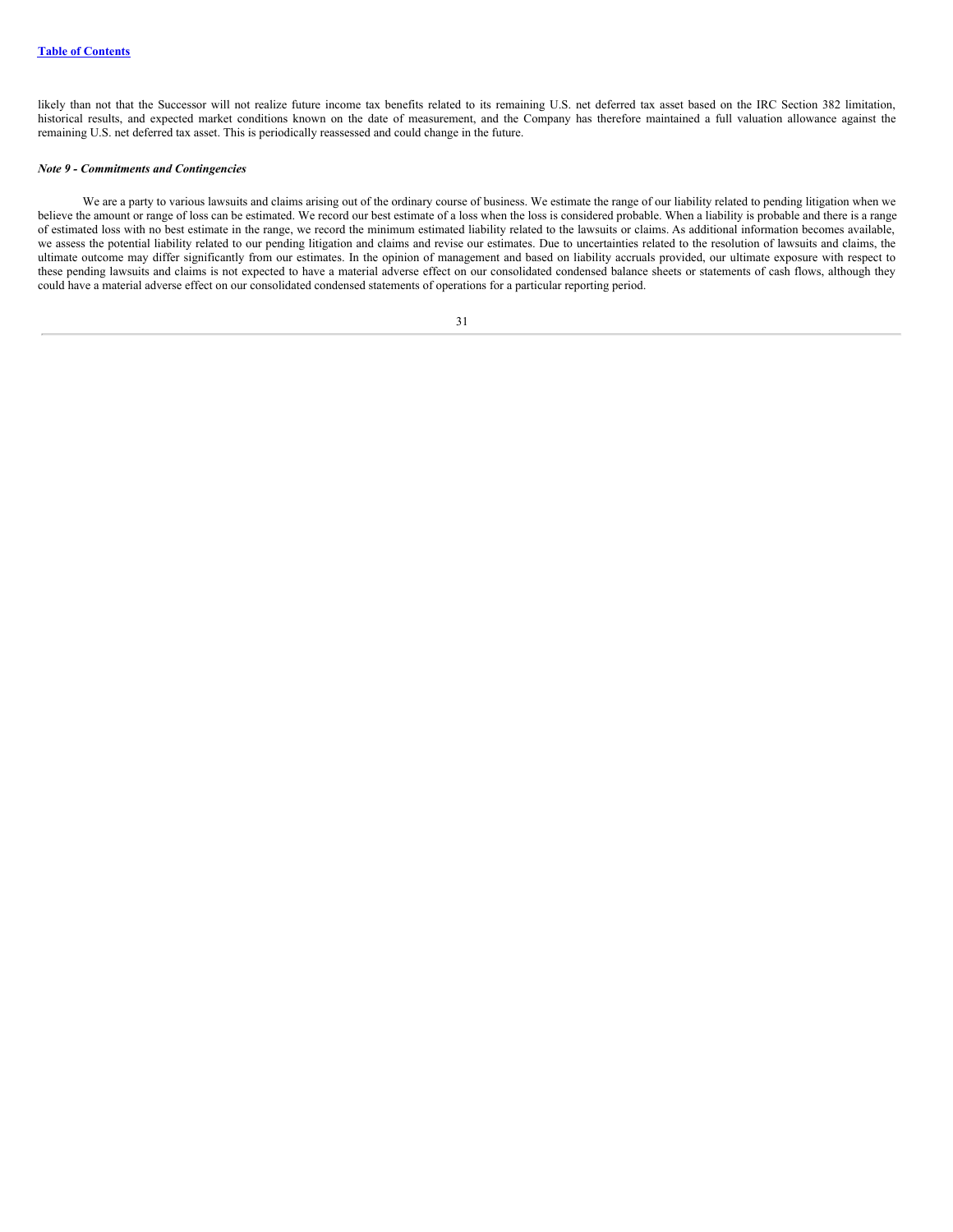likely than not that the Successor will not realize future income tax benefits related to its remaining U.S. net deferred tax asset based on the IRC Section 382 limitation, historical results, and expected market conditions known on the date of measurement, and the Company has therefore maintained a full valuation allowance against the remaining U.S. net deferred tax asset. This is periodically reassessed and could change in the future.

***Note 9 - Commitments and Contingencies***

We are a party to various lawsuits and claims arising out of the ordinary course of business. We estimate the range of our liability related to pending litigation when we believe the amount or range of loss can be estimated. We record our best estimate of a loss when the loss is considered probable. When a liability is probable and there is a range of estimated loss with no best estimate in the range, we record the minimum estimated liability related to the lawsuits or claims. As additional information becomes available, we assess the potential liability related to our pending litigation and claims and revise our estimates. Due to uncertainties related to the resolution of lawsuits and claims, the ultimate outcome may differ significantly from our estimates. In the opinion of management and based on liability accruals provided, our ultimate exposure with respect to these pending lawsuits and claims is not expected to have a material adverse effect on our consolidated condensed balance sheets or statements of cash flows, although they could have a material adverse effect on our consolidated condensed statements of operations for a particular reporting period.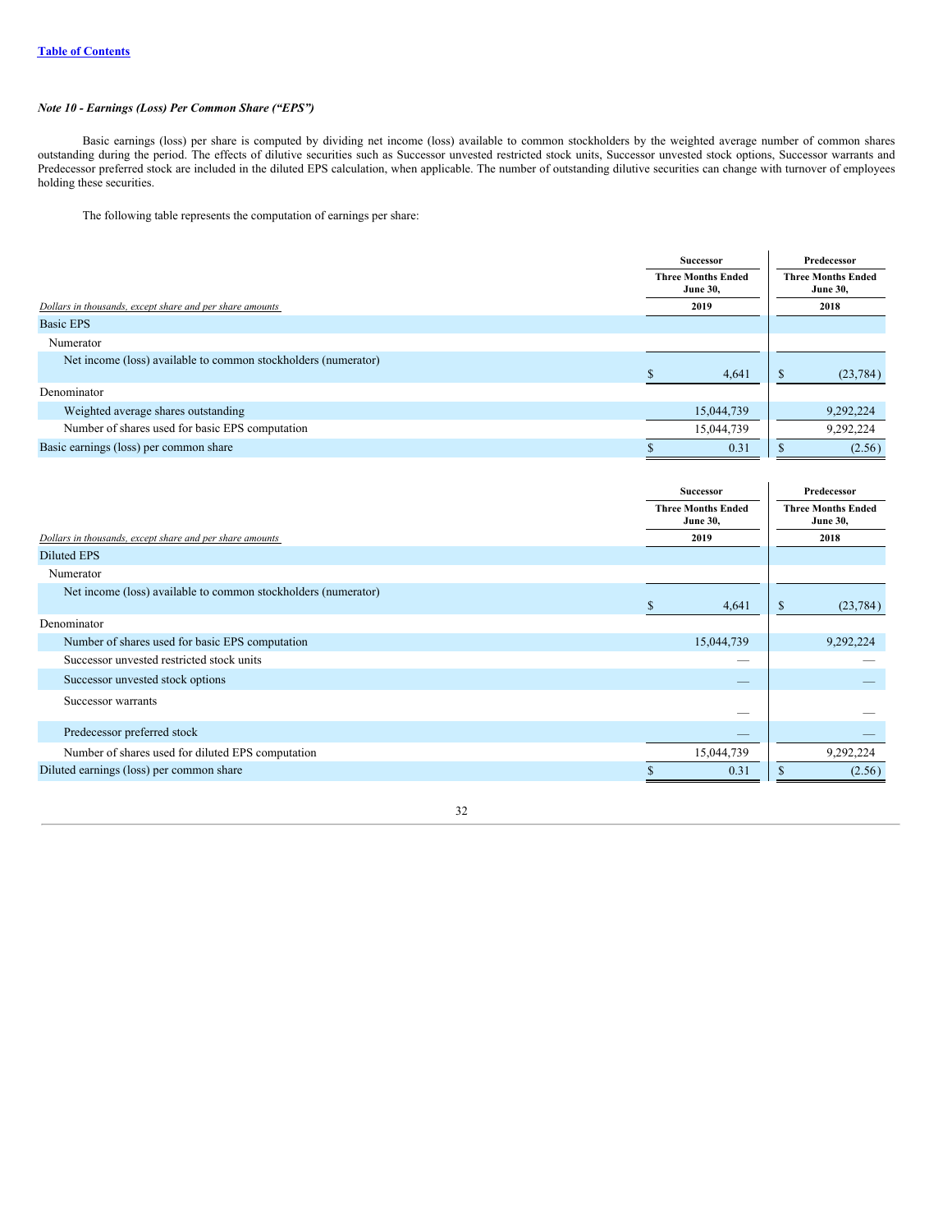*Note 10 - Earnings (Loss) Per Common Share ("EPS")*

Basic earnings (loss) per share is computed by dividing net income (loss) available to common stockholders by the weighted average number of common shares outstanding during the period. The effects of dilutive securities such as Successor unvested restricted stock units, Successor unvested stock options, Successor warrants and Predecessor preferred stock are included in the diluted EPS calculation, when applicable. The number of outstanding dilutive securities can change with turnover of employees holding these securities.

The following table represents the computation of earnings per share:

| | Successor | Predecessor |
|---|---|---|
| | Three Months Ended June 30, | Three Months Ended June 30, |
| *Dollars in thousands, except share and per share amounts* | 2019 | 2018 |
| Basic EPS | | |
| Numerator | | |
| Net income (loss) available to common stockholders (numerator) | $ 4,641 | $ (23,784) |
| Denominator | | |
| Weighted average shares outstanding | 15,044,739 | 9,292,224 |
| Number of shares used for basic EPS computation | 15,044,739 | 9,292,224 |
| Basic earnings (loss) per common share | $ 0.31 | $ (2.56) |

| | Successor | Predecessor |
|---|---|---|
| | Three Months Ended June 30, | Three Months Ended June 30, |
| *Dollars in thousands, except share and per share amounts* | 2019 | 2018 |
| Diluted EPS | | |
| Numerator | | |
| Net income (loss) available to common stockholders (numerator) | $ 4,641 | $ (23,784) |
| Denominator | | |
| Number of shares used for basic EPS computation | 15,044,739 | 9,292,224 |
| Successor unvested restricted stock units | — | — |
| Successor unvested stock options | — | — |
| Successor warrants | — | — |
| Predecessor preferred stock | — | — |
| Number of shares used for diluted EPS computation | 15,044,739 | 9,292,224 |
| Diluted earnings (loss) per common share | $ 0.31 | $ (2.56) |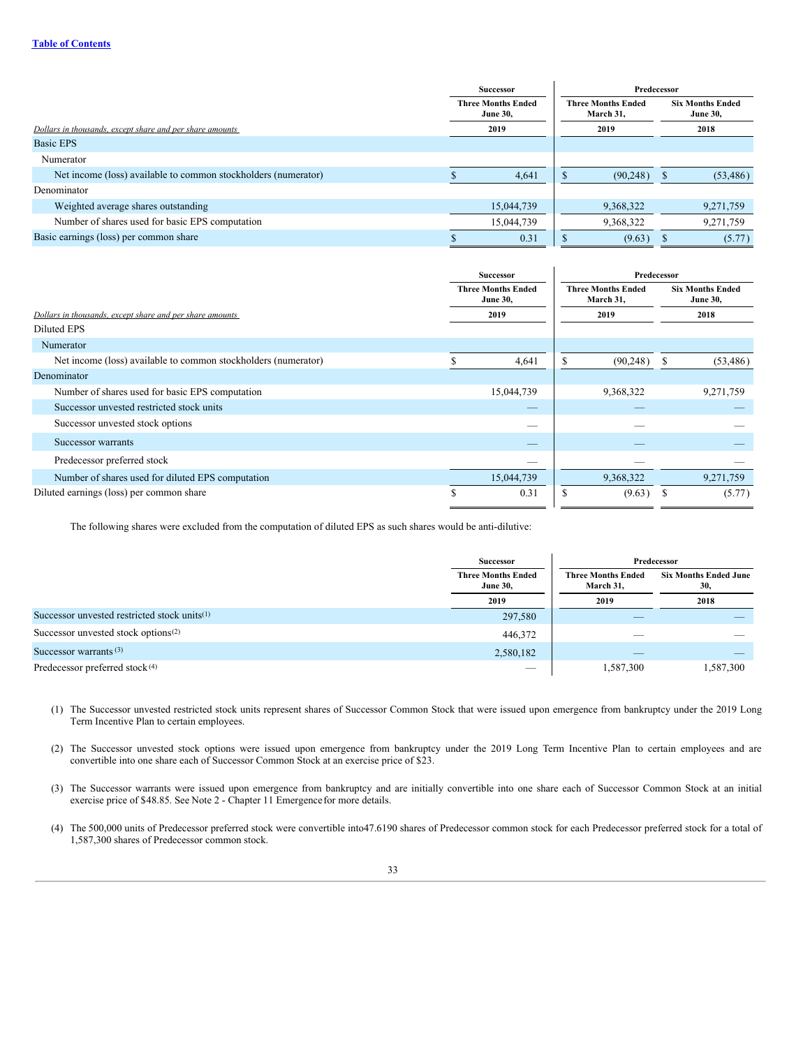| *Dollars in thousands, except share and per share amounts* | Successor | Predecessor | |
|---|---|---|---|
| | Three Months Ended June 30, | Three Months Ended March 31, | Six Months Ended June 30, |
| | 2019 | 2019 | 2018 |
| Basic EPS | | | |
| Numerator | | | |
| Net income (loss) available to common stockholders (numerator) | $ 4,641 | $ (90,248) | $ (53,486) |
| Denominator | | | |
| Weighted average shares outstanding | 15,044,739 | 9,368,322 | 9,271,759 |
| Number of shares used for basic EPS computation | 15,044,739 | 9,368,322 | 9,271,759 |
| Basic earnings (loss) per common share | $ 0.31 | $ (9.63) | $ (5.77) |

| *Dollars in thousands, except share and per share amounts* | Successor | Predecessor | |
|---|---|---|---|
| | Three Months Ended June 30, | Three Months Ended March 31, | Six Months Ended June 30, |
| | 2019 | 2019 | 2018 |
| Diluted EPS | | | |
| Numerator | | | |
| Net income (loss) available to common stockholders (numerator) | $ 4,641 | $ (90,248) | $ (53,486) |
| Denominator | | | |
| Number of shares used for basic EPS computation | 15,044,739 | 9,368,322 | 9,271,759 |
| Successor unvested restricted stock units | — | — | — |
| Successor unvested stock options | — | — | — |
| Successor warrants | — | — | — |
| Predecessor preferred stock | — | — | — |
| Number of shares used for diluted EPS computation | 15,044,739 | 9,368,322 | 9,271,759 |
| Diluted earnings (loss) per common share | $ 0.31 | $ (9.63) | $ (5.77) |

The following shares were excluded from the computation of diluted EPS as such shares would be anti-dilutive:

| | Successor | Predecessor | |
|---|---|---|---|
| | Three Months Ended June 30, | Three Months Ended March 31, | Six Months Ended June 30, |
| | 2019 | 2019 | 2018 |
| Successor unvested restricted stock units[(1)] | 297,580 | — | — |
| Successor unvested stock options[(2)] | 446,372 | — | — |
| Successor warrants [(3)] | 2,580,182 | — | — |
| Predecessor preferred stock [(4)] | — | 1,587,300 | 1,587,300 |

(1) The Successor unvested restricted stock units represent shares of Successor Common Stock that were issued upon emergence from bankruptcy under the 2019 Long Term Incentive Plan to certain employees.

(2) The Successor unvested stock options were issued upon emergence from bankruptcy under the 2019 Long Term Incentive Plan to certain employees and are convertible into one share each of Successor Common Stock at an exercise price of $23.

(3) The Successor warrants were issued upon emergence from bankruptcy and are initially convertible into one share each of Successor Common Stock at an initial exercise price of $48.85. See Note 2 - Chapter 11 Emergence for more details.

(4) The 500,000 units of Predecessor preferred stock were convertible into47.6190 shares of Predecessor common stock for each Predecessor preferred stock for a total of 1,587,300 shares of Predecessor common stock.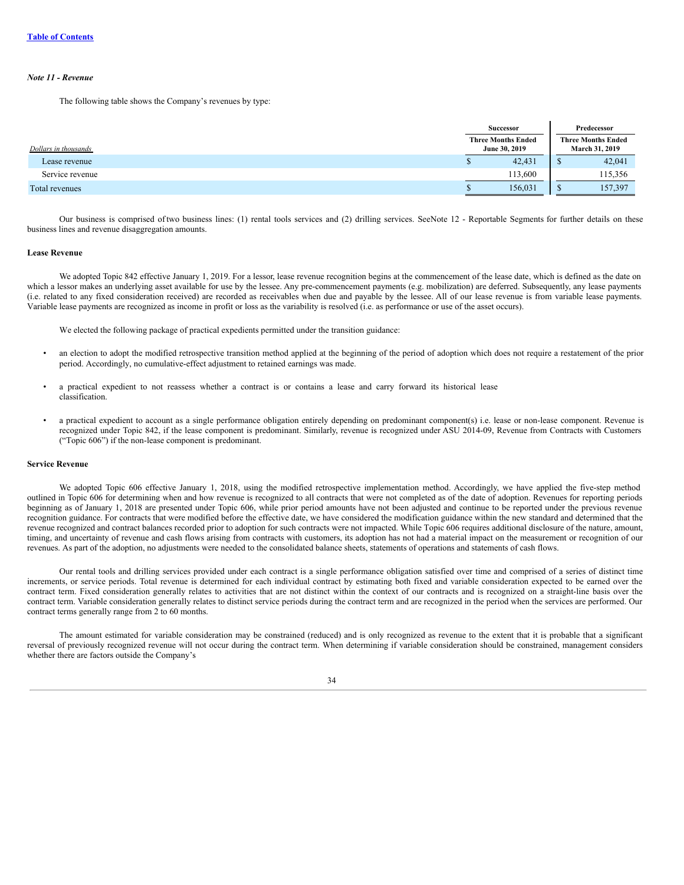*Note 11 - Revenue*

The following table shows the Company's revenues by type:

| *Dollars in thousands* | Successor | Predecessor |
|---|---|---|
| | Three Months Ended June 30, 2019 | Three Months Ended March 31, 2019 |
| Lease revenue | $ 42,431 | $ 42,041 |
| Service revenue | 113,600 | 115,356 |
| Total revenues | $ 156,031 | $ 157,397 |

Our business is comprised of two business lines: (1) rental tools services and (2) drilling services. See Note 12 - Reportable Segments for further details on these business lines and revenue disaggregation amounts.

**Lease Revenue**

We adopted Topic 842 effective January 1, 2019. For a lessor, lease revenue recognition begins at the commencement of the lease date, which is defined as the date on which a lessor makes an underlying asset available for use by the lessee. Any pre-commencement payments (e.g. mobilization) are deferred. Subsequently, any lease payments (i.e. related to any fixed consideration received) are recorded as receivables when due and payable by the lessee. All of our lease revenue is from variable lease payments. Variable lease payments are recognized as income in profit or loss as the variability is resolved (i.e. as performance or use of the asset occurs).

We elected the following package of practical expedients permitted under the transition guidance:

- an election to adopt the modified retrospective transition method applied at the beginning of the period of adoption which does not require a restatement of the prior period. Accordingly, no cumulative-effect adjustment to retained earnings was made.
- a practical expedient to not reassess whether a contract is or contains a lease and carry forward its historical lease classification.
- a practical expedient to account as a single performance obligation entirely depending on predominant component(s) i.e. lease or non-lease component. Revenue is recognized under Topic 842, if the lease component is predominant. Similarly, revenue is recognized under ASU 2014-09, Revenue from Contracts with Customers ("Topic 606") if the non-lease component is predominant.

**Service Revenue**

We adopted Topic 606 effective January 1, 2018, using the modified retrospective implementation method. Accordingly, we have applied the five-step method outlined in Topic 606 for determining when and how revenue is recognized to all contracts that were not completed as of the date of adoption. Revenues for reporting periods beginning as of January 1, 2018 are presented under Topic 606, while prior period amounts have not been adjusted and continue to be reported under the previous revenue recognition guidance. For contracts that were modified before the effective date, we have considered the modification guidance within the new standard and determined that the revenue recognized and contract balances recorded prior to adoption for such contracts were not impacted. While Topic 606 requires additional disclosure of the nature, amount, timing, and uncertainty of revenue and cash flows arising from contracts with customers, its adoption has not had a material impact on the measurement or recognition of our revenues. As part of the adoption, no adjustments were needed to the consolidated balance sheets, statements of operations and statements of cash flows.

Our rental tools and drilling services provided under each contract is a single performance obligation satisfied over time and comprised of a series of distinct time increments, or service periods. Total revenue is determined for each individual contract by estimating both fixed and variable consideration expected to be earned over the contract term. Fixed consideration generally relates to activities that are not distinct within the context of our contracts and is recognized on a straight-line basis over the contract term. Variable consideration generally relates to distinct service periods during the contract term and are recognized in the period when the services are performed. Our contract terms generally range from 2 to 60 months.

The amount estimated for variable consideration may be constrained (reduced) and is only recognized as revenue to the extent that it is probable that a significant reversal of previously recognized revenue will not occur during the contract term. When determining if variable consideration should be constrained, management considers whether there are factors outside the Company's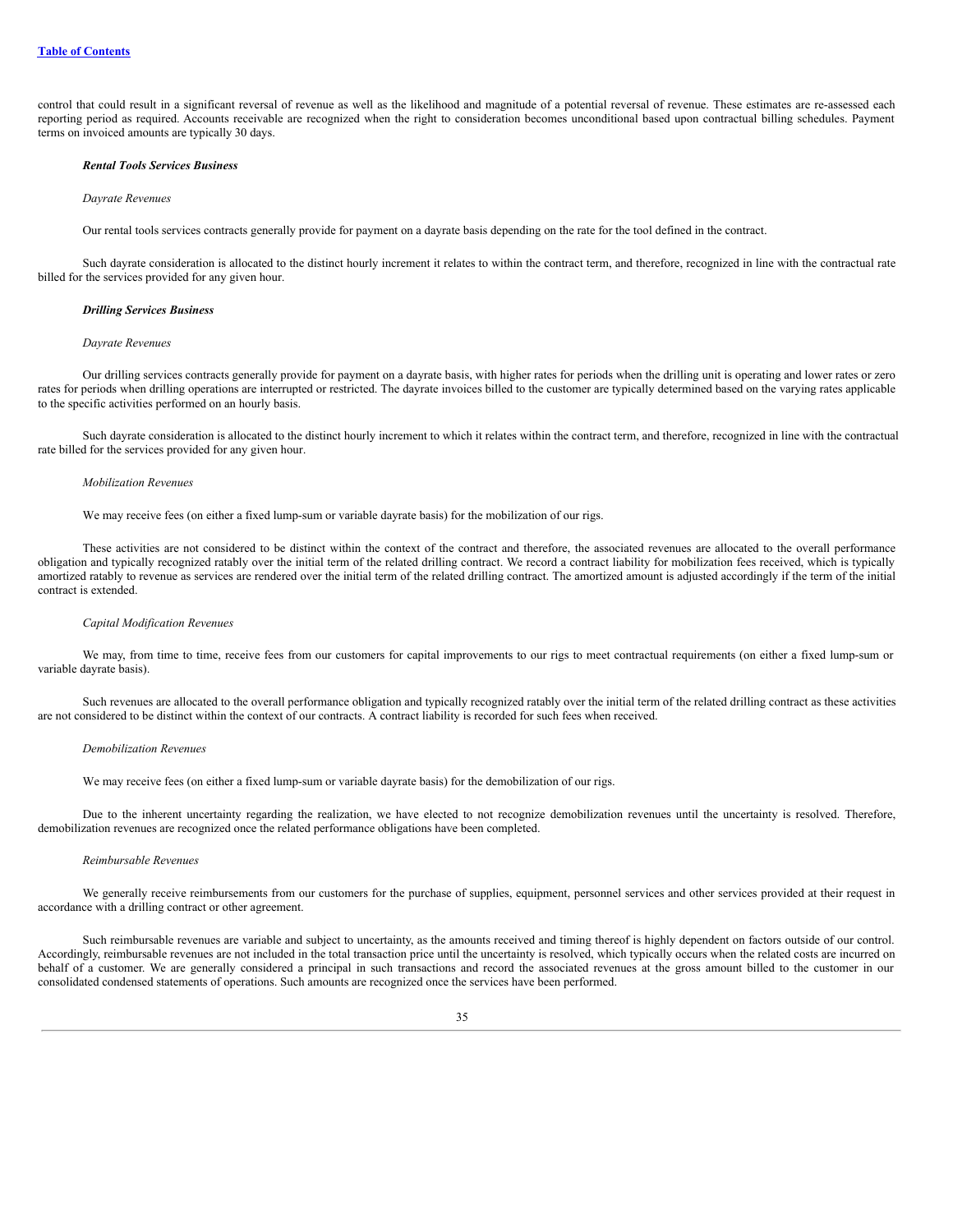control that could result in a significant reversal of revenue as well as the likelihood and magnitude of a potential reversal of revenue. These estimates are re-assessed each reporting period as required. Accounts receivable are recognized when the right to consideration becomes unconditional based upon contractual billing schedules. Payment terms on invoiced amounts are typically 30 days.

***Rental Tools Services Business***

*Dayrate Revenues*

Our rental tools services contracts generally provide for payment on a dayrate basis depending on the rate for the tool defined in the contract.

Such dayrate consideration is allocated to the distinct hourly increment it relates to within the contract term, and therefore, recognized in line with the contractual rate billed for the services provided for any given hour.

***Drilling Services Business***

*Dayrate Revenues*

Our drilling services contracts generally provide for payment on a dayrate basis, with higher rates for periods when the drilling unit is operating and lower rates or zero rates for periods when drilling operations are interrupted or restricted. The dayrate invoices billed to the customer are typically determined based on the varying rates applicable to the specific activities performed on an hourly basis.

Such dayrate consideration is allocated to the distinct hourly increment to which it relates within the contract term, and therefore, recognized in line with the contractual rate billed for the services provided for any given hour.

*Mobilization Revenues*

We may receive fees (on either a fixed lump-sum or variable dayrate basis) for the mobilization of our rigs.

These activities are not considered to be distinct within the context of the contract and therefore, the associated revenues are allocated to the overall performance obligation and typically recognized ratably over the initial term of the related drilling contract. We record a contract liability for mobilization fees received, which is typically amortized ratably to revenue as services are rendered over the initial term of the related drilling contract. The amortized amount is adjusted accordingly if the term of the initial contract is extended.

*Capital Modification Revenues*

We may, from time to time, receive fees from our customers for capital improvements to our rigs to meet contractual requirements (on either a fixed lump-sum or variable dayrate basis).

Such revenues are allocated to the overall performance obligation and typically recognized ratably over the initial term of the related drilling contract as these activities are not considered to be distinct within the context of our contracts. A contract liability is recorded for such fees when received.

*Demobilization Revenues*

We may receive fees (on either a fixed lump-sum or variable dayrate basis) for the demobilization of our rigs.

Due to the inherent uncertainty regarding the realization, we have elected to not recognize demobilization revenues until the uncertainty is resolved. Therefore, demobilization revenues are recognized once the related performance obligations have been completed.

*Reimbursable Revenues*

We generally receive reimbursements from our customers for the purchase of supplies, equipment, personnel services and other services provided at their request in accordance with a drilling contract or other agreement.

Such reimbursable revenues are variable and subject to uncertainty, as the amounts received and timing thereof is highly dependent on factors outside of our control. Accordingly, reimbursable revenues are not included in the total transaction price until the uncertainty is resolved, which typically occurs when the related costs are incurred on behalf of a customer. We are generally considered a principal in such transactions and record the associated revenues at the gross amount billed to the customer in our consolidated condensed statements of operations. Such amounts are recognized once the services have been performed.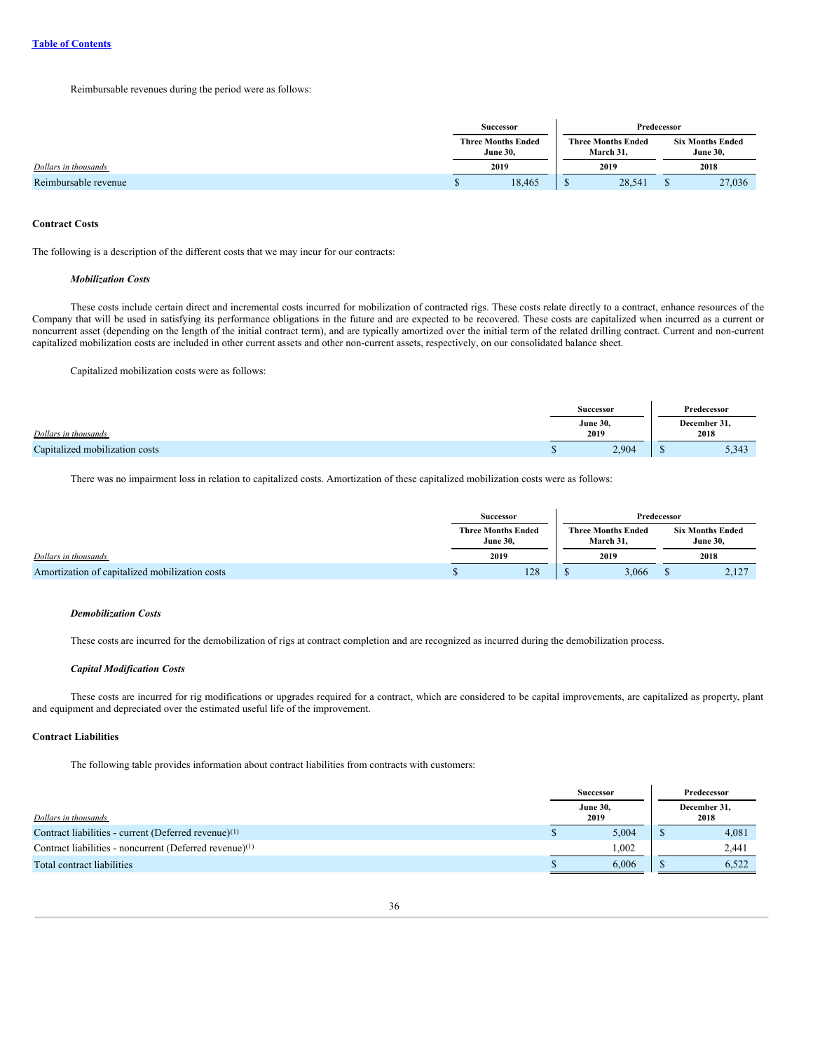Reimbursable revenues during the period were as follows:

| | Successor | Predecessor | |
|---|---|---|---|
| | Three Months Ended June 30, | Three Months Ended March 31, | Six Months Ended June 30, |
| *Dollars in thousands* | 2019 | 2019 | 2018 |
| Reimbursable revenue | $ 18,465 | $ 28,541 | $ 27,036 |

**Contract Costs**

The following is a description of the different costs that we may incur for our contracts:

***Mobilization Costs***

These costs include certain direct and incremental costs incurred for mobilization of contracted rigs. These costs relate directly to a contract, enhance resources of the Company that will be used in satisfying its performance obligations in the future and are expected to be recovered. These costs are capitalized when incurred as a current or noncurrent asset (depending on the length of the initial contract term), and are typically amortized over the initial term of the related drilling contract. Current and non-current capitalized mobilization costs are included in other current assets and other non-current assets, respectively, on our consolidated balance sheet.

Capitalized mobilization costs were as follows:

| | Successor | Predecessor |
|---|---|---|
| *Dollars in thousands* | June 30, 2019 | December 31, 2018 |
| Capitalized mobilization costs | $ 2,904 | $ 5,343 |

There was no impairment loss in relation to capitalized costs. Amortization of these capitalized mobilization costs were as follows:

| | Successor | Predecessor | |
|---|---|---|---|
| | Three Months Ended June 30, | Three Months Ended March 31, | Six Months Ended June 30, |
| *Dollars in thousands* | 2019 | 2019 | 2018 |
| Amortization of capitalized mobilization costs | $ 128 | $ 3,066 | $ 2,127 |

***Demobilization Costs***

These costs are incurred for the demobilization of rigs at contract completion and are recognized as incurred during the demobilization process.

***Capital Modification Costs***

These costs are incurred for rig modifications or upgrades required for a contract, which are considered to be capital improvements, are capitalized as property, plant and equipment and depreciated over the estimated useful life of the improvement.

**Contract Liabilities**

The following table provides information about contract liabilities from contracts with customers:

| | Successor | Predecessor |
|---|---|---|
| *Dollars in thousands* | June 30, 2019 | December 31, 2018 |
| Contract liabilities - current (Deferred revenue)[1] | $ 5,004 | $ 4,081 |
| Contract liabilities - noncurrent (Deferred revenue)[1] | 1,002 | 2,441 |
| Total contract liabilities | $ 6,006 | $ 6,522 |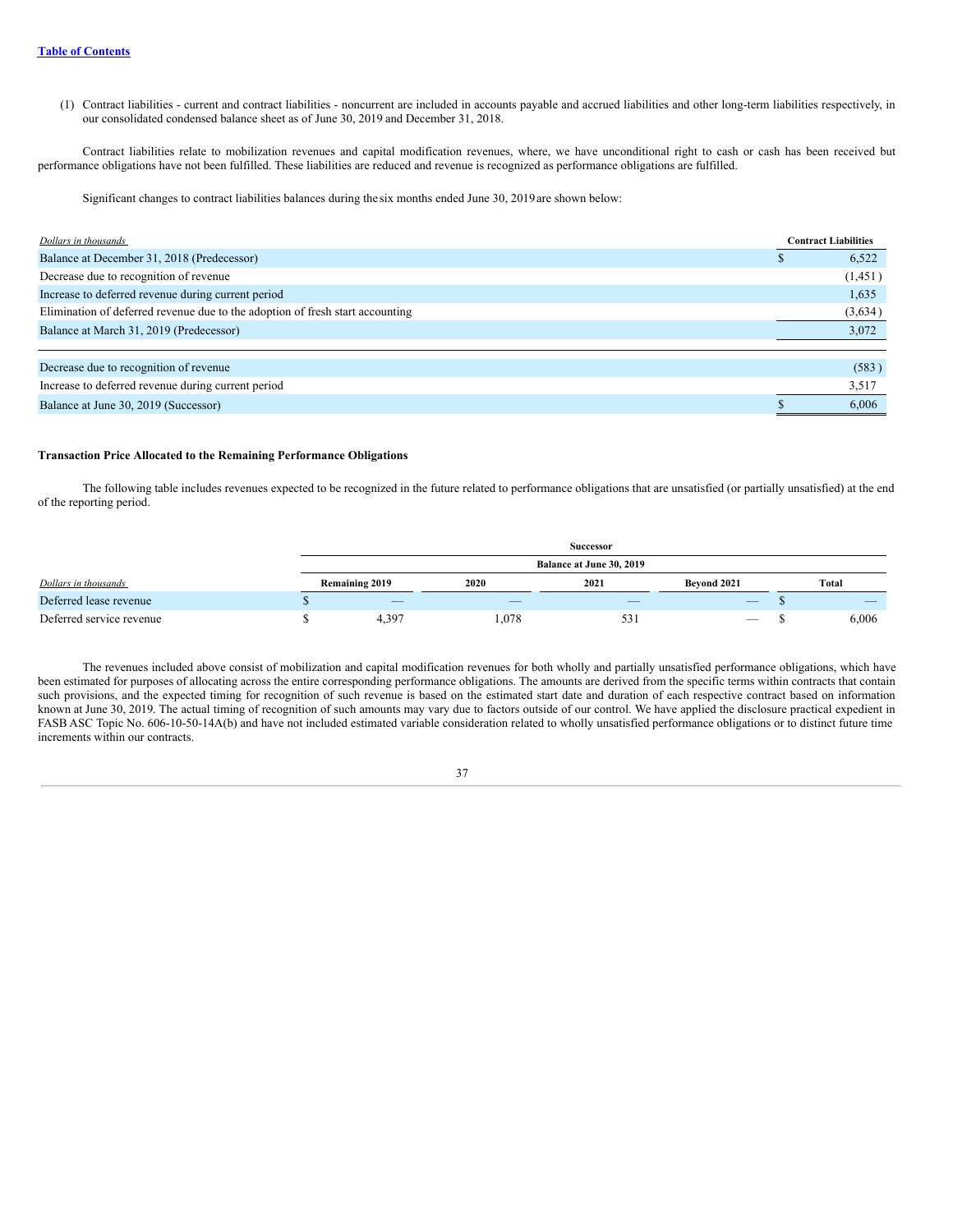(1) Contract liabilities - current and contract liabilities - noncurrent are included in accounts payable and accrued liabilities and other long-term liabilities respectively, in our consolidated condensed balance sheet as of June 30, 2019 and December 31, 2018.

Contract liabilities relate to mobilization revenues and capital modification revenues, where, we have unconditional right to cash or cash has been received but performance obligations have not been fulfilled. These liabilities are reduced and revenue is recognized as performance obligations are fulfilled.

Significant changes to contract liabilities balances during the six months ended June 30, 2019 are shown below:

| *Dollars in thousands* | Contract Liabilities |
|---|---|
| Balance at December 31, 2018 (Predecessor) | $ 6,522 |
| Decrease due to recognition of revenue | (1,451) |
| Increase to deferred revenue during current period | 1,635 |
| Elimination of deferred revenue due to the adoption of fresh start accounting | (3,634) |
| Balance at March 31, 2019 (Predecessor) | 3,072 |
| | |
| Decrease due to recognition of revenue | (583) |
| Increase to deferred revenue during current period | 3,517 |
| Balance at June 30, 2019 (Successor) | $ 6,006 |

**Transaction Price Allocated to the Remaining Performance Obligations**

The following table includes revenues expected to be recognized in the future related to performance obligations that are unsatisfied (or partially unsatisfied) at the end of the reporting period.

| | Successor | | | | |
|---|---|---|---|---|---|
| | Balance at June 30, 2019 | | | | |
| *Dollars in thousands* | Remaining 2019 | 2020 | 2021 | Beyond 2021 | Total |
| Deferred lease revenue | $ — | — | — | — | $ — |
| Deferred service revenue | $ 4,397 | 1,078 | 531 | — | $ 6,006 |

The revenues included above consist of mobilization and capital modification revenues for both wholly and partially unsatisfied performance obligations, which have been estimated for purposes of allocating across the entire corresponding performance obligations. The amounts are derived from the specific terms within contracts that contain such provisions, and the expected timing for recognition of such revenue is based on the estimated start date and duration of each respective contract based on information known at June 30, 2019. The actual timing of recognition of such amounts may vary due to factors outside of our control. We have applied the disclosure practical expedient in FASB ASC Topic No. 606-10-50-14A(b) and have not included estimated variable consideration related to wholly unsatisfied performance obligations or to distinct future time increments within our contracts.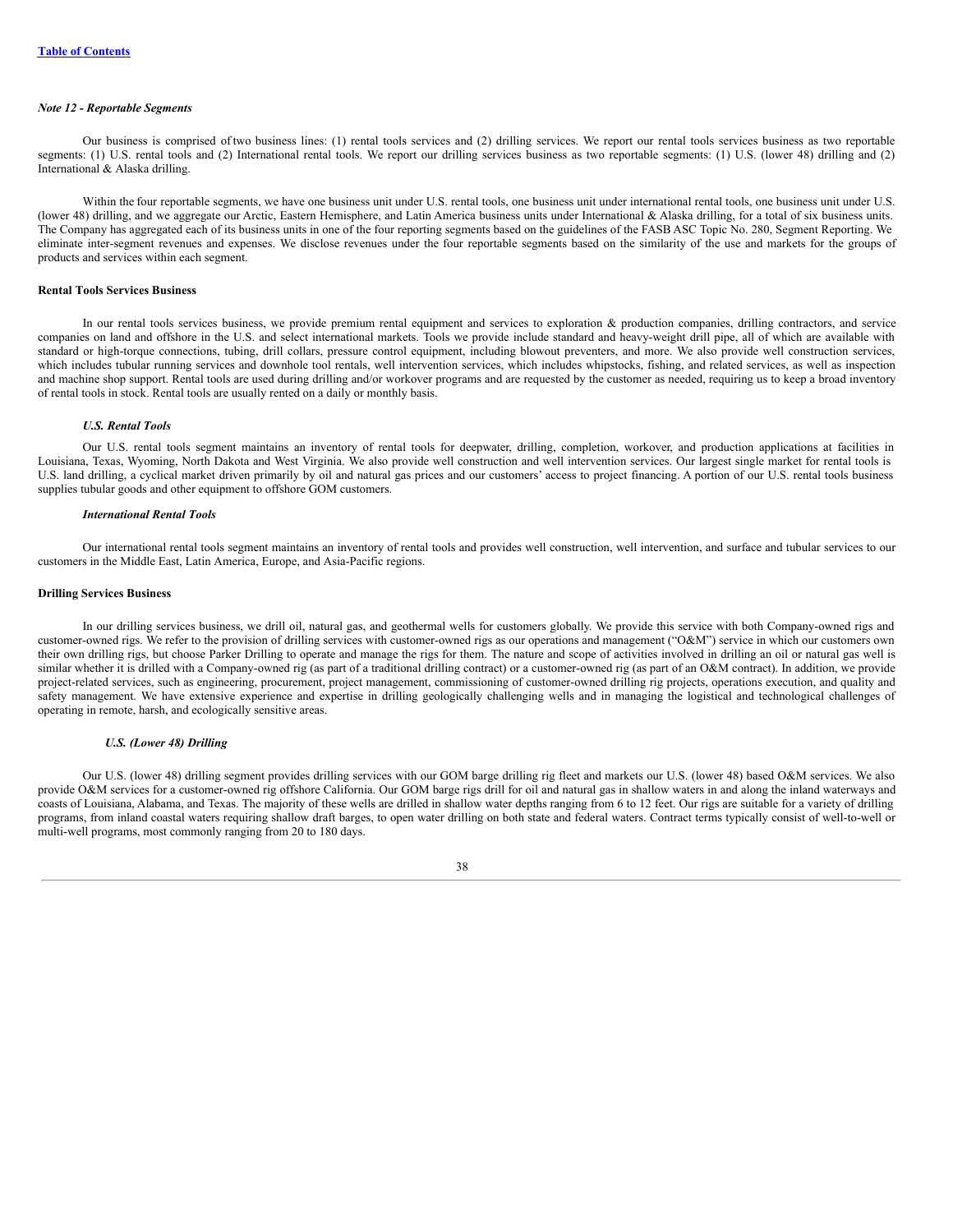*Note 12 - Reportable Segments*

Our business is comprised of two business lines: (1) rental tools services and (2) drilling services. We report our rental tools services business as two reportable segments: (1) U.S. rental tools and (2) International rental tools. We report our drilling services business as two reportable segments: (1) U.S. (lower 48) drilling and (2) International & Alaska drilling.

Within the four reportable segments, we have one business unit under U.S. rental tools, one business unit under international rental tools, one business unit under U.S. (lower 48) drilling, and we aggregate our Arctic, Eastern Hemisphere, and Latin America business units under International & Alaska drilling, for a total of six business units. The Company has aggregated each of its business units in one of the four reporting segments based on the guidelines of the FASB ASC Topic No. 280, Segment Reporting. We eliminate inter-segment revenues and expenses. We disclose revenues under the four reportable segments based on the similarity of the use and markets for the groups of products and services within each segment.

**Rental Tools Services Business**

In our rental tools services business, we provide premium rental equipment and services to exploration & production companies, drilling contractors, and service companies on land and offshore in the U.S. and select international markets. Tools we provide include standard and heavy-weight drill pipe, all of which are available with standard or high-torque connections, tubing, drill collars, pressure control equipment, including blowout preventers, and more. We also provide well construction services, which includes tubular running services and downhole tool rentals, well intervention services, which includes whipstocks, fishing, and related services, as well as inspection and machine shop support. Rental tools are used during drilling and/or workover programs and are requested by the customer as needed, requiring us to keep a broad inventory of rental tools in stock. Rental tools are usually rented on a daily or monthly basis.

***U.S. Rental Tools***

Our U.S. rental tools segment maintains an inventory of rental tools for deepwater, drilling, completion, workover, and production applications at facilities in Louisiana, Texas, Wyoming, North Dakota and West Virginia. We also provide well construction and well intervention services. Our largest single market for rental tools is U.S. land drilling, a cyclical market driven primarily by oil and natural gas prices and our customers' access to project financing. A portion of our U.S. rental tools business supplies tubular goods and other equipment to offshore GOM customers.

***International Rental Tools***

Our international rental tools segment maintains an inventory of rental tools and provides well construction, well intervention, and surface and tubular services to our customers in the Middle East, Latin America, Europe, and Asia-Pacific regions.

**Drilling Services Business**

In our drilling services business, we drill oil, natural gas, and geothermal wells for customers globally. We provide this service with both Company-owned rigs and customer-owned rigs. We refer to the provision of drilling services with customer-owned rigs as our operations and management ("O&M") service in which our customers own their own drilling rigs, but choose Parker Drilling to operate and manage the rigs for them. The nature and scope of activities involved in drilling an oil or natural gas well is similar whether it is drilled with a Company-owned rig (as part of a traditional drilling contract) or a customer-owned rig (as part of an O&M contract). In addition, we provide project-related services, such as engineering, procurement, project management, commissioning of customer-owned drilling rig projects, operations execution, and quality and safety management. We have extensive experience and expertise in drilling geologically challenging wells and in managing the logistical and technological challenges of operating in remote, harsh, and ecologically sensitive areas.

***U.S. (Lower 48) Drilling***

Our U.S. (lower 48) drilling segment provides drilling services with our GOM barge drilling rig fleet and markets our U.S. (lower 48) based O&M services. We also provide O&M services for a customer-owned rig offshore California. Our GOM barge rigs drill for oil and natural gas in shallow waters in and along the inland waterways and coasts of Louisiana, Alabama, and Texas. The majority of these wells are drilled in shallow water depths ranging from 6 to 12 feet. Our rigs are suitable for a variety of drilling programs, from inland coastal waters requiring shallow draft barges, to open water drilling on both state and federal waters. Contract terms typically consist of well-to-well or multi-well programs, most commonly ranging from 20 to 180 days.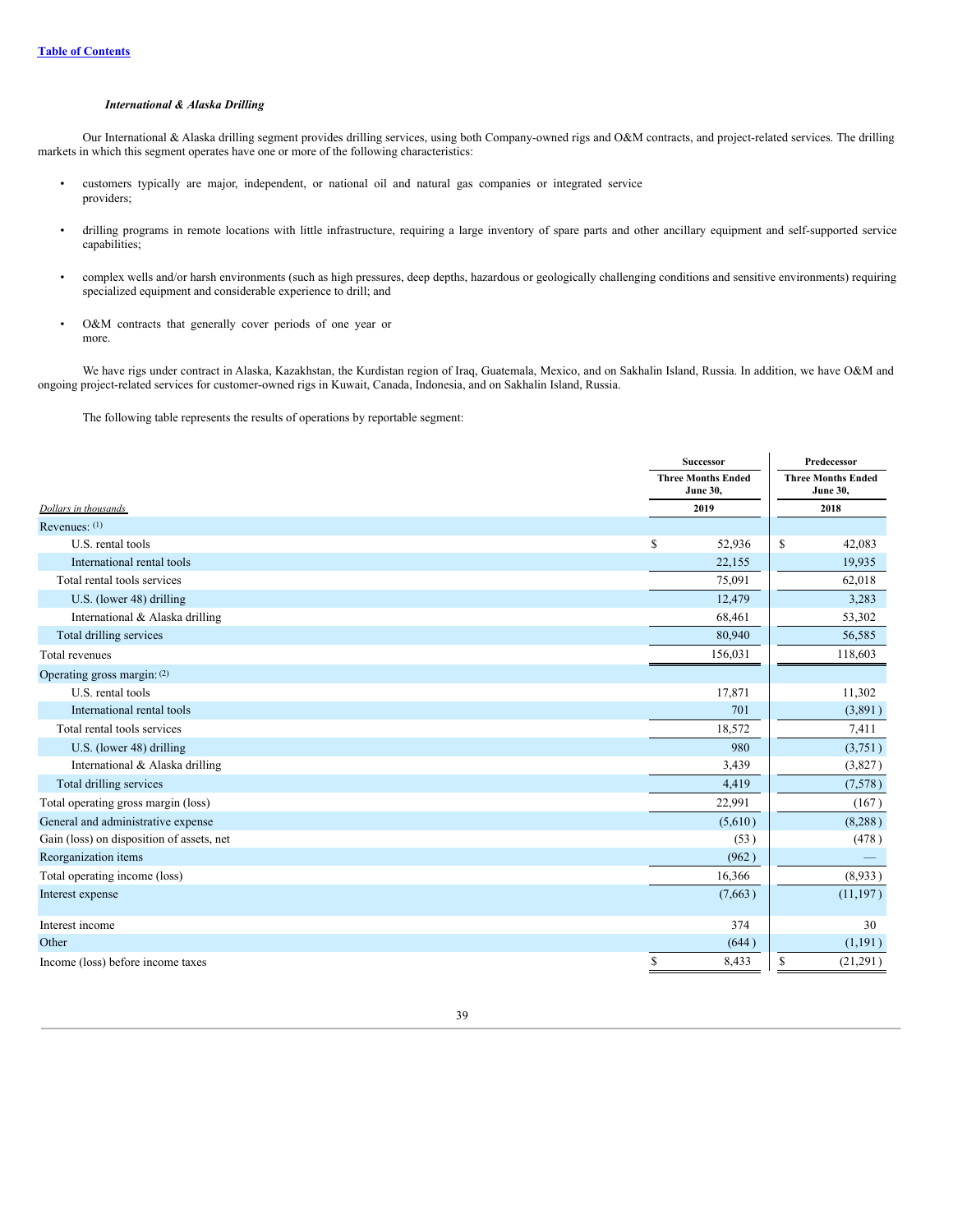[Table of Contents](#)

***International & Alaska Drilling***

Our International & Alaska drilling segment provides drilling services, using both Company-owned rigs and O&M contracts, and project-related services. The drilling markets in which this segment operates have one or more of the following characteristics:

- customers typically are major, independent, or national oil and natural gas companies or integrated service providers;
- drilling programs in remote locations with little infrastructure, requiring a large inventory of spare parts and other ancillary equipment and self-supported service capabilities;
- complex wells and/or harsh environments (such as high pressures, deep depths, hazardous or geologically challenging conditions and sensitive environments) requiring specialized equipment and considerable experience to drill; and
- O&M contracts that generally cover periods of one year or more.

We have rigs under contract in Alaska, Kazakhstan, the Kurdistan region of Iraq, Guatemala, Mexico, and on Sakhalin Island, Russia. In addition, we have O&M and ongoing project-related services for customer-owned rigs in Kuwait, Canada, Indonesia, and on Sakhalin Island, Russia.

The following table represents the results of operations by reportable segment:

| | Successor | Predecessor |
|---|---|---|
| | Three Months Ended June 30, | Three Months Ended June 30, |
| *Dollars in thousands* | 2019 | 2018 |
| Revenues: (1) | | |
| U.S. rental tools | $ 52,936 | $ 42,083 |
| International rental tools | 22,155 | 19,935 |
| Total rental tools services | 75,091 | 62,018 |
| U.S. (lower 48) drilling | 12,479 | 3,283 |
| International & Alaska drilling | 68,461 | 53,302 |
| Total drilling services | 80,940 | 56,585 |
| Total revenues | 156,031 | 118,603 |
| Operating gross margin: (2) | | |
| U.S. rental tools | 17,871 | 11,302 |
| International rental tools | 701 | (3,891) |
| Total rental tools services | 18,572 | 7,411 |
| U.S. (lower 48) drilling | 980 | (3,751) |
| International & Alaska drilling | 3,439 | (3,827) |
| Total drilling services | 4,419 | (7,578) |
| Total operating gross margin (loss) | 22,991 | (167) |
| General and administrative expense | (5,610) | (8,288) |
| Gain (loss) on disposition of assets, net | (53) | (478) |
| Reorganization items | (962) | — |
| Total operating income (loss) | 16,366 | (8,933) |
| Interest expense | (7,663) | (11,197) |
| Interest income | 374 | 30 |
| Other | (644) | (1,191) |
| Income (loss) before income taxes | $ 8,433 | $ (21,291) |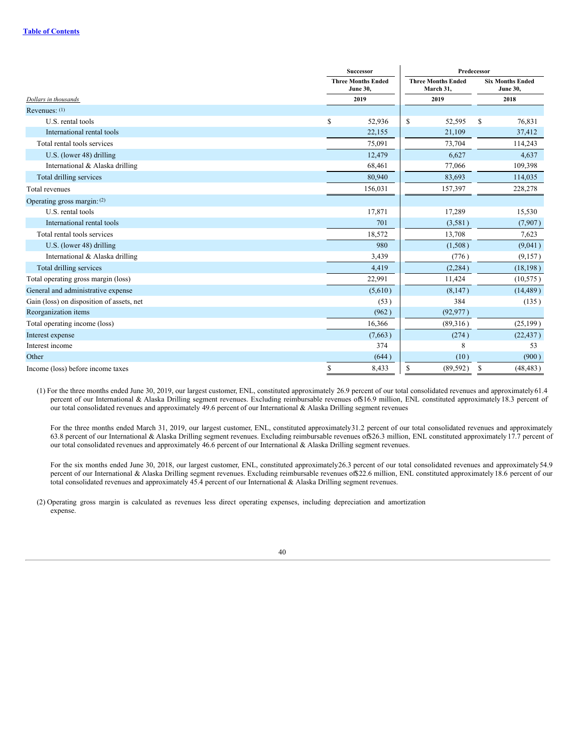[Table of Contents](#)

| Dollars in thousands | Successor | Predecessor | |
|---|---|---|---|
| | Three Months Ended June 30, | Three Months Ended March 31, | Six Months Ended June 30, |
| | 2019 | 2019 | 2018 |
| Revenues: (1) | | | |
| U.S. rental tools | $ 52,936 | $ 52,595 | $ 76,831 |
| International rental tools | 22,155 | 21,109 | 37,412 |
| Total rental tools services | 75,091 | 73,704 | 114,243 |
| U.S. (lower 48) drilling | 12,479 | 6,627 | 4,637 |
| International & Alaska drilling | 68,461 | 77,066 | 109,398 |
| Total drilling services | 80,940 | 83,693 | 114,035 |
| Total revenues | 156,031 | 157,397 | 228,278 |
| Operating gross margin: (2) | | | |
| U.S. rental tools | 17,871 | 17,289 | 15,530 |
| International rental tools | 701 | (3,581) | (7,907) |
| Total rental tools services | 18,572 | 13,708 | 7,623 |
| U.S. (lower 48) drilling | 980 | (1,508) | (9,041) |
| International & Alaska drilling | 3,439 | (776) | (9,157) |
| Total drilling services | 4,419 | (2,284) | (18,198) |
| Total operating gross margin (loss) | 22,991 | 11,424 | (10,575) |
| General and administrative expense | (5,610) | (8,147) | (14,489) |
| Gain (loss) on disposition of assets, net | (53) | 384 | (135) |
| Reorganization items | (962) | (92,977) | |
| Total operating income (loss) | 16,366 | (89,316) | (25,199) |
| Interest expense | (7,663) | (274) | (22,437) |
| Interest income | 374 | 8 | 53 |
| Other | (644) | (10) | (900) |
| Income (loss) before income taxes | $ 8,433 | $ (89,592) | $ (48,483) |

(1) For the three months ended June 30, 2019, our largest customer, ENL, constituted approximately 26.9 percent of our total consolidated revenues and approximately 61.4 percent of our International & Alaska Drilling segment revenues. Excluding reimbursable revenues of $16.9 million, ENL constituted approximately 18.3 percent of our total consolidated revenues and approximately 49.6 percent of our International & Alaska Drilling segment revenues

For the three months ended March 31, 2019, our largest customer, ENL, constituted approximately 31.2 percent of our total consolidated revenues and approximately 63.8 percent of our International & Alaska Drilling segment revenues. Excluding reimbursable revenues of $26.3 million, ENL constituted approximately 17.7 percent of our total consolidated revenues and approximately 46.6 percent of our International & Alaska Drilling segment revenues.

For the six months ended June 30, 2018, our largest customer, ENL, constituted approximately 26.3 percent of our total consolidated revenues and approximately 54.9 percent of our International & Alaska Drilling segment revenues. Excluding reimbursable revenues of $22.6 million, ENL constituted approximately 18.6 percent of our total consolidated revenues and approximately 45.4 percent of our International & Alaska Drilling segment revenues.

(2) Operating gross margin is calculated as revenues less direct operating expenses, including depreciation and amortization expense.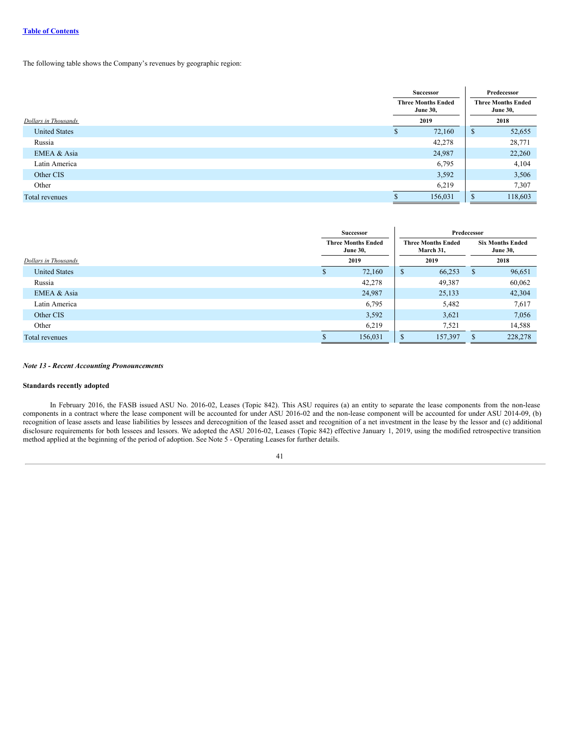The following table shows the Company's revenues by geographic region:

| | Successor | Predecessor |
|---|---|---|
| | Three Months Ended June 30, | Three Months Ended June 30, |
| *Dollars in Thousands* | 2019 | 2018 |
| United States | $ 72,160 | $ 52,655 |
| Russia | 42,278 | 28,771 |
| EMEA & Asia | 24,987 | 22,260 |
| Latin America | 6,795 | 4,104 |
| Other CIS | 3,592 | 3,506 |
| Other | 6,219 | 7,307 |
| Total revenues | $ 156,031 | $ 118,603 |

| | Successor | Predecessor | |
|---|---|---|---|
| | Three Months Ended June 30, | Three Months Ended March 31, | Six Months Ended June 30, |
| *Dollars in Thousands* | 2019 | 2019 | 2018 |
| United States | $ 72,160 | $ 66,253 | $ 96,651 |
| Russia | 42,278 | 49,387 | 60,062 |
| EMEA & Asia | 24,987 | 25,133 | 42,304 |
| Latin America | 6,795 | 5,482 | 7,617 |
| Other CIS | 3,592 | 3,621 | 7,056 |
| Other | 6,219 | 7,521 | 14,588 |
| Total revenues | $ 156,031 | $ 157,397 | $ 228,278 |

***Note 13 - Recent Accounting Pronouncements***

**Standards recently adopted**

In February 2016, the FASB issued ASU No. 2016-02, Leases (Topic 842). This ASU requires (a) an entity to separate the lease components from the non-lease components in a contract where the lease component will be accounted for under ASU 2016-02 and the non-lease component will be accounted for under ASU 2014-09, (b) recognition of lease assets and lease liabilities by lessees and derecognition of the leased asset and recognition of a net investment in the lease by the lessor and (c) additional disclosure requirements for both lessees and lessors. We adopted the ASU 2016-02, Leases (Topic 842) effective January 1, 2019, using the modified retrospective transition method applied at the beginning of the period of adoption. See Note 5 - Operating Leases for further details.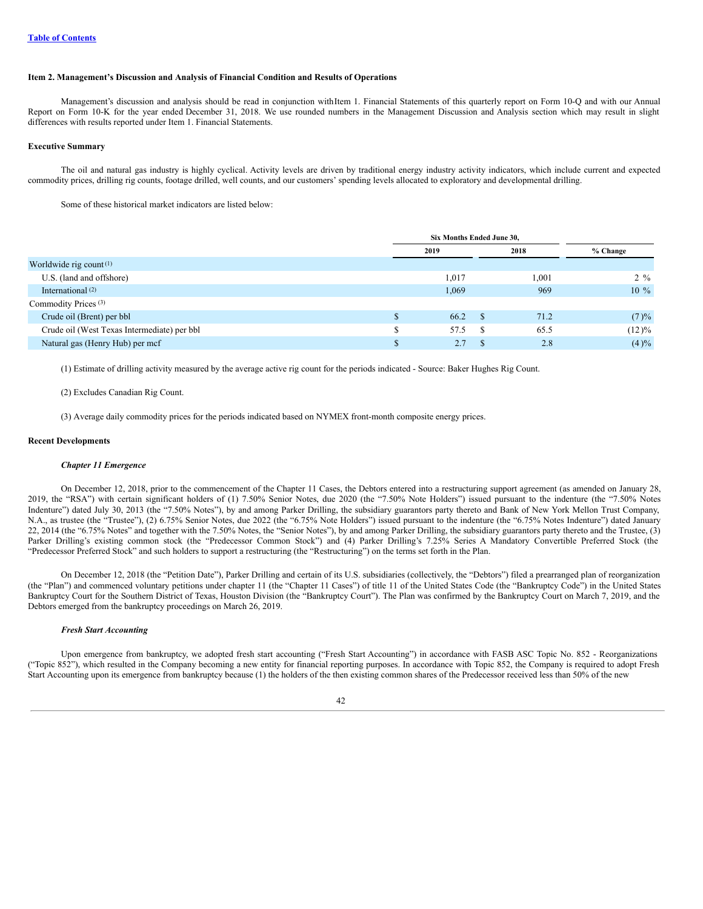[Table of Contents](#)

### Item 2. Management's Discussion and Analysis of Financial Condition and Results of Operations

Management's discussion and analysis should be read in conjunction with Item 1. Financial Statements of this quarterly report on Form 10-Q and with our Annual Report on Form 10-K for the year ended December 31, 2018. We use rounded numbers in the Management Discussion and Analysis section which may result in slight differences with results reported under Item 1. Financial Statements.

### Executive Summary

The oil and natural gas industry is highly cyclical. Activity levels are driven by traditional energy industry activity indicators, which include current and expected commodity prices, drilling rig counts, footage drilled, well counts, and our customers' spending levels allocated to exploratory and developmental drilling.

Some of these historical market indicators are listed below:

| | Six Months Ended June 30, | | |
|---|---|---|---|
| | 2019 | 2018 | % Change |
| Worldwide rig count [(1)] | | | |
| U.S. (land and offshore) | 1,017 | 1,001 | 2 % |
| International [(2)] | 1,069 | 969 | 10 % |
| Commodity Prices [(3)] | | | |
| Crude oil (Brent) per bbl | $ 66.2 | $ 71.2 | (7)% |
| Crude oil (West Texas Intermediate) per bbl | $ 57.5 | $ 65.5 | (12)% |
| Natural gas (Henry Hub) per mcf | $ 2.7 | $ 2.8 | (4)% |

(1) Estimate of drilling activity measured by the average active rig count for the periods indicated - Source: Baker Hughes Rig Count.

(2) Excludes Canadian Rig Count.

(3) Average daily commodity prices for the periods indicated based on NYMEX front-month composite energy prices.

### Recent Developments

***Chapter 11 Emergence***

On December 12, 2018, prior to the commencement of the Chapter 11 Cases, the Debtors entered into a restructuring support agreement (as amended on January 28, 2019, the "RSA") with certain significant holders of (1) 7.50% Senior Notes, due 2020 (the "7.50% Note Holders") issued pursuant to the indenture (the "7.50% Notes Indenture") dated July 30, 2013 (the "7.50% Notes"), by and among Parker Drilling, the subsidiary guarantors party thereto and Bank of New York Mellon Trust Company, N.A., as trustee (the "Trustee"), (2) 6.75% Senior Notes, due 2022 (the "6.75% Note Holders") issued pursuant to the indenture (the "6.75% Notes Indenture") dated January 22, 2014 (the "6.75% Notes" and together with the 7.50% Notes, the "Senior Notes"), by and among Parker Drilling, the subsidiary guarantors party thereto and the Trustee, (3) Parker Drilling's existing common stock (the "Predecessor Common Stock") and (4) Parker Drilling's 7.25% Series A Mandatory Convertible Preferred Stock (the "Predecessor Preferred Stock" and such holders to support a restructuring (the "Restructuring") on the terms set forth in the Plan.

On December 12, 2018 (the "Petition Date"), Parker Drilling and certain of its U.S. subsidiaries (collectively, the "Debtors") filed a prearranged plan of reorganization (the "Plan") and commenced voluntary petitions under chapter 11 (the "Chapter 11 Cases") of title 11 of the United States Code (the "Bankruptcy Code") in the United States Bankruptcy Court for the Southern District of Texas, Houston Division (the "Bankruptcy Court"). The Plan was confirmed by the Bankruptcy Court on March 7, 2019, and the Debtors emerged from the bankruptcy proceedings on March 26, 2019.

***Fresh Start Accounting***

Upon emergence from bankruptcy, we adopted fresh start accounting ("Fresh Start Accounting") in accordance with FASB ASC Topic No. 852 - Reorganizations ("Topic 852"), which resulted in the Company becoming a new entity for financial reporting purposes. In accordance with Topic 852, the Company is required to adopt Fresh Start Accounting upon its emergence from bankruptcy because (1) the holders of the then existing common shares of the Predecessor received less than 50% of the new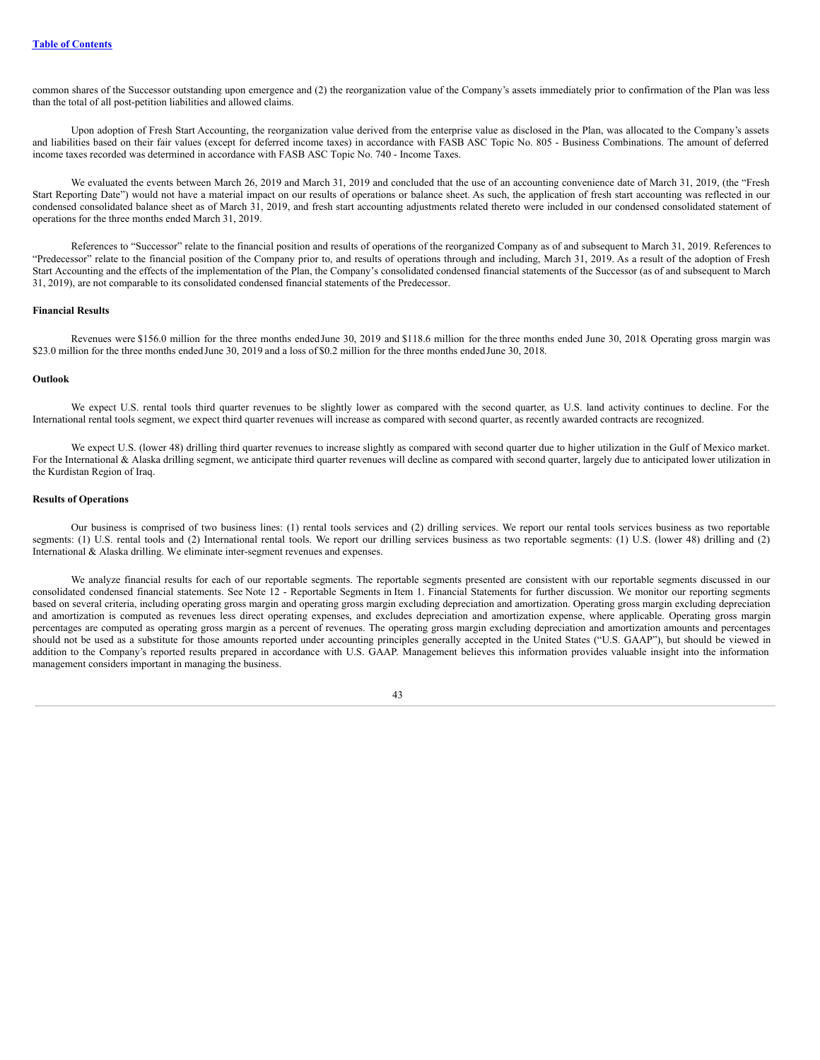common shares of the Successor outstanding upon emergence and (2) the reorganization value of the Company's assets immediately prior to confirmation of the Plan was less than the total of all post-petition liabilities and allowed claims.

Upon adoption of Fresh Start Accounting, the reorganization value derived from the enterprise value as disclosed in the Plan, was allocated to the Company's assets and liabilities based on their fair values (except for deferred income taxes) in accordance with FASB ASC Topic No. 805 - Business Combinations. The amount of deferred income taxes recorded was determined in accordance with FASB ASC Topic No. 740 - Income Taxes.

We evaluated the events between March 26, 2019 and March 31, 2019 and concluded that the use of an accounting convenience date of March 31, 2019, (the "Fresh Start Reporting Date") would not have a material impact on our results of operations or balance sheet. As such, the application of fresh start accounting was reflected in our condensed consolidated balance sheet as of March 31, 2019, and fresh start accounting adjustments related thereto were included in our condensed consolidated statement of operations for the three months ended March 31, 2019.

References to "Successor" relate to the financial position and results of operations of the reorganized Company as of and subsequent to March 31, 2019. References to "Predecessor" relate to the financial position of the Company prior to, and results of operations through and including, March 31, 2019. As a result of the adoption of Fresh Start Accounting and the effects of the implementation of the Plan, the Company's consolidated condensed financial statements of the Successor (as of and subsequent to March 31, 2019), are not comparable to its consolidated condensed financial statements of the Predecessor.

**Financial Results**

Revenues were $156.0 million for the three months ended June 30, 2019 and $118.6 million for the three months ended June 30, 2018. Operating gross margin was $23.0 million for the three months ended June 30, 2019 and a loss of $0.2 million for the three months ended June 30, 2018.

**Outlook**

We expect U.S. rental tools third quarter revenues to be slightly lower as compared with the second quarter, as U.S. land activity continues to decline. For the International rental tools segment, we expect third quarter revenues will increase as compared with second quarter, as recently awarded contracts are recognized.

We expect U.S. (lower 48) drilling third quarter revenues to increase slightly as compared with second quarter due to higher utilization in the Gulf of Mexico market. For the International & Alaska drilling segment, we anticipate third quarter revenues will decline as compared with second quarter, largely due to anticipated lower utilization in the Kurdistan Region of Iraq.

**Results of Operations**

Our business is comprised of two business lines: (1) rental tools services and (2) drilling services. We report our rental tools services business as two reportable segments: (1) U.S. rental tools and (2) International rental tools. We report our drilling services business as two reportable segments: (1) U.S. (lower 48) drilling and (2) International & Alaska drilling. We eliminate inter-segment revenues and expenses.

We analyze financial results for each of our reportable segments. The reportable segments presented are consistent with our reportable segments discussed in our consolidated condensed financial statements. See Note 12 - Reportable Segments in Item 1. Financial Statements for further discussion. We monitor our reporting segments based on several criteria, including operating gross margin and operating gross margin excluding depreciation and amortization. Operating gross margin excluding depreciation and amortization is computed as revenues less direct operating expenses, and excludes depreciation and amortization expense, where applicable. Operating gross margin percentages are computed as operating gross margin as a percent of revenues. The operating gross margin excluding depreciation and amortization amounts and percentages should not be used as a substitute for those amounts reported under accounting principles generally accepted in the United States ("U.S. GAAP"), but should be viewed in addition to the Company's reported results prepared in accordance with U.S. GAAP. Management believes this information provides valuable insight into the information management considers important in managing the business.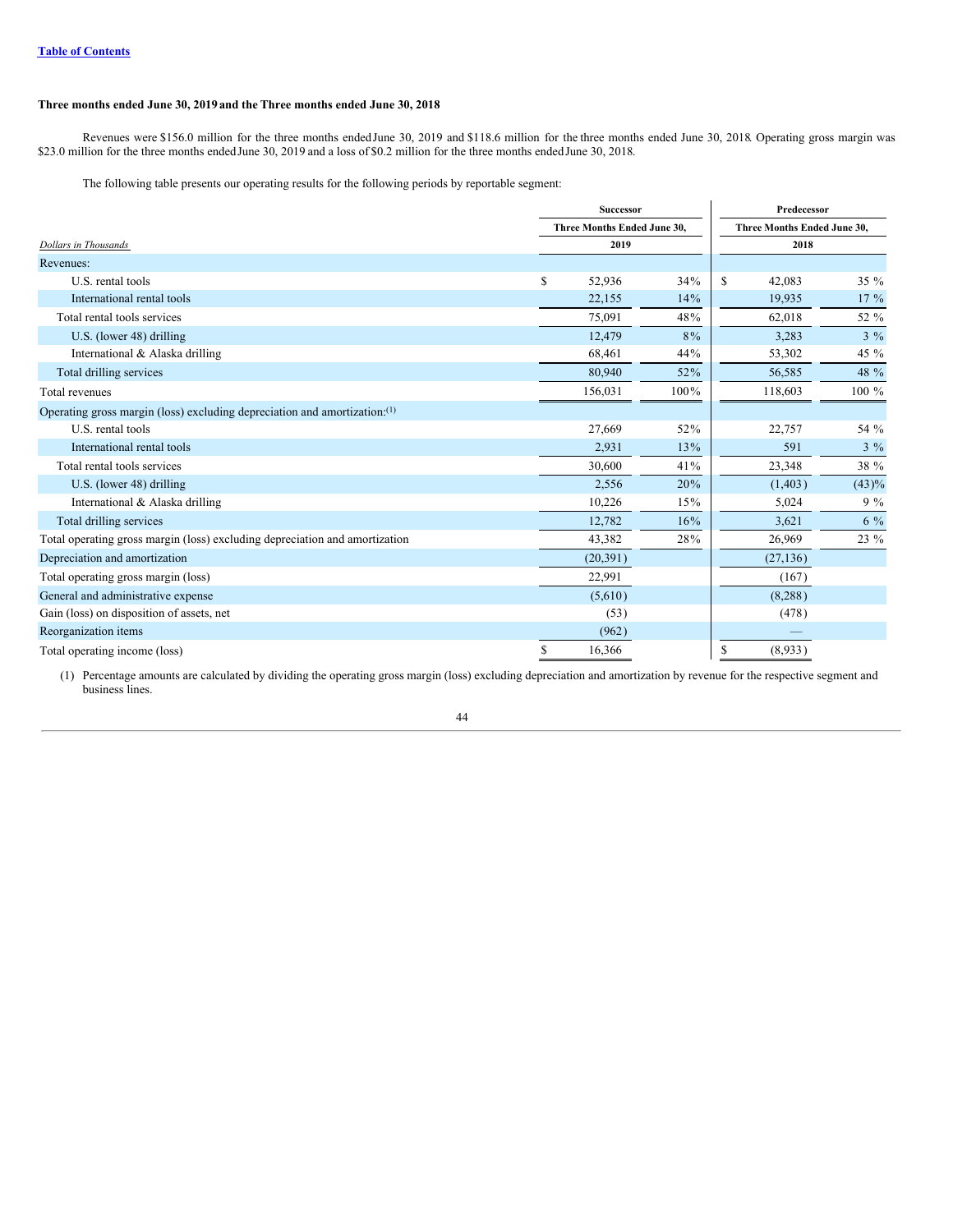**Three months ended June 30, 2019 and the Three months ended June 30, 2018**

Revenues were $156.0 million for the three months ended June 30, 2019 and $118.6 million for the three months ended June 30, 2018. Operating gross margin was $23.0 million for the three months ended June 30, 2019 and a loss of $0.2 million for the three months ended June 30, 2018.

The following table presents our operating results for the following periods by reportable segment:

| *Dollars in Thousands* | Successor | | Predecessor | |
|---|---|---|---|---|
| | Three Months Ended June 30, 2019 | | Three Months Ended June 30, 2018 | |
| Revenues: | | | | |
| U.S. rental tools | $ 52,936 | 34% | $ 42,083 | 35 % |
| International rental tools | 22,155 | 14% | 19,935 | 17 % |
| Total rental tools services | 75,091 | 48% | 62,018 | 52 % |
| U.S. (lower 48) drilling | 12,479 | 8% | 3,283 | 3 % |
| International & Alaska drilling | 68,461 | 44% | 53,302 | 45 % |
| Total drilling services | 80,940 | 52% | 56,585 | 48 % |
| Total revenues | 156,031 | 100% | 118,603 | 100 % |
| Operating gross margin (loss) excluding depreciation and amortization:[(1)] | | | | |
| U.S. rental tools | 27,669 | 52% | 22,757 | 54 % |
| International rental tools | 2,931 | 13% | 591 | 3 % |
| Total rental tools services | 30,600 | 41% | 23,348 | 38 % |
| U.S. (lower 48) drilling | 2,556 | 20% | (1,403) | (43)% |
| International & Alaska drilling | 10,226 | 15% | 5,024 | 9 % |
| Total drilling services | 12,782 | 16% | 3,621 | 6 % |
| Total operating gross margin (loss) excluding depreciation and amortization | 43,382 | 28% | 26,969 | 23 % |
| Depreciation and amortization | (20,391) | | (27,136) | |
| Total operating gross margin (loss) | 22,991 | | (167) | |
| General and administrative expense | (5,610) | | (8,288) | |
| Gain (loss) on disposition of assets, net | (53) | | (478) | |
| Reorganization items | (962) | | — | |
| Total operating income (loss) | $ 16,366 | | $ (8,933) | |

(1) Percentage amounts are calculated by dividing the operating gross margin (loss) excluding depreciation and amortization by revenue for the respective segment and business lines.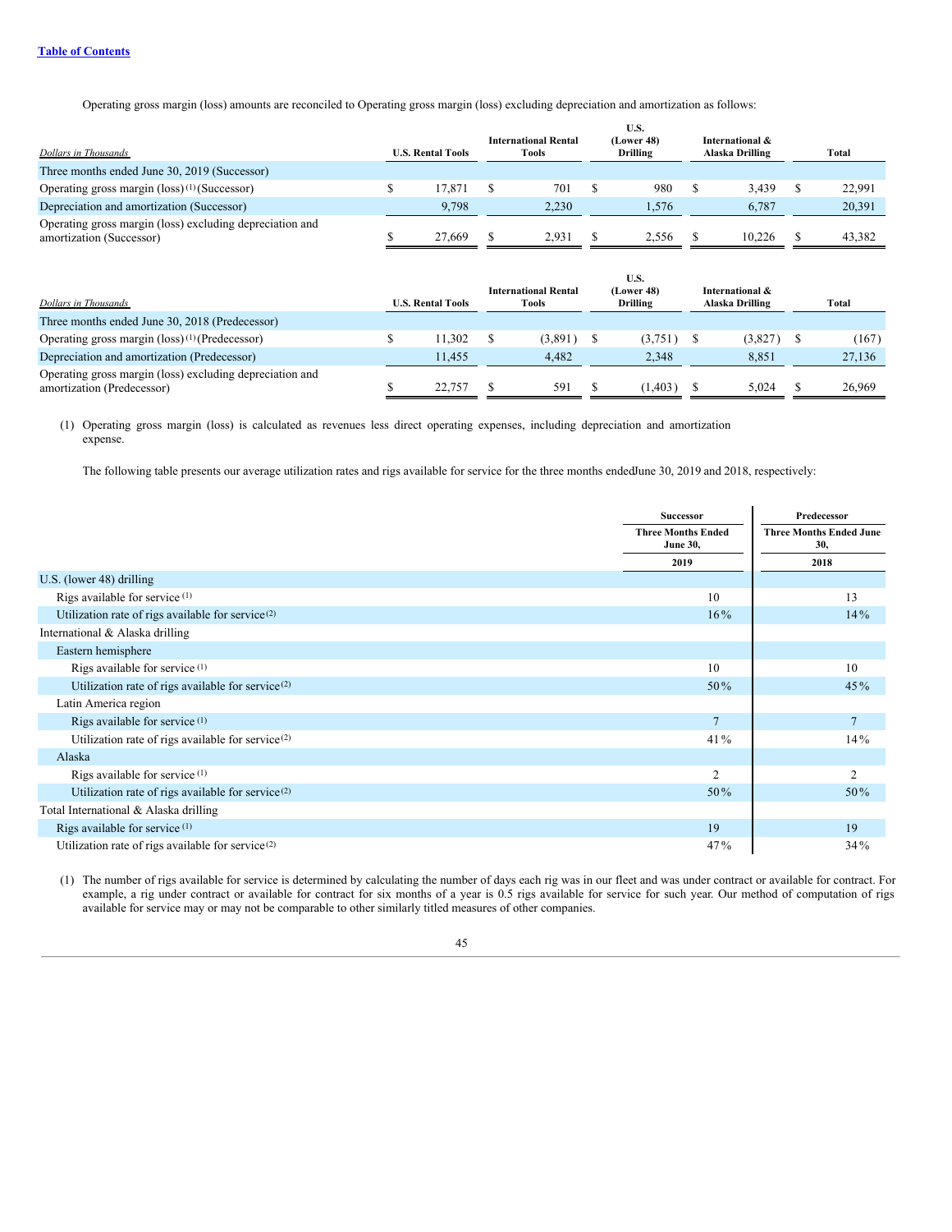[Table of Contents](#)

Operating gross margin (loss) amounts are reconciled to Operating gross margin (loss) excluding depreciation and amortization as follows:

| *Dollars in Thousands* | U.S. Rental Tools | International Rental Tools | U.S. (Lower 48) Drilling | International & Alaska Drilling | Total |
|---|---|---|---|---|---|
| Three months ended June 30, 2019 (Successor) | | | | | |
| Operating gross margin (loss) [1] (Successor) | $ 17,871 | $ 701 | $ 980 | $ 3,439 | $ 22,991 |
| Depreciation and amortization (Successor) | 9,798 | 2,230 | 1,576 | 6,787 | 20,391 |
| Operating gross margin (loss) excluding depreciation and amortization (Successor) | $ 27,669 | $ 2,931 | $ 2,556 | $ 10,226 | $ 43,382 |

| *Dollars in Thousands* | U.S. Rental Tools | International Rental Tools | U.S. (Lower 48) Drilling | International & Alaska Drilling | Total |
|---|---|---|---|---|---|
| Three months ended June 30, 2018 (Predecessor) | | | | | |
| Operating gross margin (loss) [1] (Predecessor) | $ 11,302 | $ (3,891) | $ (3,751) | $ (3,827) | $ (167) |
| Depreciation and amortization (Predecessor) | 11,455 | 4,482 | 2,348 | 8,851 | 27,136 |
| Operating gross margin (loss) excluding depreciation and amortization (Predecessor) | $ 22,757 | $ 591 | $ (1,403) | $ 5,024 | $ 26,969 |

(1) Operating gross margin (loss) is calculated as revenues less direct operating expenses, including depreciation and amortization expense.

The following table presents our average utilization rates and rigs available for service for the three months ended June 30, 2019 and 2018, respectively:

| | Successor | Predecessor |
|---|---|---|
| | Three Months Ended June 30, | Three Months Ended June 30, |
| | 2019 | 2018 |
| U.S. (lower 48) drilling | | |
| Rigs available for service [1] | 10 | 13 |
| Utilization rate of rigs available for service [2] | 16% | 14% |
| International & Alaska drilling | | |
| Eastern hemisphere | | |
| Rigs available for service [1] | 10 | 10 |
| Utilization rate of rigs available for service [2] | 50% | 45% |
| Latin America region | | |
| Rigs available for service [1] | 7 | 7 |
| Utilization rate of rigs available for service [2] | 41% | 14% |
| Alaska | | |
| Rigs available for service [1] | 2 | 2 |
| Utilization rate of rigs available for service [2] | 50% | 50% |
| Total International & Alaska drilling | | |
| Rigs available for service [1] | 19 | 19 |
| Utilization rate of rigs available for service [2] | 47% | 34% |

(1) The number of rigs available for service is determined by calculating the number of days each rig was in our fleet and was under contract or available for contract. For example, a rig under contract or available for contract for six months of a year is 0.5 rigs available for service for such year. Our method of computation of rigs available for service may or may not be comparable to other similarly titled measures of other companies.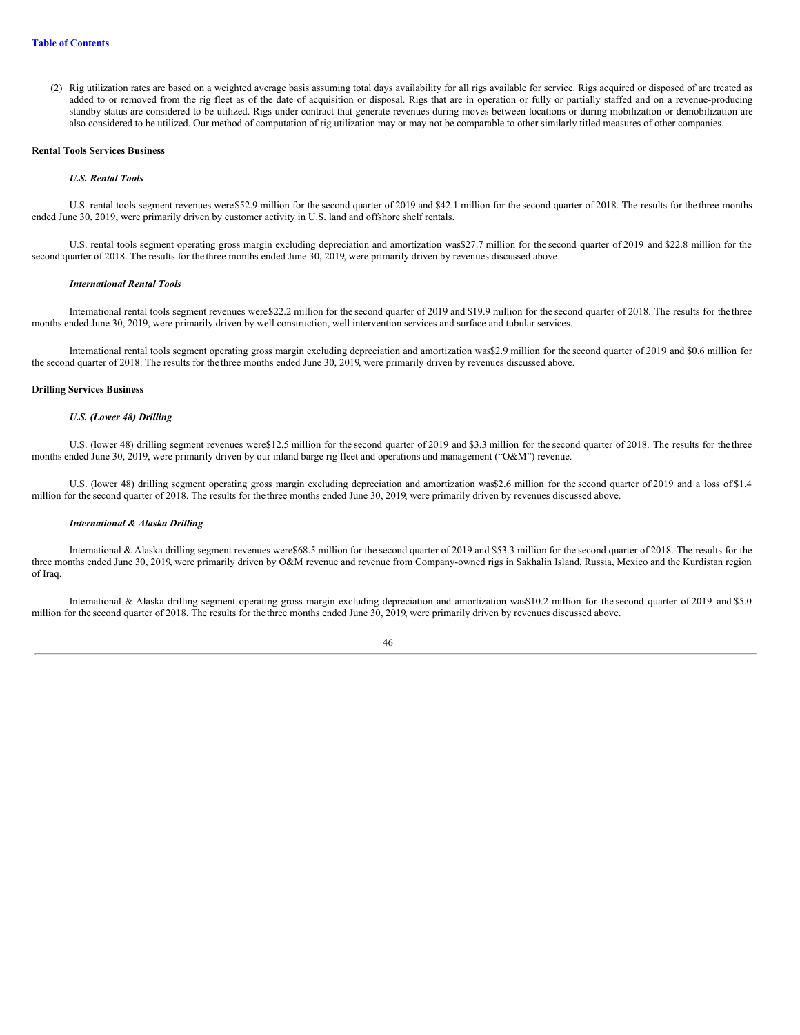(2) Rig utilization rates are based on a weighted average basis assuming total days availability for all rigs available for service. Rigs acquired or disposed of are treated as added to or removed from the rig fleet as of the date of acquisition or disposal. Rigs that are in operation or fully or partially staffed and on a revenue-producing standby status are considered to be utilized. Rigs under contract that generate revenues during moves between locations or during mobilization or demobilization are also considered to be utilized. Our method of computation of rig utilization may or may not be comparable to other similarly titled measures of other companies.

**Rental Tools Services Business**

***U.S. Rental Tools***

U.S. rental tools segment revenues were $52.9 million for the second quarter of 2019 and $42.1 million for the second quarter of 2018. The results for the three months ended June 30, 2019, were primarily driven by customer activity in U.S. land and offshore shelf rentals.

U.S. rental tools segment operating gross margin excluding depreciation and amortization was $27.7 million for the second quarter of 2019 and $22.8 million for the second quarter of 2018. The results for the three months ended June 30, 2019, were primarily driven by revenues discussed above.

***International Rental Tools***

International rental tools segment revenues were $22.2 million for the second quarter of 2019 and $19.9 million for the second quarter of 2018. The results for the three months ended June 30, 2019, were primarily driven by well construction, well intervention services and surface and tubular services.

International rental tools segment operating gross margin excluding depreciation and amortization was $2.9 million for the second quarter of 2019 and $0.6 million for the second quarter of 2018. The results for the three months ended June 30, 2019, were primarily driven by revenues discussed above.

**Drilling Services Business**

***U.S. (Lower 48) Drilling***

U.S. (lower 48) drilling segment revenues were $12.5 million for the second quarter of 2019 and $3.3 million for the second quarter of 2018. The results for the three months ended June 30, 2019, were primarily driven by our inland barge rig fleet and operations and management ("O&M") revenue.

U.S. (lower 48) drilling segment operating gross margin excluding depreciation and amortization was $2.6 million for the second quarter of 2019 and a loss of $1.4 million for the second quarter of 2018. The results for the three months ended June 30, 2019, were primarily driven by revenues discussed above.

***International & Alaska Drilling***

International & Alaska drilling segment revenues were $68.5 million for the second quarter of 2019 and $53.3 million for the second quarter of 2018. The results for the three months ended June 30, 2019, were primarily driven by O&M revenue and revenue from Company-owned rigs in Sakhalin Island, Russia, Mexico and the Kurdistan region of Iraq.

International & Alaska drilling segment operating gross margin excluding depreciation and amortization was $10.2 million for the second quarter of 2019 and $5.0 million for the second quarter of 2018. The results for the three months ended June 30, 2019, were primarily driven by revenues discussed above.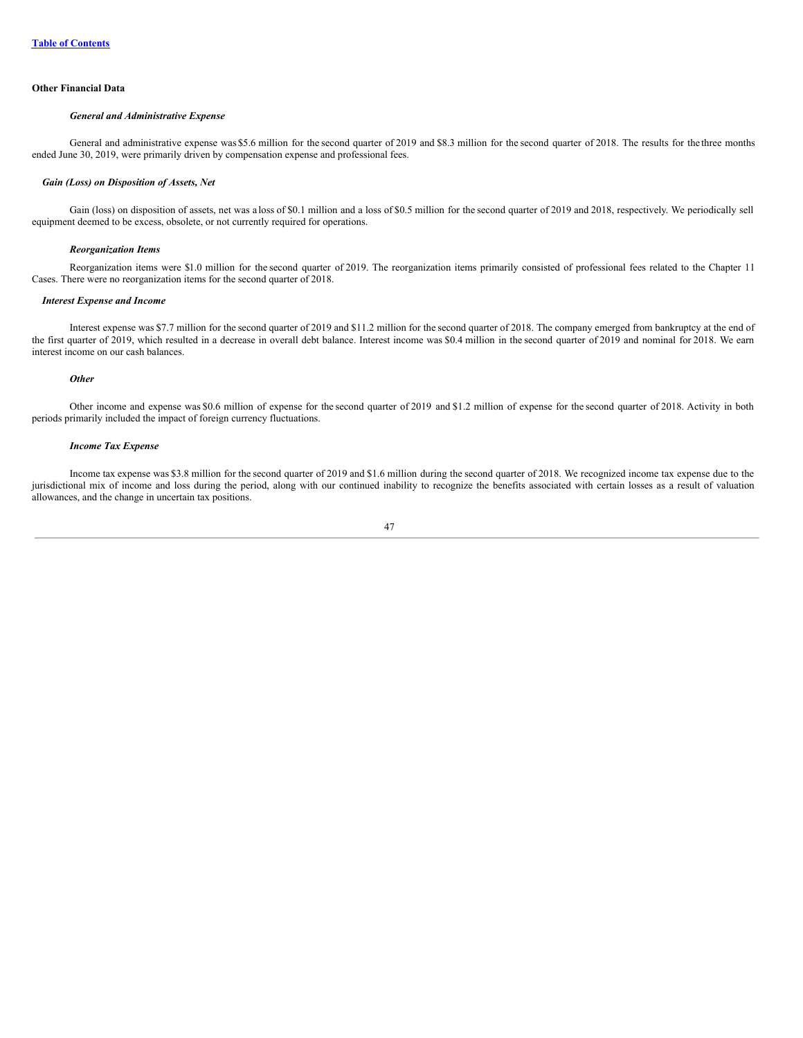[Table of Contents](#)

**Other Financial Data**

***General and Administrative Expense***

General and administrative expense was $5.6 million for the second quarter of 2019 and $8.3 million for the second quarter of 2018. The results for the three months ended June 30, 2019, were primarily driven by compensation expense and professional fees.

***Gain (Loss) on Disposition of Assets, Net***

Gain (loss) on disposition of assets, net was a loss of $0.1 million and a loss of $0.5 million for the second quarter of 2019 and 2018, respectively. We periodically sell equipment deemed to be excess, obsolete, or not currently required for operations.

***Reorganization Items***

Reorganization items were $1.0 million for the second quarter of 2019. The reorganization items primarily consisted of professional fees related to the Chapter 11 Cases. There were no reorganization items for the second quarter of 2018.

***Interest Expense and Income***

Interest expense was $7.7 million for the second quarter of 2019 and $11.2 million for the second quarter of 2018. The company emerged from bankruptcy at the end of the first quarter of 2019, which resulted in a decrease in overall debt balance. Interest income was $0.4 million in the second quarter of 2019 and nominal for 2018. We earn interest income on our cash balances.

***Other***

Other income and expense was $0.6 million of expense for the second quarter of 2019 and $1.2 million of expense for the second quarter of 2018. Activity in both periods primarily included the impact of foreign currency fluctuations.

***Income Tax Expense***

Income tax expense was $3.8 million for the second quarter of 2019 and $1.6 million during the second quarter of 2018. We recognized income tax expense due to the jurisdictional mix of income and loss during the period, along with our continued inability to recognize the benefits associated with certain losses as a result of valuation allowances, and the change in uncertain tax positions.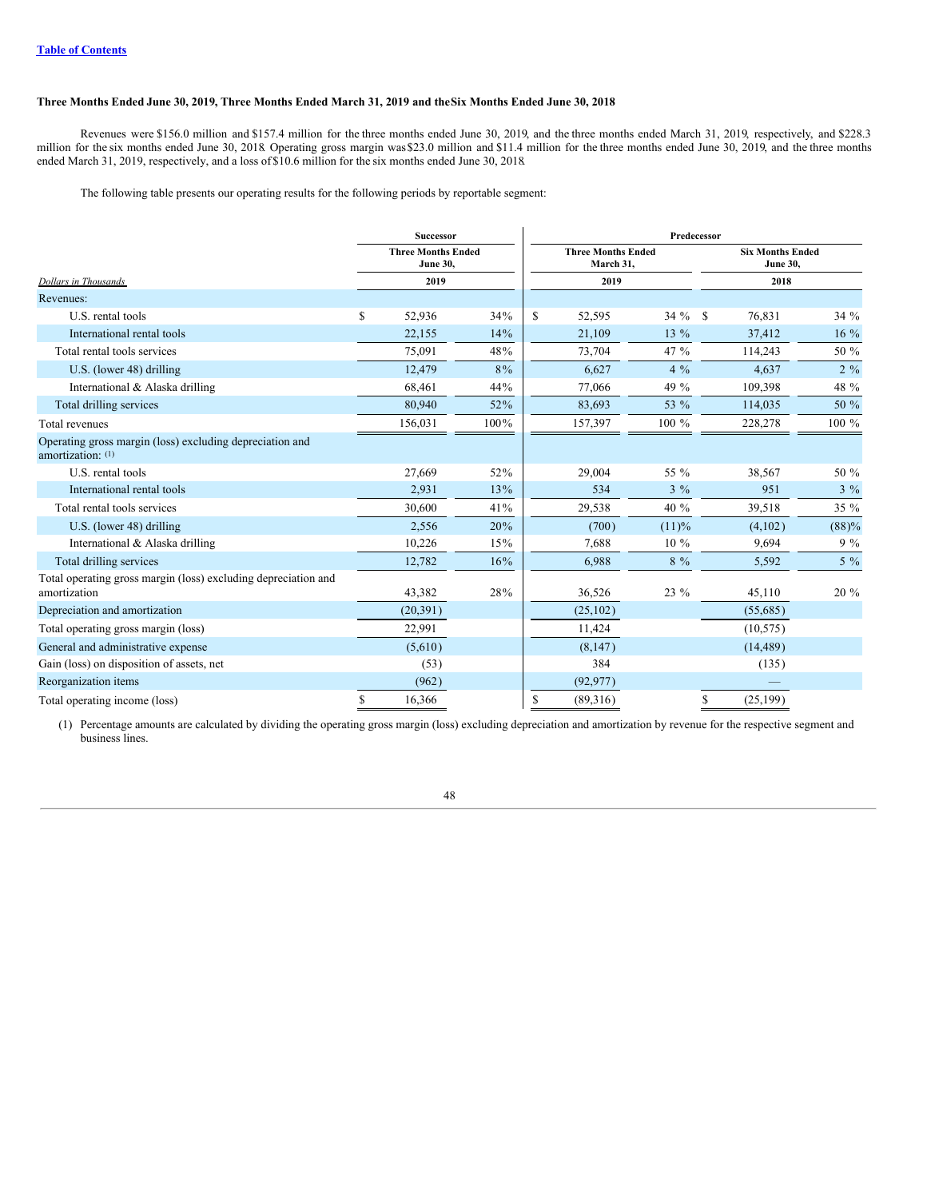[Table of Contents](#)

### Three Months Ended June 30, 2019, Three Months Ended March 31, 2019 and the Six Months Ended June 30, 2018

Revenues were $156.0 million and $157.4 million for the three months ended June 30, 2019, and the three months ended March 31, 2019, respectively, and $228.3 million for the six months ended June 30, 2018. Operating gross margin was $23.0 million and $11.4 million for the three months ended June 30, 2019, and the three months ended March 31, 2019, respectively, and a loss of $10.6 million for the six months ended June 30, 2018.

The following table presents our operating results for the following periods by reportable segment:

| | Successor | | Predecessor | | | |
|---|---|---|---|---|---|---|
| | Three Months Ended June 30, | | Three Months Ended March 31, | | Six Months Ended June 30, | |
| *Dollars in Thousands* | 2019 | | 2019 | | 2018 | |
| Revenues: | | | | | | |
| U.S. rental tools | $ 52,936 | 34% | $ 52,595 | 34 % | $ 76,831 | 34 % |
| International rental tools | 22,155 | 14% | 21,109 | 13 % | 37,412 | 16 % |
| Total rental tools services | 75,091 | 48% | 73,704 | 47 % | 114,243 | 50 % |
| U.S. (lower 48) drilling | 12,479 | 8% | 6,627 | 4 % | 4,637 | 2 % |
| International & Alaska drilling | 68,461 | 44% | 77,066 | 49 % | 109,398 | 48 % |
| Total drilling services | 80,940 | 52% | 83,693 | 53 % | 114,035 | 50 % |
| Total revenues | 156,031 | 100% | 157,397 | 100 % | 228,278 | 100 % |
| Operating gross margin (loss) excluding depreciation and amortization: (1) | | | | | | |
| U.S. rental tools | 27,669 | 52% | 29,004 | 55 % | 38,567 | 50 % |
| International rental tools | 2,931 | 13% | 534 | 3 % | 951 | 3 % |
| Total rental tools services | 30,600 | 41% | 29,538 | 40 % | 39,518 | 35 % |
| U.S. (lower 48) drilling | 2,556 | 20% | (700) | (11)% | (4,102) | (88)% |
| International & Alaska drilling | 10,226 | 15% | 7,688 | 10 % | 9,694 | 9 % |
| Total drilling services | 12,782 | 16% | 6,988 | 8 % | 5,592 | 5 % |
| Total operating gross margin (loss) excluding depreciation and amortization | 43,382 | 28% | 36,526 | 23 % | 45,110 | 20 % |
| Depreciation and amortization | (20,391) | | (25,102) | | (55,685) | |
| Total operating gross margin (loss) | 22,991 | | 11,424 | | (10,575) | |
| General and administrative expense | (5,610) | | (8,147) | | (14,489) | |
| Gain (loss) on disposition of assets, net | (53) | | 384 | | (135) | |
| Reorganization items | (962) | | (92,977) | | — | |
| Total operating income (loss) | $ 16,366 | | $ (89,316) | | $ (25,199) | |

(1) Percentage amounts are calculated by dividing the operating gross margin (loss) excluding depreciation and amortization by revenue for the respective segment and business lines.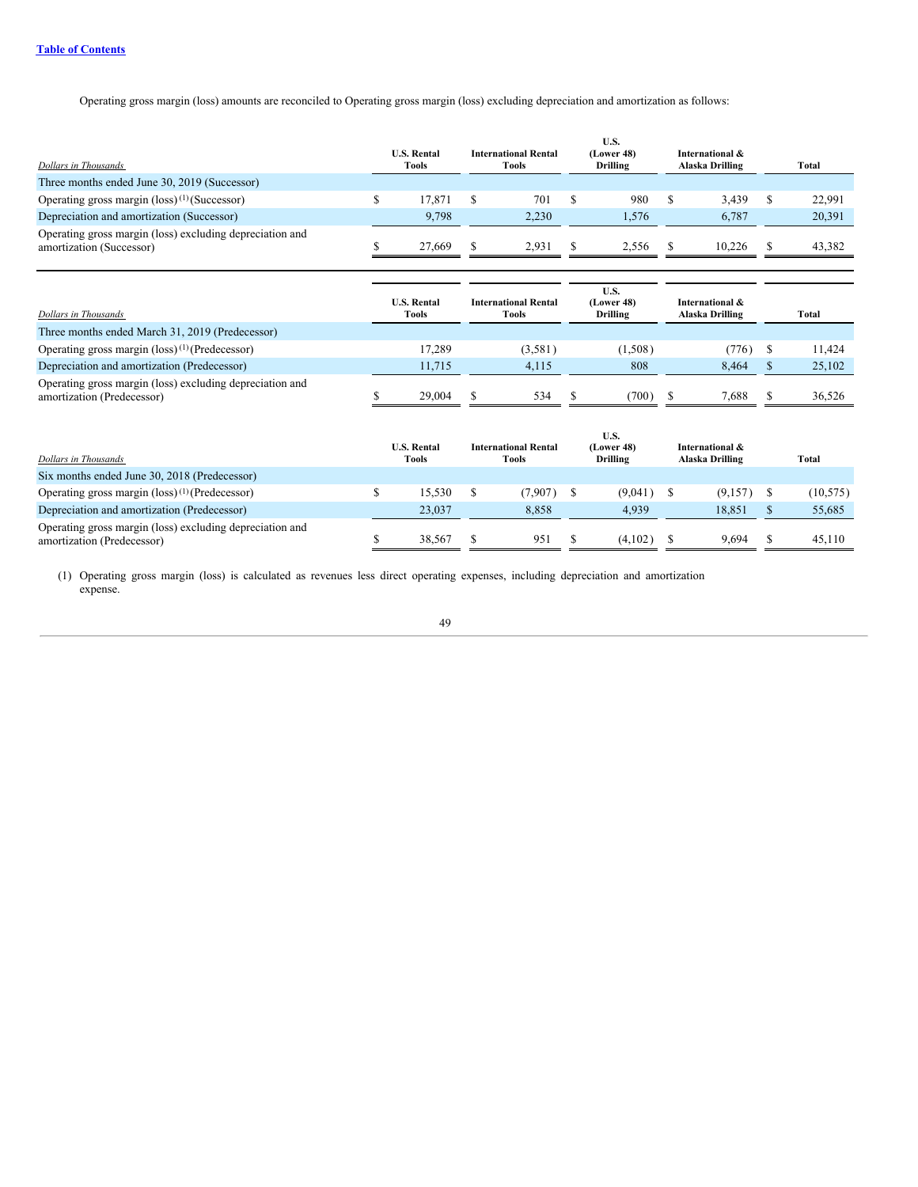Operating gross margin (loss) amounts are reconciled to Operating gross margin (loss) excluding depreciation and amortization as follows:

| *Dollars in Thousands* | U.S. Rental Tools | International Rental Tools | U.S. (Lower 48) Drilling | International & Alaska Drilling | Total |
|---|---|---|---|---|---|
| Three months ended June 30, 2019 (Successor) | | | | | |
| Operating gross margin (loss) (1) (Successor) | $ 17,871 | $ 701 | $ 980 | $ 3,439 | $ 22,991 |
| Depreciation and amortization (Successor) | 9,798 | 2,230 | 1,576 | 6,787 | 20,391 |
| Operating gross margin (loss) excluding depreciation and amortization (Successor) | $ 27,669 | $ 2,931 | $ 2,556 | $ 10,226 | $ 43,382 |

| *Dollars in Thousands* | U.S. Rental Tools | International Rental Tools | U.S. (Lower 48) Drilling | International & Alaska Drilling | Total |
|---|---|---|---|---|---|
| Three months ended March 31, 2019 (Predecessor) | | | | | |
| Operating gross margin (loss) (1) (Predecessor) | 17,289 | (3,581) | (1,508) | (776) | $ 11,424 |
| Depreciation and amortization (Predecessor) | 11,715 | 4,115 | 808 | 8,464 | $ 25,102 |
| Operating gross margin (loss) excluding depreciation and amortization (Predecessor) | $ 29,004 | $ 534 | $ (700) | $ 7,688 | $ 36,526 |

| *Dollars in Thousands* | U.S. Rental Tools | International Rental Tools | U.S. (Lower 48) Drilling | International & Alaska Drilling | Total |
|---|---|---|---|---|---|
| Six months ended June 30, 2018 (Predecessor) | | | | | |
| Operating gross margin (loss) (1) (Predecessor) | $ 15,530 | $ (7,907) | $ (9,041) | $ (9,157) | $ (10,575) |
| Depreciation and amortization (Predecessor) | 23,037 | 8,858 | 4,939 | 18,851 | $ 55,685 |
| Operating gross margin (loss) excluding depreciation and amortization (Predecessor) | $ 38,567 | $ 951 | $ (4,102) | $ 9,694 | $ 45,110 |

(1) Operating gross margin (loss) is calculated as revenues less direct operating expenses, including depreciation and amortization expense.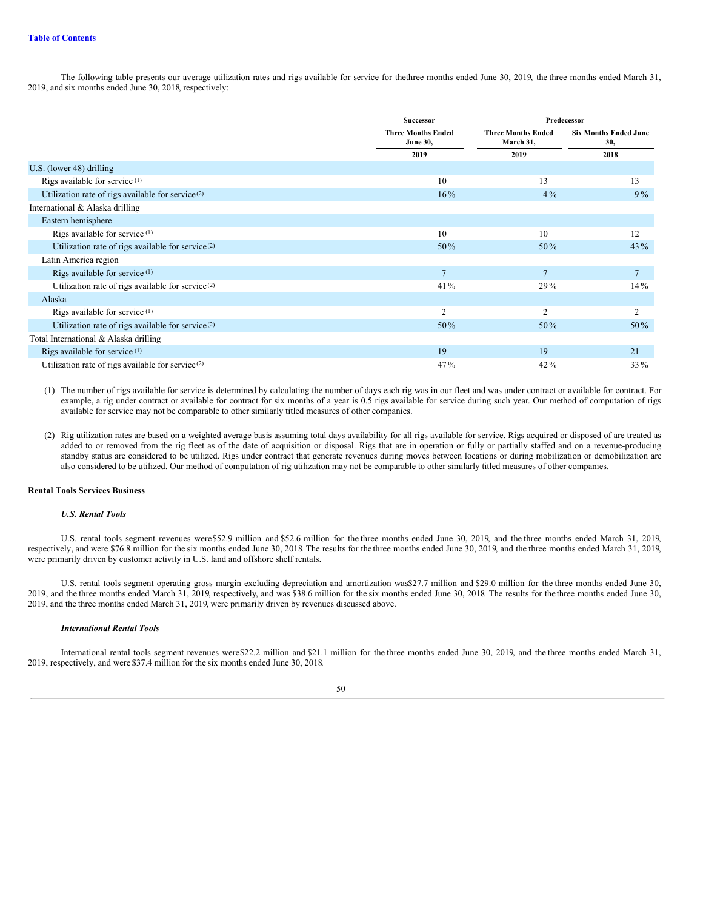[Table of Contents](#)

The following table presents our average utilization rates and rigs available for service for the three months ended June 30, 2019, the three months ended March 31, 2019, and six months ended June 30, 2018, respectively:

| | Successor | Predecessor | |
|---|---|---|---|
| | Three Months Ended June 30, | Three Months Ended March 31, | Six Months Ended June 30, |
| | 2019 | 2019 | 2018 |
| U.S. (lower 48) drilling | | | |
| Rigs available for service (1) | 10 | 13 | 13 |
| Utilization rate of rigs available for service (2) | 16% | 4% | 9% |
| International & Alaska drilling | | | |
| Eastern hemisphere | | | |
| Rigs available for service (1) | 10 | 10 | 12 |
| Utilization rate of rigs available for service (2) | 50% | 50% | 43% |
| Latin America region | | | |
| Rigs available for service (1) | 7 | 7 | 7 |
| Utilization rate of rigs available for service (2) | 41% | 29% | 14% |
| Alaska | | | |
| Rigs available for service (1) | 2 | 2 | 2 |
| Utilization rate of rigs available for service (2) | 50% | 50% | 50% |
| Total International & Alaska drilling | | | |
| Rigs available for service (1) | 19 | 19 | 21 |
| Utilization rate of rigs available for service (2) | 47% | 42% | 33% |

(1) The number of rigs available for service is determined by calculating the number of days each rig was in our fleet and was under contract or available for contract. For example, a rig under contract or available for contract for six months of a year is 0.5 rigs available for service during such year. Our method of computation of rigs available for service may not be comparable to other similarly titled measures of other companies.

(2) Rig utilization rates are based on a weighted average basis assuming total days availability for all rigs available for service. Rigs acquired or disposed of are treated as added to or removed from the rig fleet as of the date of acquisition or disposal. Rigs that are in operation or fully or partially staffed and on a revenue-producing standby status are considered to be utilized. Rigs under contract that generate revenues during moves between locations or during mobilization or demobilization are also considered to be utilized. Our method of computation of rig utilization may not be comparable to other similarly titled measures of other companies.

**Rental Tools Services Business**

***U.S. Rental Tools***

U.S. rental tools segment revenues were $52.9 million and $52.6 million for the three months ended June 30, 2019, and the three months ended March 31, 2019, respectively, and were $76.8 million for the six months ended June 30, 2018. The results for the three months ended June 30, 2019, and the three months ended March 31, 2019, were primarily driven by customer activity in U.S. land and offshore shelf rentals.

U.S. rental tools segment operating gross margin excluding depreciation and amortization was $27.7 million and $29.0 million for the three months ended June 30, 2019, and the three months ended March 31, 2019, respectively, and was $38.6 million for the six months ended June 30, 2018. The results for the three months ended June 30, 2019, and the three months ended March 31, 2019, were primarily driven by revenues discussed above.

***International Rental Tools***

International rental tools segment revenues were $22.2 million and $21.1 million for the three months ended June 30, 2019, and the three months ended March 31, 2019, respectively, and were $37.4 million for the six months ended June 30, 2018.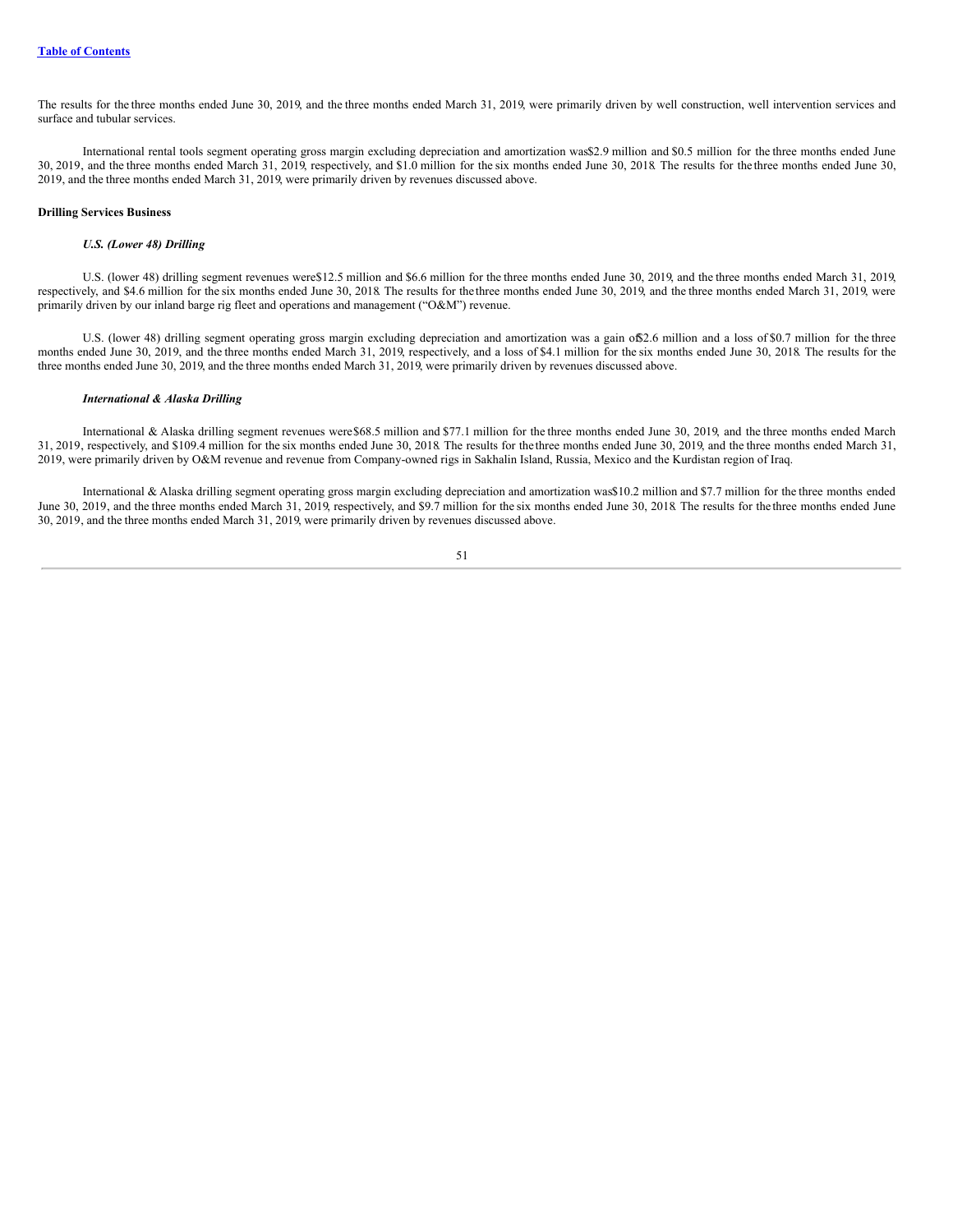The results for the three months ended June 30, 2019, and the three months ended March 31, 2019, were primarily driven by well construction, well intervention services and surface and tubular services.

International rental tools segment operating gross margin excluding depreciation and amortization was $2.9 million and $0.5 million for the three months ended June 30, 2019, and the three months ended March 31, 2019, respectively, and $1.0 million for the six months ended June 30, 2018. The results for the three months ended June 30, 2019, and the three months ended March 31, 2019, were primarily driven by revenues discussed above.

**Drilling Services Business**

***U.S. (Lower 48) Drilling***

U.S. (lower 48) drilling segment revenues were $12.5 million and $6.6 million for the three months ended June 30, 2019, and the three months ended March 31, 2019, respectively, and $4.6 million for the six months ended June 30, 2018. The results for the three months ended June 30, 2019, and the three months ended March 31, 2019, were primarily driven by our inland barge rig fleet and operations and management ("O&M") revenue.

U.S. (lower 48) drilling segment operating gross margin excluding depreciation and amortization was a gain of $2.6 million and a loss of $0.7 million for the three months ended June 30, 2019, and the three months ended March 31, 2019, respectively, and a loss of $4.1 million for the six months ended June 30, 2018. The results for the three months ended June 30, 2019, and the three months ended March 31, 2019, were primarily driven by revenues discussed above.

***International & Alaska Drilling***

International & Alaska drilling segment revenues were $68.5 million and $77.1 million for the three months ended June 30, 2019, and the three months ended March 31, 2019, respectively, and $109.4 million for the six months ended June 30, 2018. The results for the three months ended June 30, 2019, and the three months ended March 31, 2019, were primarily driven by O&M revenue and revenue from Company-owned rigs in Sakhalin Island, Russia, Mexico and the Kurdistan region of Iraq.

International & Alaska drilling segment operating gross margin excluding depreciation and amortization was $10.2 million and $7.7 million for the three months ended June 30, 2019, and the three months ended March 31, 2019, respectively, and $9.7 million for the six months ended June 30, 2018. The results for the three months ended June 30, 2019, and the three months ended March 31, 2019, were primarily driven by revenues discussed above.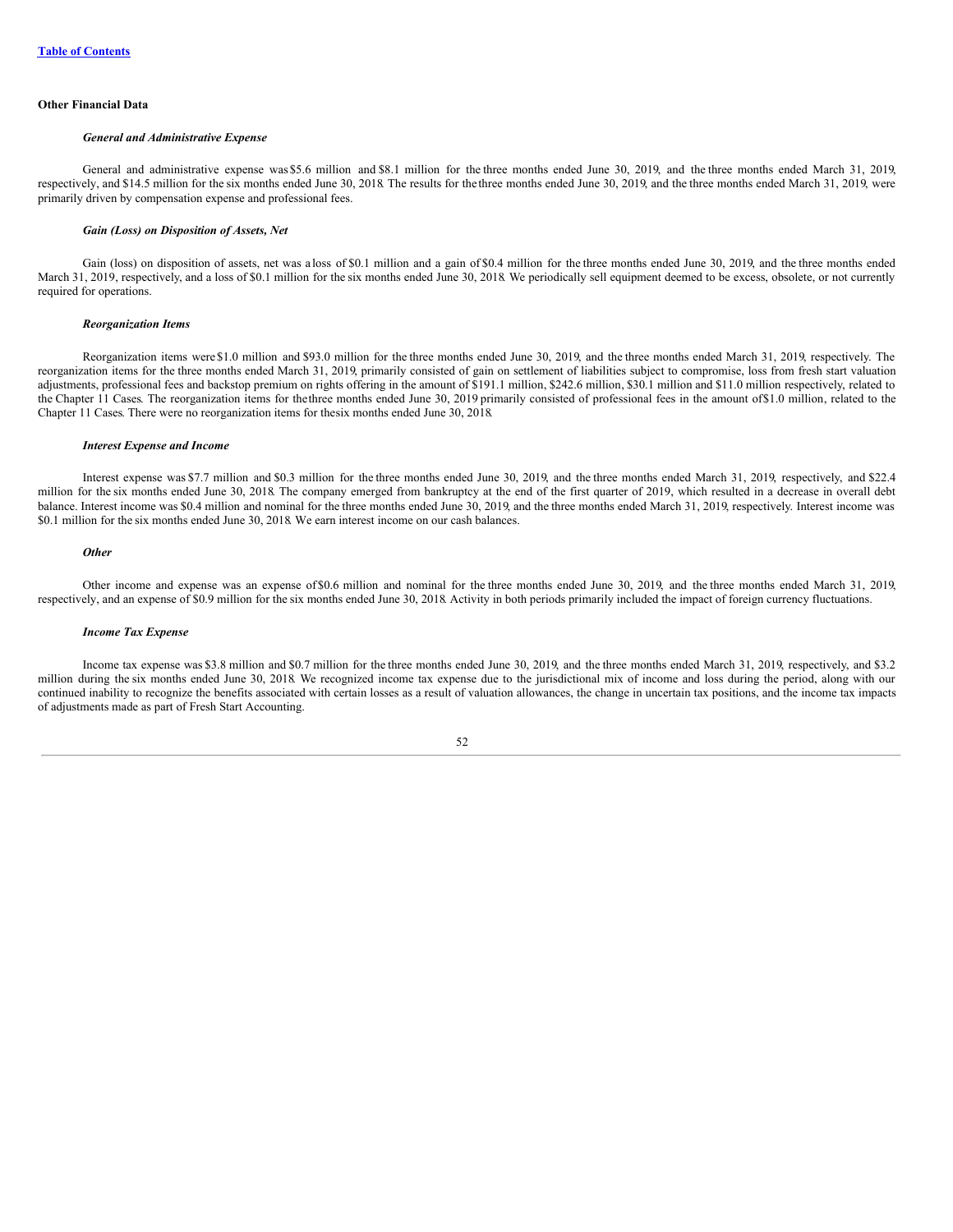[Table of Contents](#)

**Other Financial Data**

***General and Administrative Expense***

General and administrative expense was $5.6 million and $8.1 million for the three months ended June 30, 2019, and the three months ended March 31, 2019, respectively, and $14.5 million for the six months ended June 30, 2018. The results for the three months ended June 30, 2019, and the three months ended March 31, 2019, were primarily driven by compensation expense and professional fees.

***Gain (Loss) on Disposition of Assets, Net***

Gain (loss) on disposition of assets, net was a loss of $0.1 million and a gain of $0.4 million for the three months ended June 30, 2019, and the three months ended March 31, 2019, respectively, and a loss of $0.1 million for the six months ended June 30, 2018. We periodically sell equipment deemed to be excess, obsolete, or not currently required for operations.

***Reorganization Items***

Reorganization items were $1.0 million and $93.0 million for the three months ended June 30, 2019, and the three months ended March 31, 2019, respectively. The reorganization items for the three months ended March 31, 2019, primarily consisted of gain on settlement of liabilities subject to compromise, loss from fresh start valuation adjustments, professional fees and backstop premium on rights offering in the amount of $191.1 million, $242.6 million, $30.1 million and $11.0 million respectively, related to the Chapter 11 Cases. The reorganization items for the three months ended June 30, 2019 primarily consisted of professional fees in the amount of $1.0 million, related to the Chapter 11 Cases. There were no reorganization items for the six months ended June 30, 2018.

***Interest Expense and Income***

Interest expense was $7.7 million and $0.3 million for the three months ended June 30, 2019, and the three months ended March 31, 2019, respectively, and $22.4 million for the six months ended June 30, 2018. The company emerged from bankruptcy at the end of the first quarter of 2019, which resulted in a decrease in overall debt balance. Interest income was $0.4 million and nominal for the three months ended June 30, 2019, and the three months ended March 31, 2019, respectively. Interest income was $0.1 million for the six months ended June 30, 2018. We earn interest income on our cash balances.

***Other***

Other income and expense was an expense of $0.6 million and nominal for the three months ended June 30, 2019, and the three months ended March 31, 2019, respectively, and an expense of $0.9 million for the six months ended June 30, 2018. Activity in both periods primarily included the impact of foreign currency fluctuations.

***Income Tax Expense***

Income tax expense was $3.8 million and $0.7 million for the three months ended June 30, 2019, and the three months ended March 31, 2019, respectively, and $3.2 million during the six months ended June 30, 2018. We recognized income tax expense due to the jurisdictional mix of income and loss during the period, along with our continued inability to recognize the benefits associated with certain losses as a result of valuation allowances, the change in uncertain tax positions, and the income tax impacts of adjustments made as part of Fresh Start Accounting.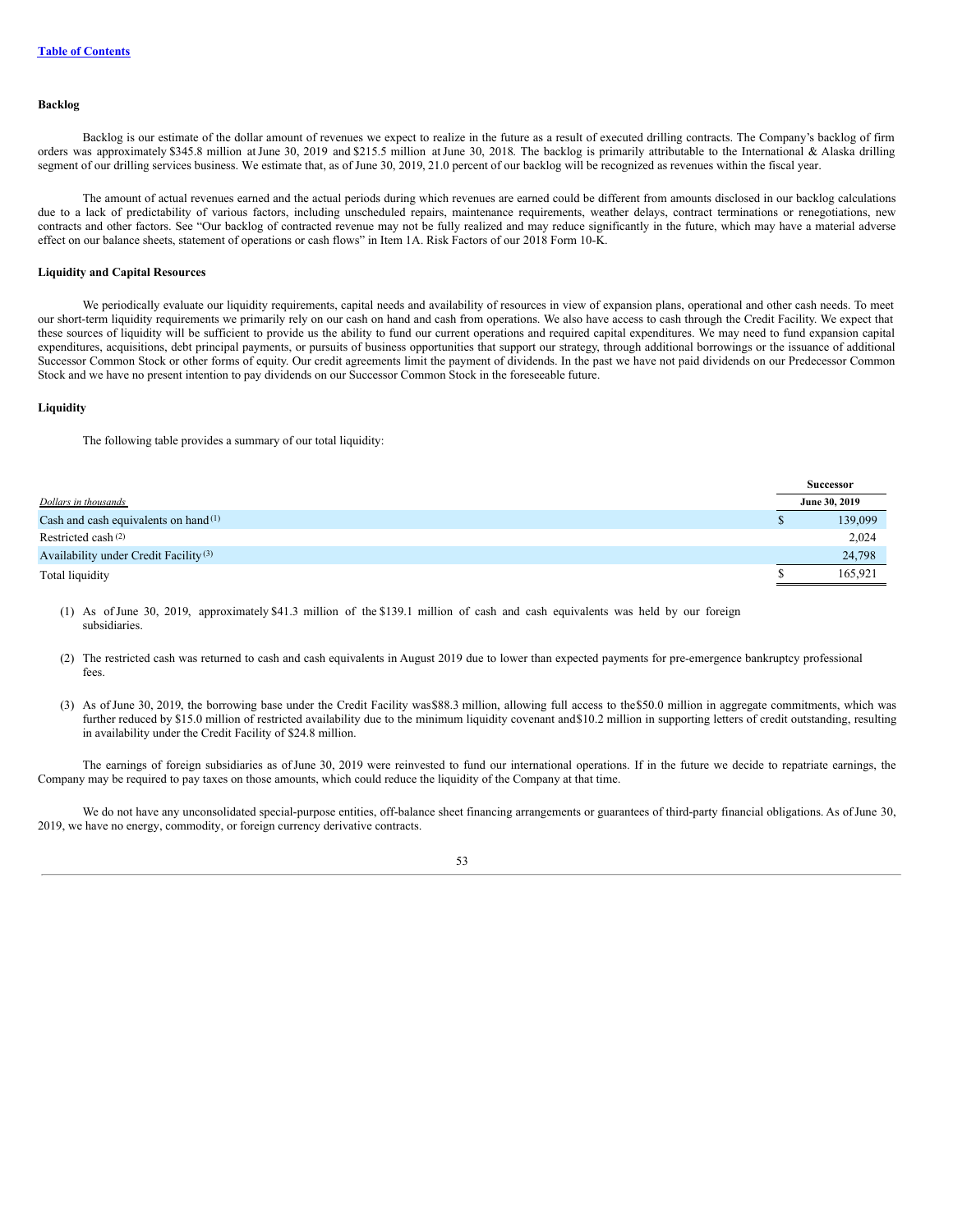[Table of Contents](#)

**Backlog**

Backlog is our estimate of the dollar amount of revenues we expect to realize in the future as a result of executed drilling contracts. The Company's backlog of firm orders was approximately $345.8 million at June 30, 2019 and $215.5 million at June 30, 2018. The backlog is primarily attributable to the International & Alaska drilling segment of our drilling services business. We estimate that, as of June 30, 2019, 21.0 percent of our backlog will be recognized as revenues within the fiscal year.

The amount of actual revenues earned and the actual periods during which revenues are earned could be different from amounts disclosed in our backlog calculations due to a lack of predictability of various factors, including unscheduled repairs, maintenance requirements, weather delays, contract terminations or renegotiations, new contracts and other factors. See "Our backlog of contracted revenue may not be fully realized and may reduce significantly in the future, which may have a material adverse effect on our balance sheets, statement of operations or cash flows" in Item 1A. Risk Factors of our 2018 Form 10-K.

**Liquidity and Capital Resources**

We periodically evaluate our liquidity requirements, capital needs and availability of resources in view of expansion plans, operational and other cash needs. To meet our short-term liquidity requirements we primarily rely on our cash on hand and cash from operations. We also have access to cash through the Credit Facility. We expect that these sources of liquidity will be sufficient to provide us the ability to fund our current operations and required capital expenditures. We may need to fund expansion capital expenditures, acquisitions, debt principal payments, or pursuits of business opportunities that support our strategy, through additional borrowings or the issuance of additional Successor Common Stock or other forms of equity. Our credit agreements limit the payment of dividends. In the past we have not paid dividends on our Predecessor Common Stock and we have no present intention to pay dividends on our Successor Common Stock in the foreseeable future.

**Liquidity**

The following table provides a summary of our total liquidity:

| | Successor |
|---|---|
| *Dollars in thousands* | June 30, 2019 |
| Cash and cash equivalents on hand [(1)] | $ 139,099 |
| Restricted cash [(2)] | 2,024 |
| Availability under Credit Facility [(3)] | 24,798 |
| Total liquidity | $ 165,921 |

(1) As of June 30, 2019, approximately $41.3 million of the $139.1 million of cash and cash equivalents was held by our foreign subsidiaries.

(2) The restricted cash was returned to cash and cash equivalents in August 2019 due to lower than expected payments for pre-emergence bankruptcy professional fees.

(3) As of June 30, 2019, the borrowing base under the Credit Facility was $88.3 million, allowing full access to the $50.0 million in aggregate commitments, which was further reduced by $15.0 million of restricted availability due to the minimum liquidity covenant and $10.2 million in supporting letters of credit outstanding, resulting in availability under the Credit Facility of $24.8 million.

The earnings of foreign subsidiaries as of June 30, 2019 were reinvested to fund our international operations. If in the future we decide to repatriate earnings, the Company may be required to pay taxes on those amounts, which could reduce the liquidity of the Company at that time.

We do not have any unconsolidated special-purpose entities, off-balance sheet financing arrangements or guarantees of third-party financial obligations. As of June 30, 2019, we have no energy, commodity, or foreign currency derivative contracts.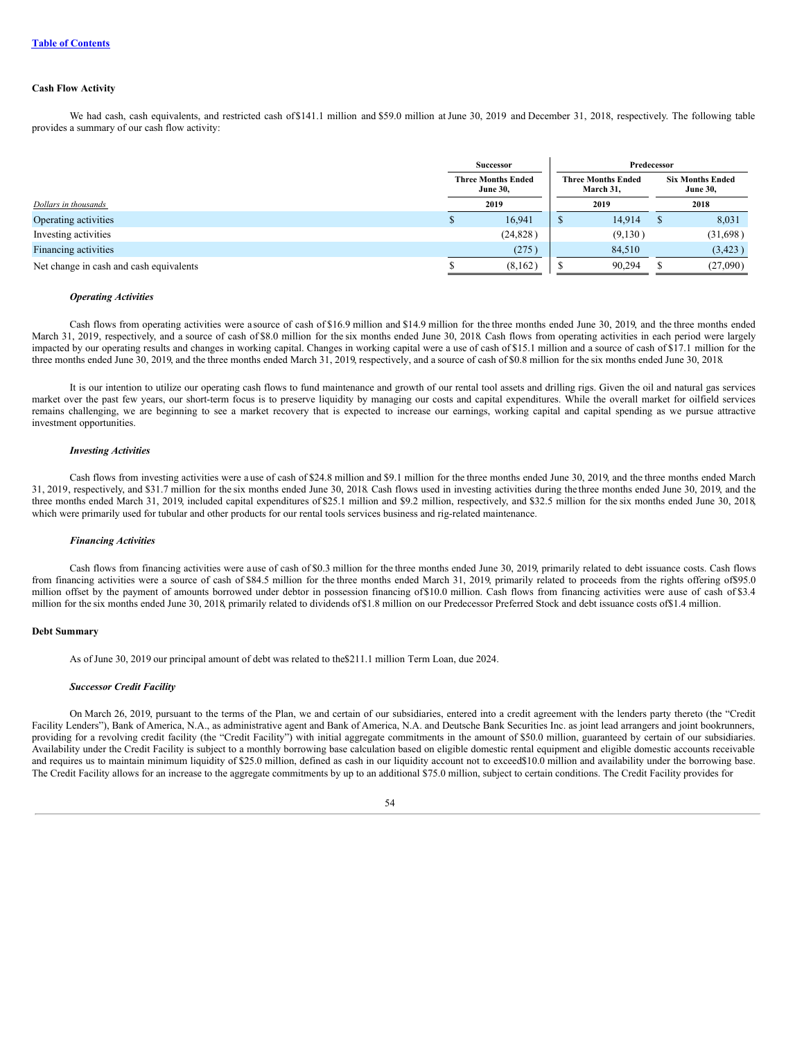**Cash Flow Activity**

We had cash, cash equivalents, and restricted cash of $141.1 million and $59.0 million at June 30, 2019 and December 31, 2018, respectively. The following table provides a summary of our cash flow activity:

| | Successor | Predecessor | |
|---|---|---|---|
| | Three Months Ended June 30, | Three Months Ended March 31, | Six Months Ended June 30, |
| *Dollars in thousands* | 2019 | 2019 | 2018 |
| Operating activities | $ 16,941 | $ 14,914 | $ 8,031 |
| Investing activities | (24,828) | (9,130) | (31,698) |
| Financing activities | (275) | 84,510 | (3,423) |
| Net change in cash and cash equivalents | $ (8,162) | $ 90,294 | $ (27,090) |

***Operating Activities***

Cash flows from operating activities were a source of cash of $16.9 million and $14.9 million for the three months ended June 30, 2019, and the three months ended March 31, 2019, respectively, and a source of cash of $8.0 million for the six months ended June 30, 2018. Cash flows from operating activities in each period were largely impacted by our operating results and changes in working capital. Changes in working capital were a use of cash of $15.1 million and a source of cash of $17.1 million for the three months ended June 30, 2019, and the three months ended March 31, 2019, respectively, and a source of cash of $0.8 million for the six months ended June 30, 2018.

It is our intention to utilize our operating cash flows to fund maintenance and growth of our rental tool assets and drilling rigs. Given the oil and natural gas services market over the past few years, our short-term focus is to preserve liquidity by managing our costs and capital expenditures. While the overall market for oilfield services remains challenging, we are beginning to see a market recovery that is expected to increase our earnings, working capital and capital spending as we pursue attractive investment opportunities.

***Investing Activities***

Cash flows from investing activities were a use of cash of $24.8 million and $9.1 million for the three months ended June 30, 2019, and the three months ended March 31, 2019, respectively, and $31.7 million for the six months ended June 30, 2018. Cash flows used in investing activities during the three months ended June 30, 2019, and the three months ended March 31, 2019, included capital expenditures of $25.1 million and $9.2 million, respectively, and $32.5 million for the six months ended June 30, 2018, which were primarily used for tubular and other products for our rental tools services business and rig-related maintenance.

***Financing Activities***

Cash flows from financing activities were a use of cash of $0.3 million for the three months ended June 30, 2019, primarily related to debt issuance costs. Cash flows from financing activities were a source of cash of $84.5 million for the three months ended March 31, 2019, primarily related to proceeds from the rights offering of $95.0 million offset by the payment of amounts borrowed under debtor in possession financing of $10.0 million. Cash flows from financing activities were a use of cash of $3.4 million for the six months ended June 30, 2018, primarily related to dividends of $1.8 million on our Predecessor Preferred Stock and debt issuance costs of $1.4 million.

**Debt Summary**

As of June 30, 2019 our principal amount of debt was related to the $211.1 million Term Loan, due 2024.

***Successor Credit Facility***

On March 26, 2019, pursuant to the terms of the Plan, we and certain of our subsidiaries, entered into a credit agreement with the lenders party thereto (the "Credit Facility Lenders"), Bank of America, N.A., as administrative agent and Bank of America, N.A. and Deutsche Bank Securities Inc. as joint lead arrangers and joint bookrunners, providing for a revolving credit facility (the "Credit Facility") with initial aggregate commitments in the amount of $50.0 million, guaranteed by certain of our subsidiaries. Availability under the Credit Facility is subject to a monthly borrowing base calculation based on eligible domestic rental equipment and eligible domestic accounts receivable and requires us to maintain minimum liquidity of $25.0 million, defined as cash in our liquidity account not to exceed $10.0 million and availability under the borrowing base. The Credit Facility allows for an increase to the aggregate commitments by up to an additional $75.0 million, subject to certain conditions. The Credit Facility provides for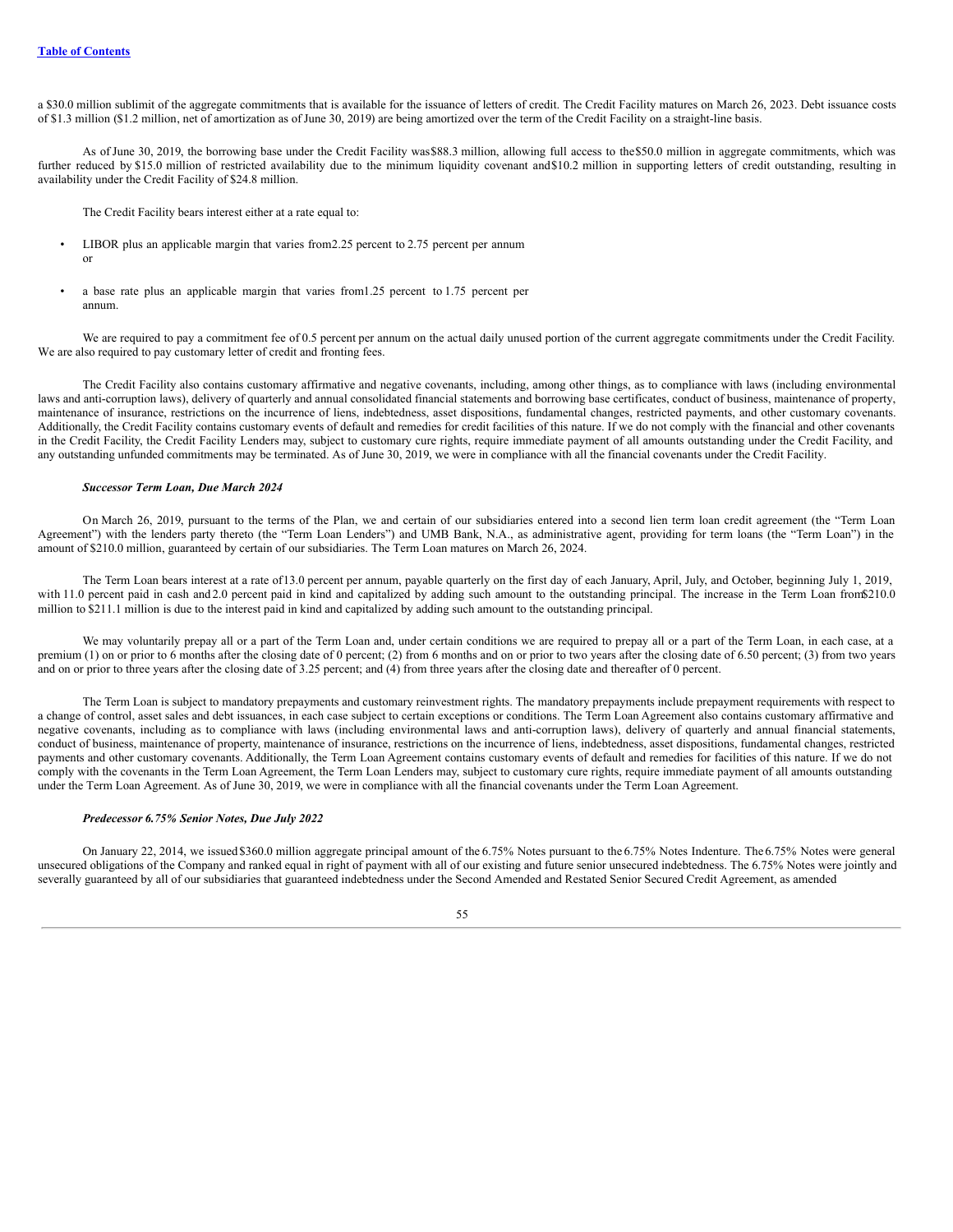a $30.0 million sublimit of the aggregate commitments that is available for the issuance of letters of credit. The Credit Facility matures on March 26, 2023. Debt issuance costs of $1.3 million ($1.2 million, net of amortization as of June 30, 2019) are being amortized over the term of the Credit Facility on a straight-line basis.

As of June 30, 2019, the borrowing base under the Credit Facility was $88.3 million, allowing full access to the $50.0 million in aggregate commitments, which was further reduced by $15.0 million of restricted availability due to the minimum liquidity covenant and $10.2 million in supporting letters of credit outstanding, resulting in availability under the Credit Facility of $24.8 million.

The Credit Facility bears interest either at a rate equal to:

- LIBOR plus an applicable margin that varies from 2.25 percent to 2.75 percent per annum or
- a base rate plus an applicable margin that varies from 1.25 percent to 1.75 percent per annum.

We are required to pay a commitment fee of 0.5 percent per annum on the actual daily unused portion of the current aggregate commitments under the Credit Facility. We are also required to pay customary letter of credit and fronting fees.

The Credit Facility also contains customary affirmative and negative covenants, including, among other things, as to compliance with laws (including environmental laws and anti-corruption laws), delivery of quarterly and annual consolidated financial statements and borrowing base certificates, conduct of business, maintenance of property, maintenance of insurance, restrictions on the incurrence of liens, indebtedness, asset dispositions, fundamental changes, restricted payments, and other customary covenants. Additionally, the Credit Facility contains customary events of default and remedies for credit facilities of this nature. If we do not comply with the financial and other covenants in the Credit Facility, the Credit Facility Lenders may, subject to customary cure rights, require immediate payment of all amounts outstanding under the Credit Facility, and any outstanding unfunded commitments may be terminated. As of June 30, 2019, we were in compliance with all the financial covenants under the Credit Facility.

***Successor Term Loan, Due March 2024***

On March 26, 2019, pursuant to the terms of the Plan, we and certain of our subsidiaries entered into a second lien term loan credit agreement (the "Term Loan Agreement") with the lenders party thereto (the "Term Loan Lenders") and UMB Bank, N.A., as administrative agent, providing for term loans (the "Term Loan") in the amount of $210.0 million, guaranteed by certain of our subsidiaries. The Term Loan matures on March 26, 2024.

The Term Loan bears interest at a rate of 13.0 percent per annum, payable quarterly on the first day of each January, April, July, and October, beginning July 1, 2019, with 11.0 percent paid in cash and 2.0 percent paid in kind and capitalized by adding such amount to the outstanding principal. The increase in the Term Loan from $210.0 million to $211.1 million is due to the interest paid in kind and capitalized by adding such amount to the outstanding principal.

We may voluntarily prepay all or a part of the Term Loan and, under certain conditions we are required to prepay all or a part of the Term Loan, in each case, at a premium (1) on or prior to 6 months after the closing date of 0 percent; (2) from 6 months and on or prior to two years after the closing date of 6.50 percent; (3) from two years and on or prior to three years after the closing date of 3.25 percent; and (4) from three years after the closing date and thereafter of 0 percent.

The Term Loan is subject to mandatory prepayments and customary reinvestment rights. The mandatory prepayments include prepayment requirements with respect to a change of control, asset sales and debt issuances, in each case subject to certain exceptions or conditions. The Term Loan Agreement also contains customary affirmative and negative covenants, including as to compliance with laws (including environmental laws and anti-corruption laws), delivery of quarterly and annual financial statements, conduct of business, maintenance of property, maintenance of insurance, restrictions on the incurrence of liens, indebtedness, asset dispositions, fundamental changes, restricted payments and other customary covenants. Additionally, the Term Loan Agreement contains customary events of default and remedies for facilities of this nature. If we do not comply with the covenants in the Term Loan Agreement, the Term Loan Lenders may, subject to customary cure rights, require immediate payment of all amounts outstanding under the Term Loan Agreement. As of June 30, 2019, we were in compliance with all the financial covenants under the Term Loan Agreement.

***Predecessor 6.75% Senior Notes, Due July 2022***

On January 22, 2014, we issued $360.0 million aggregate principal amount of the 6.75% Notes pursuant to the 6.75% Notes Indenture. The 6.75% Notes were general unsecured obligations of the Company and ranked equal in right of payment with all of our existing and future senior unsecured indebtedness. The 6.75% Notes were jointly and severally guaranteed by all of our subsidiaries that guaranteed indebtedness under the Second Amended and Restated Senior Secured Credit Agreement, as amended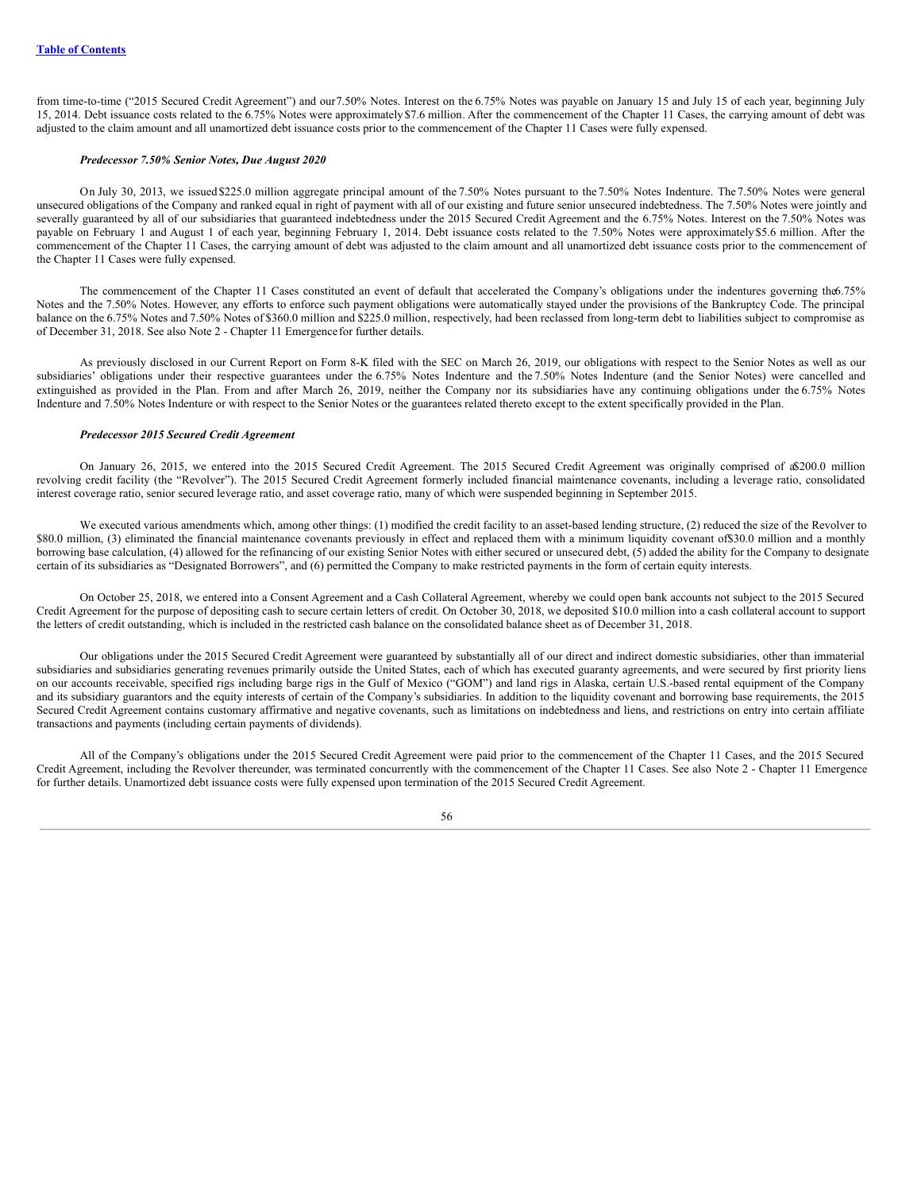from time-to-time ("2015 Secured Credit Agreement") and our 7.50% Notes. Interest on the 6.75% Notes was payable on January 15 and July 15 of each year, beginning July 15, 2014. Debt issuance costs related to the 6.75% Notes were approximately $7.6 million. After the commencement of the Chapter 11 Cases, the carrying amount of debt was adjusted to the claim amount and all unamortized debt issuance costs prior to the commencement of the Chapter 11 Cases were fully expensed.

***Predecessor 7.50% Senior Notes, Due August 2020***

On July 30, 2013, we issued $225.0 million aggregate principal amount of the 7.50% Notes pursuant to the 7.50% Notes Indenture. The 7.50% Notes were general unsecured obligations of the Company and ranked equal in right of payment with all of our existing and future senior unsecured indebtedness. The 7.50% Notes were jointly and severally guaranteed by all of our subsidiaries that guaranteed indebtedness under the 2015 Secured Credit Agreement and the 6.75% Notes. Interest on the 7.50% Notes was payable on February 1 and August 1 of each year, beginning February 1, 2014. Debt issuance costs related to the 7.50% Notes were approximately $5.6 million. After the commencement of the Chapter 11 Cases, the carrying amount of debt was adjusted to the claim amount and all unamortized debt issuance costs prior to the commencement of the Chapter 11 Cases were fully expensed.

The commencement of the Chapter 11 Cases constituted an event of default that accelerated the Company's obligations under the indentures governing the 6.75% Notes and the 7.50% Notes. However, any efforts to enforce such payment obligations were automatically stayed under the provisions of the Bankruptcy Code. The principal balance on the 6.75% Notes and 7.50% Notes of $360.0 million and $225.0 million, respectively, had been reclassed from long-term debt to liabilities subject to compromise as of December 31, 2018. See also Note 2 - Chapter 11 Emergence for further details.

As previously disclosed in our Current Report on Form 8-K filed with the SEC on March 26, 2019, our obligations with respect to the Senior Notes as well as our subsidiaries' obligations under their respective guarantees under the 6.75% Notes Indenture and the 7.50% Notes Indenture (and the Senior Notes) were cancelled and extinguished as provided in the Plan. From and after March 26, 2019, neither the Company nor its subsidiaries have any continuing obligations under the 6.75% Notes Indenture and 7.50% Notes Indenture or with respect to the Senior Notes or the guarantees related thereto except to the extent specifically provided in the Plan.

***Predecessor 2015 Secured Credit Agreement***

On January 26, 2015, we entered into the 2015 Secured Credit Agreement. The 2015 Secured Credit Agreement was originally comprised of a $200.0 million revolving credit facility (the "Revolver"). The 2015 Secured Credit Agreement formerly included financial maintenance covenants, including a leverage ratio, consolidated interest coverage ratio, senior secured leverage ratio, and asset coverage ratio, many of which were suspended beginning in September 2015.

We executed various amendments which, among other things: (1) modified the credit facility to an asset-based lending structure, (2) reduced the size of the Revolver to $80.0 million, (3) eliminated the financial maintenance covenants previously in effect and replaced them with a minimum liquidity covenant of $30.0 million and a monthly borrowing base calculation, (4) allowed for the refinancing of our existing Senior Notes with either secured or unsecured debt, (5) added the ability for the Company to designate certain of its subsidiaries as "Designated Borrowers", and (6) permitted the Company to make restricted payments in the form of certain equity interests.

On October 25, 2018, we entered into a Consent Agreement and a Cash Collateral Agreement, whereby we could open bank accounts not subject to the 2015 Secured Credit Agreement for the purpose of depositing cash to secure certain letters of credit. On October 30, 2018, we deposited $10.0 million into a cash collateral account to support the letters of credit outstanding, which is included in the restricted cash balance on the consolidated balance sheet as of December 31, 2018.

Our obligations under the 2015 Secured Credit Agreement were guaranteed by substantially all of our direct and indirect domestic subsidiaries, other than immaterial subsidiaries and subsidiaries generating revenues primarily outside the United States, each of which has executed guaranty agreements, and were secured by first priority liens on our accounts receivable, specified rigs including barge rigs in the Gulf of Mexico ("GOM") and land rigs in Alaska, certain U.S.-based rental equipment of the Company and its subsidiary guarantors and the equity interests of certain of the Company's subsidiaries. In addition to the liquidity covenant and borrowing base requirements, the 2015 Secured Credit Agreement contains customary affirmative and negative covenants, such as limitations on indebtedness and liens, and restrictions on entry into certain affiliate transactions and payments (including certain payments of dividends).

All of the Company's obligations under the 2015 Secured Credit Agreement were paid prior to the commencement of the Chapter 11 Cases, and the 2015 Secured Credit Agreement, including the Revolver thereunder, was terminated concurrently with the commencement of the Chapter 11 Cases. See also Note 2 - Chapter 11 Emergence for further details. Unamortized debt issuance costs were fully expensed upon termination of the 2015 Secured Credit Agreement.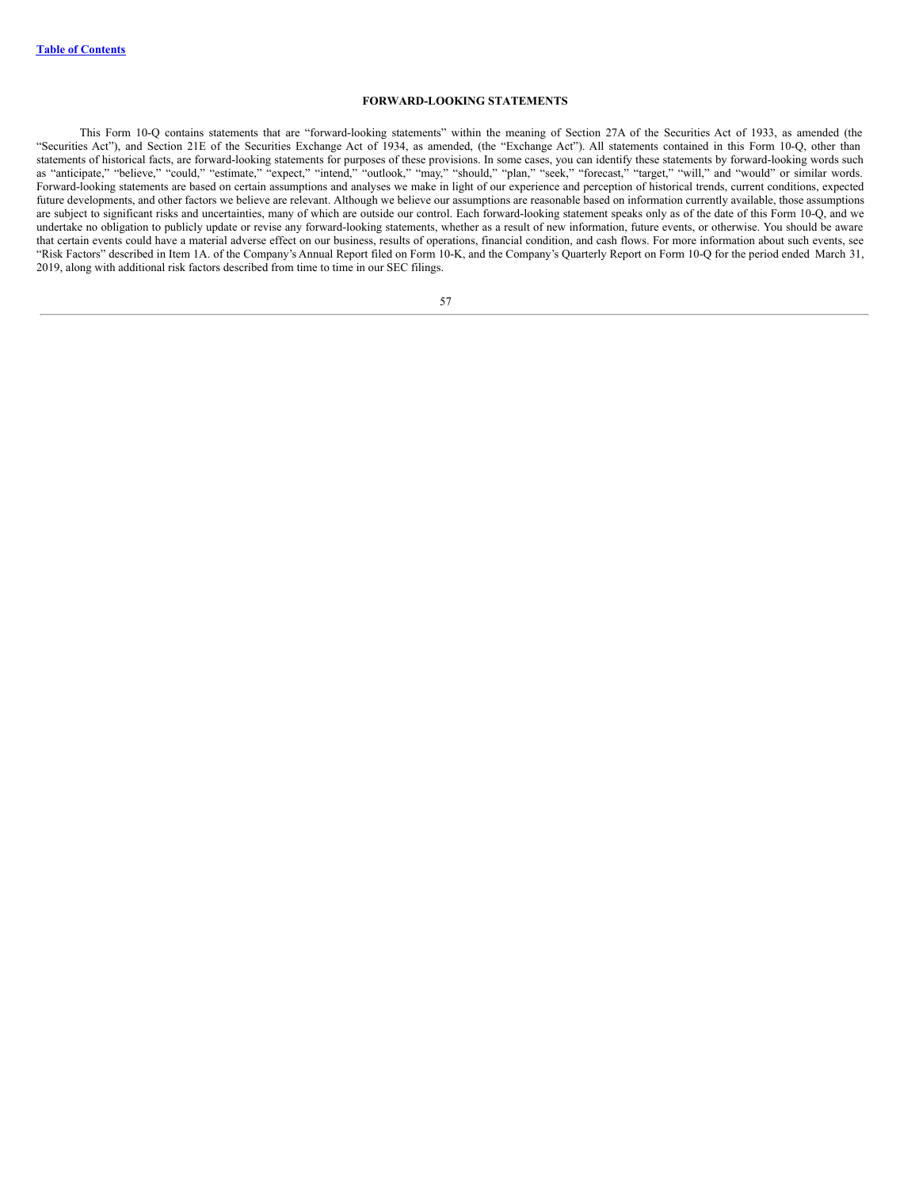## FORWARD-LOOKING STATEMENTS

This Form 10-Q contains statements that are "forward-looking statements" within the meaning of Section 27A of the Securities Act of 1933, as amended (the "Securities Act"), and Section 21E of the Securities Exchange Act of 1934, as amended, (the "Exchange Act"). All statements contained in this Form 10-Q, other than statements of historical facts, are forward-looking statements for purposes of these provisions. In some cases, you can identify these statements by forward-looking words such as "anticipate," "believe," "could," "estimate," "expect," "intend," "outlook," "may," "should," "plan," "seek," "forecast," "target," "will," and "would" or similar words. Forward-looking statements are based on certain assumptions and analyses we make in light of our experience and perception of historical trends, current conditions, expected future developments, and other factors we believe are relevant. Although we believe our assumptions are reasonable based on information currently available, those assumptions are subject to significant risks and uncertainties, many of which are outside our control. Each forward-looking statement speaks only as of the date of this Form 10-Q, and we undertake no obligation to publicly update or revise any forward-looking statements, whether as a result of new information, future events, or otherwise. You should be aware that certain events could have a material adverse effect on our business, results of operations, financial condition, and cash flows. For more information about such events, see "Risk Factors" described in Item 1A. of the Company's Annual Report filed on Form 10-K, and the Company's Quarterly Report on Form 10-Q for the period ended March 31, 2019, along with additional risk factors described from time to time in our SEC filings.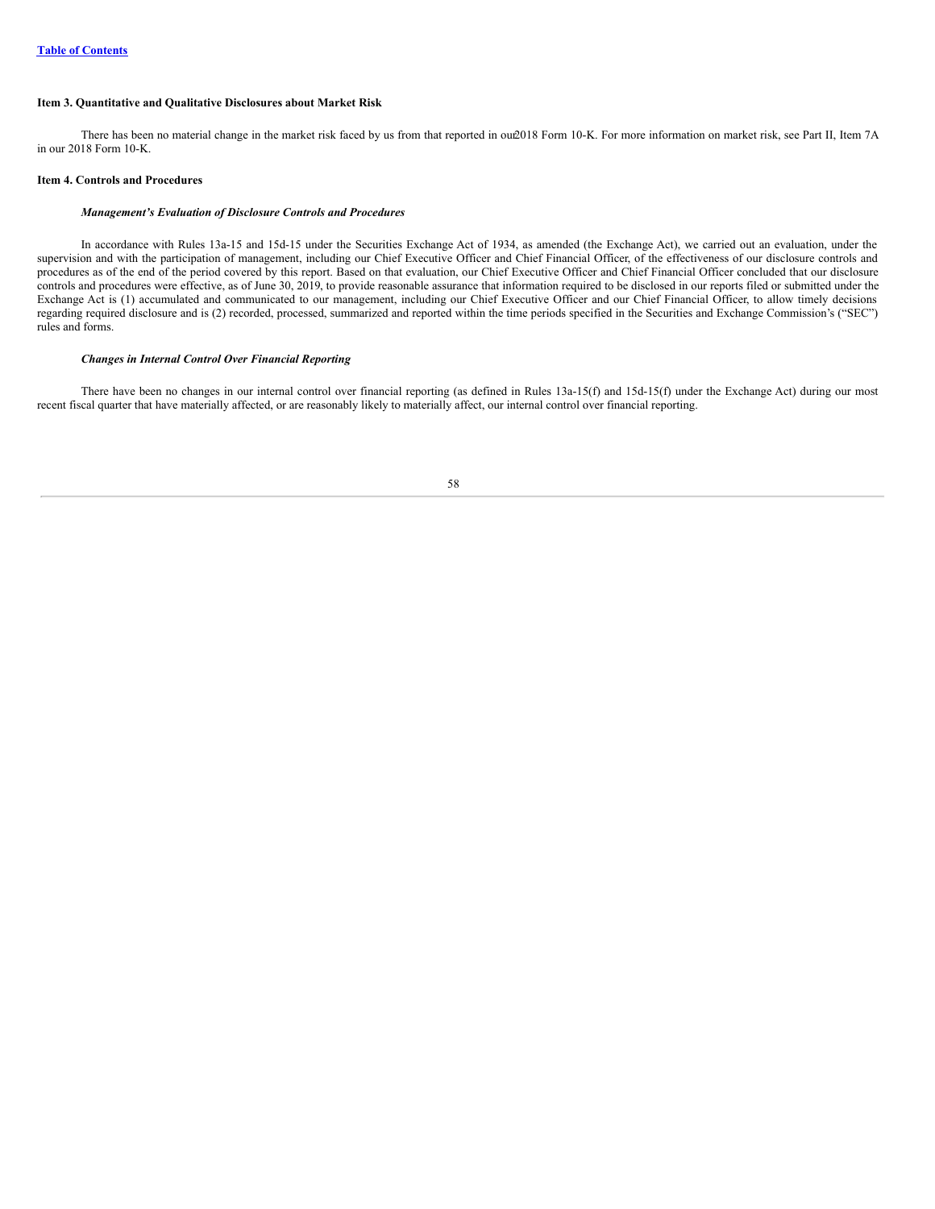### Item 3. Quantitative and Qualitative Disclosures about Market Risk

There has been no material change in the market risk faced by us from that reported in our 2018 Form 10-K. For more information on market risk, see Part II, Item 7A in our 2018 Form 10-K.

### Item 4. Controls and Procedures

***Management's Evaluation of Disclosure Controls and Procedures***

In accordance with Rules 13a-15 and 15d-15 under the Securities Exchange Act of 1934, as amended (the Exchange Act), we carried out an evaluation, under the supervision and with the participation of management, including our Chief Executive Officer and Chief Financial Officer, of the effectiveness of our disclosure controls and procedures as of the end of the period covered by this report. Based on that evaluation, our Chief Executive Officer and Chief Financial Officer concluded that our disclosure controls and procedures were effective, as of June 30, 2019, to provide reasonable assurance that information required to be disclosed in our reports filed or submitted under the Exchange Act is (1) accumulated and communicated to our management, including our Chief Executive Officer and our Chief Financial Officer, to allow timely decisions regarding required disclosure and is (2) recorded, processed, summarized and reported within the time periods specified in the Securities and Exchange Commission's ("SEC") rules and forms.

***Changes in Internal Control Over Financial Reporting***

There have been no changes in our internal control over financial reporting (as defined in Rules 13a-15(f) and 15d-15(f) under the Exchange Act) during our most recent fiscal quarter that have materially affected, or are reasonably likely to materially affect, our internal control over financial reporting.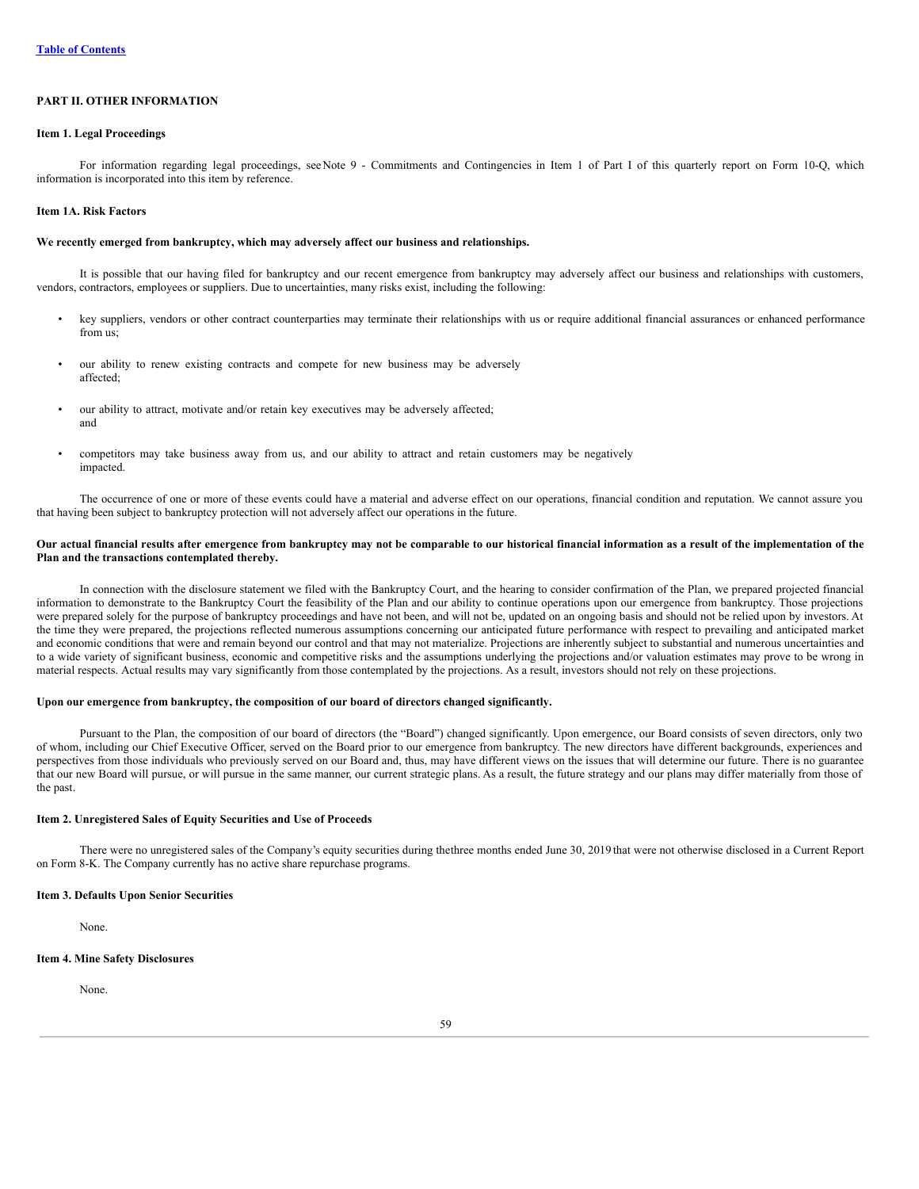## PART II. OTHER INFORMATION

### Item 1. Legal Proceedings

For information regarding legal proceedings, see Note 9 - Commitments and Contingencies in Item 1 of Part I of this quarterly report on Form 10-Q, which information is incorporated into this item by reference.

### Item 1A. Risk Factors

**We recently emerged from bankruptcy, which may adversely affect our business and relationships.**

It is possible that our having filed for bankruptcy and our recent emergence from bankruptcy may adversely affect our business and relationships with customers, vendors, contractors, employees or suppliers. Due to uncertainties, many risks exist, including the following:

- key suppliers, vendors or other contract counterparties may terminate their relationships with us or require additional financial assurances or enhanced performance from us;
- our ability to renew existing contracts and compete for new business may be adversely affected;
- our ability to attract, motivate and/or retain key executives may be adversely affected; and
- competitors may take business away from us, and our ability to attract and retain customers may be negatively impacted.

The occurrence of one or more of these events could have a material and adverse effect on our operations, financial condition and reputation. We cannot assure you that having been subject to bankruptcy protection will not adversely affect our operations in the future.

**Our actual financial results after emergence from bankruptcy may not be comparable to our historical financial information as a result of the implementation of the Plan and the transactions contemplated thereby.**

In connection with the disclosure statement we filed with the Bankruptcy Court, and the hearing to consider confirmation of the Plan, we prepared projected financial information to demonstrate to the Bankruptcy Court the feasibility of the Plan and our ability to continue operations upon our emergence from bankruptcy. Those projections were prepared solely for the purpose of bankruptcy proceedings and have not been, and will not be, updated on an ongoing basis and should not be relied upon by investors. At the time they were prepared, the projections reflected numerous assumptions concerning our anticipated future performance with respect to prevailing and anticipated market and economic conditions that were and remain beyond our control and that may not materialize. Projections are inherently subject to substantial and numerous uncertainties and to a wide variety of significant business, economic and competitive risks and the assumptions underlying the projections and/or valuation estimates may prove to be wrong in material respects. Actual results may vary significantly from those contemplated by the projections. As a result, investors should not rely on these projections.

**Upon our emergence from bankruptcy, the composition of our board of directors changed significantly.**

Pursuant to the Plan, the composition of our board of directors (the "Board") changed significantly. Upon emergence, our Board consists of seven directors, only two of whom, including our Chief Executive Officer, served on the Board prior to our emergence from bankruptcy. The new directors have different backgrounds, experiences and perspectives from those individuals who previously served on our Board and, thus, may have different views on the issues that will determine our future. There is no guarantee that our new Board will pursue, or will pursue in the same manner, our current strategic plans. As a result, the future strategy and our plans may differ materially from those of the past.

### Item 2. Unregistered Sales of Equity Securities and Use of Proceeds

There were no unregistered sales of the Company's equity securities during the three months ended June 30, 2019 that were not otherwise disclosed in a Current Report on Form 8-K. The Company currently has no active share repurchase programs.

### Item 3. Defaults Upon Senior Securities

None.

### Item 4. Mine Safety Disclosures

None.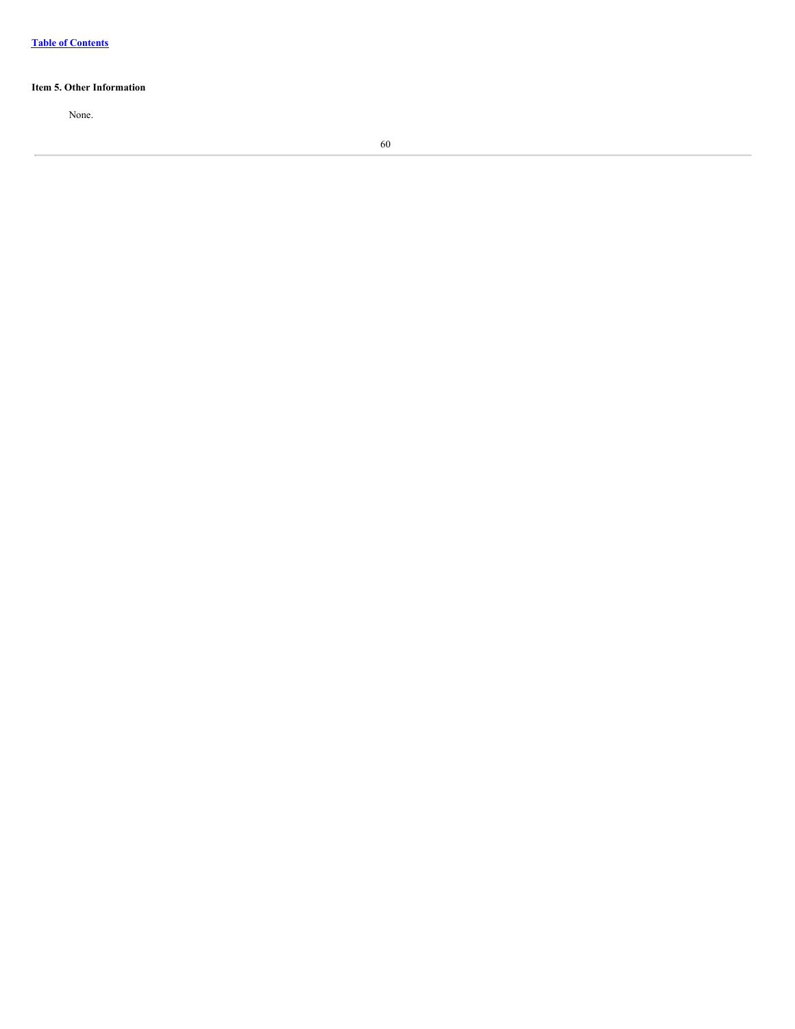[Table of Contents](#)

**Item 5. Other Information**

None.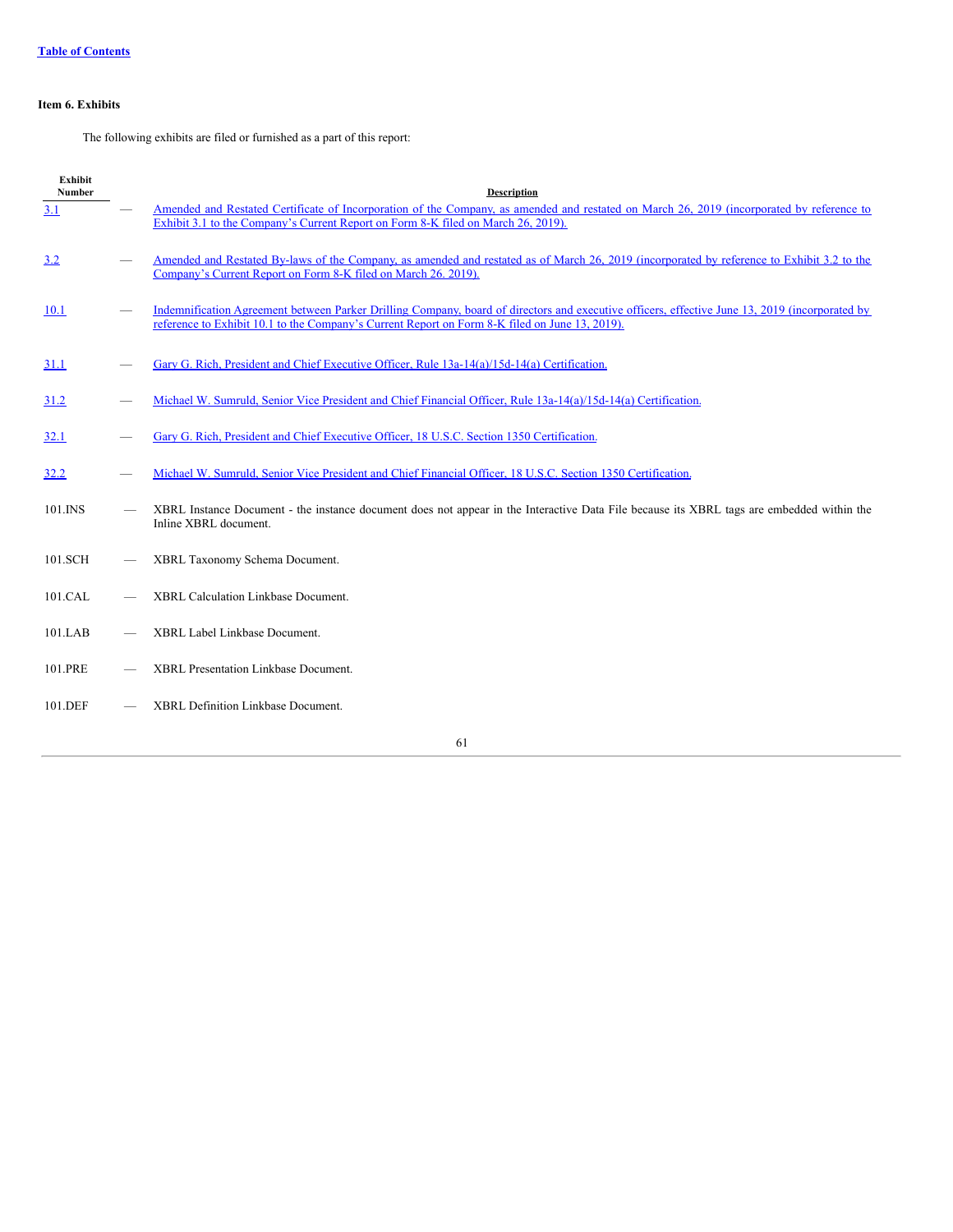Table of Contents

**Item 6. Exhibits**

The following exhibits are filed or furnished as a part of this report:

| Exhibit Number | | Description |
|---|---|---|
| 3.1 | — | Amended and Restated Certificate of Incorporation of the Company, as amended and restated on March 26, 2019 (incorporated by reference to Exhibit 3.1 to the Company's Current Report on Form 8-K filed on March 26, 2019). |
| 3.2 | — | Amended and Restated By-laws of the Company, as amended and restated as of March 26, 2019 (incorporated by reference to Exhibit 3.2 to the Company's Current Report on Form 8-K filed on March 26, 2019). |
| 10.1 | — | Indemnification Agreement between Parker Drilling Company, board of directors and executive officers, effective June 13, 2019 (incorporated by reference to Exhibit 10.1 to the Company's Current Report on Form 8-K filed on June 13, 2019). |
| 31.1 | — | Gary G. Rich, President and Chief Executive Officer, Rule 13a-14(a)/15d-14(a) Certification. |
| 31.2 | — | Michael W. Sumruld, Senior Vice President and Chief Financial Officer, Rule 13a-14(a)/15d-14(a) Certification. |
| 32.1 | — | Gary G. Rich, President and Chief Executive Officer, 18 U.S.C. Section 1350 Certification. |
| 32.2 | — | Michael W. Sumruld, Senior Vice President and Chief Financial Officer, 18 U.S.C. Section 1350 Certification. |
| 101.INS | — | XBRL Instance Document - the instance document does not appear in the Interactive Data File because its XBRL tags are embedded within the Inline XBRL document. |
| 101.SCH | — | XBRL Taxonomy Schema Document. |
| 101.CAL | — | XBRL Calculation Linkbase Document. |
| 101.LAB | — | XBRL Label Linkbase Document. |
| 101.PRE | — | XBRL Presentation Linkbase Document. |
| 101.DEF | — | XBRL Definition Linkbase Document. |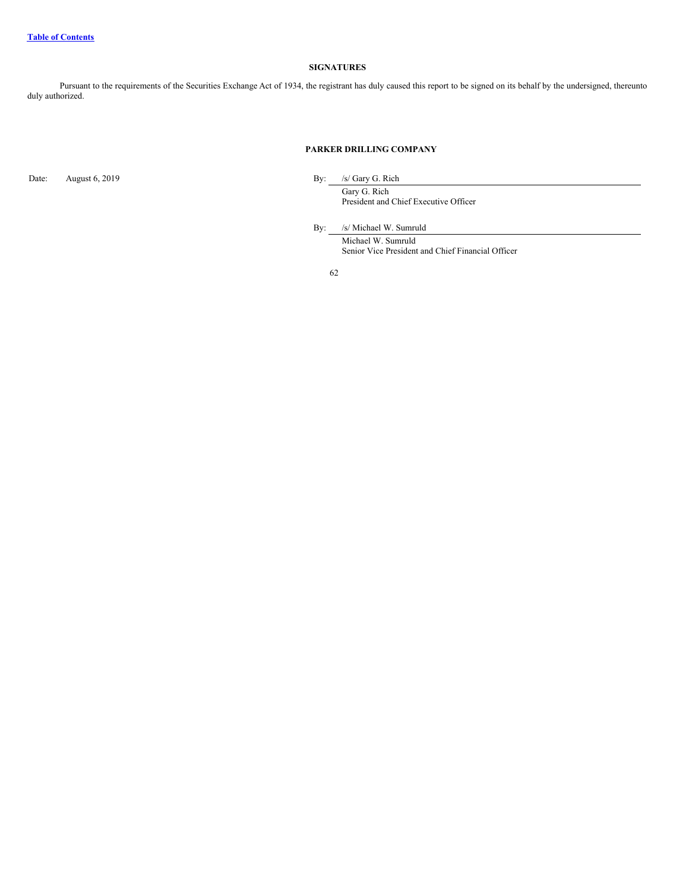## SIGNATURES

Pursuant to the requirements of the Securities Exchange Act of 1934, the registrant has duly caused this report to be signed on its behalf by the undersigned, thereunto duly authorized.

**PARKER DRILLING COMPANY**

Date: August 6, 2019

By: /s/ Gary G. Rich
Gary G. Rich
President and Chief Executive Officer

By: /s/ Michael W. Sumruld
Michael W. Sumruld
Senior Vice President and Chief Financial Officer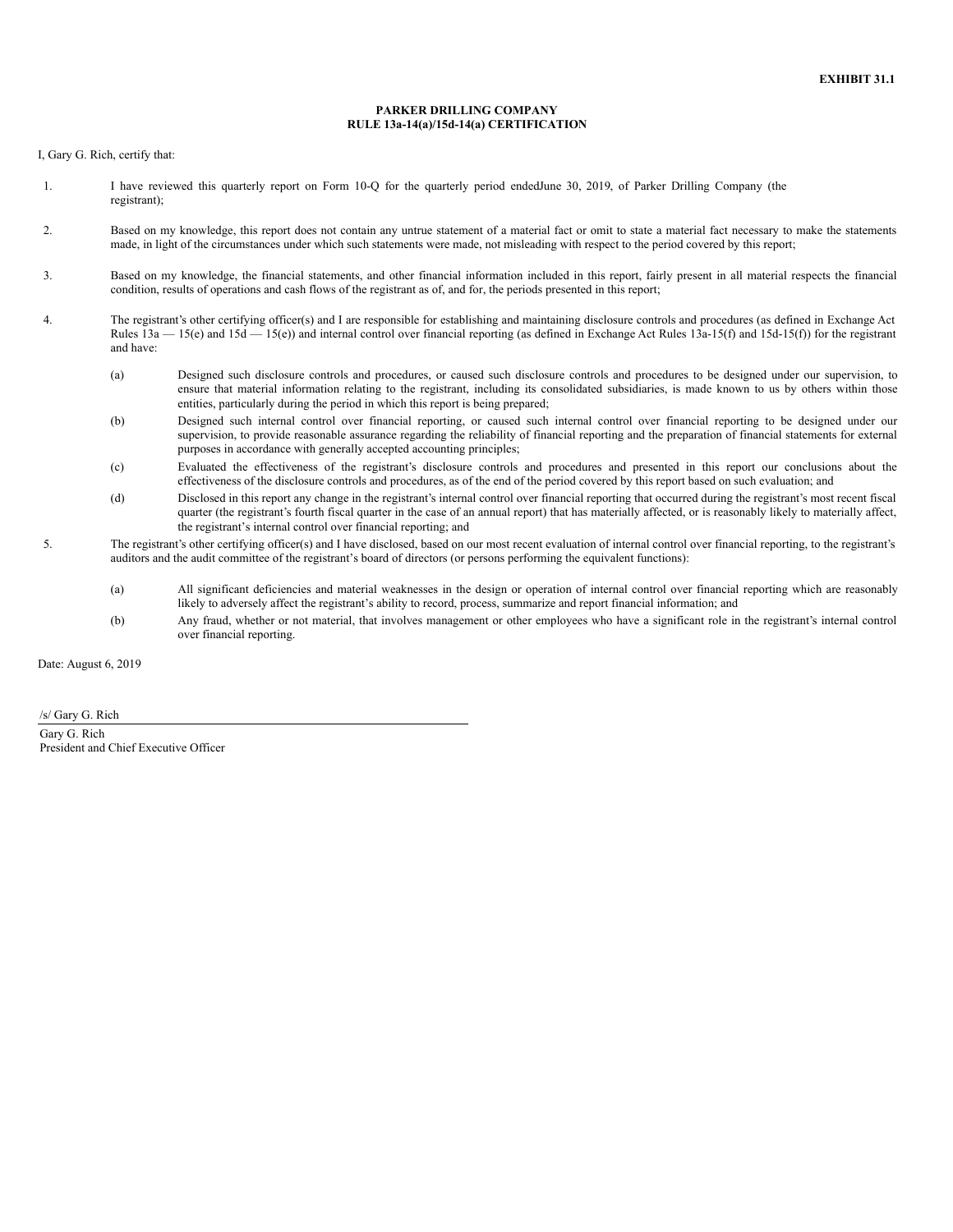**EXHIBIT 31.1**

**PARKER DRILLING COMPANY**
**RULE 13a-14(a)/15d-14(a) CERTIFICATION**

I, Gary G. Rich, certify that:

1. I have reviewed this quarterly report on Form 10-Q for the quarterly period endedJune 30, 2019, of Parker Drilling Company (the registrant);

2. Based on my knowledge, this report does not contain any untrue statement of a material fact or omit to state a material fact necessary to make the statements made, in light of the circumstances under which such statements were made, not misleading with respect to the period covered by this report;

3. Based on my knowledge, the financial statements, and other financial information included in this report, fairly present in all material respects the financial condition, results of operations and cash flows of the registrant as of, and for, the periods presented in this report;

4. The registrant's other certifying officer(s) and I are responsible for establishing and maintaining disclosure controls and procedures (as defined in Exchange Act Rules 13a — 15(e) and 15d — 15(e)) and internal control over financial reporting (as defined in Exchange Act Rules 13a-15(f) and 15d-15(f)) for the registrant and have:

   (a) Designed such disclosure controls and procedures, or caused such disclosure controls and procedures to be designed under our supervision, to ensure that material information relating to the registrant, including its consolidated subsidiaries, is made known to us by others within those entities, particularly during the period in which this report is being prepared;

   (b) Designed such internal control over financial reporting, or caused such internal control over financial reporting to be designed under our supervision, to provide reasonable assurance regarding the reliability of financial reporting and the preparation of financial statements for external purposes in accordance with generally accepted accounting principles;

   (c) Evaluated the effectiveness of the registrant's disclosure controls and procedures and presented in this report our conclusions about the effectiveness of the disclosure controls and procedures, as of the end of the period covered by this report based on such evaluation; and

   (d) Disclosed in this report any change in the registrant's internal control over financial reporting that occurred during the registrant's most recent fiscal quarter (the registrant's fourth fiscal quarter in the case of an annual report) that has materially affected, or is reasonably likely to materially affect, the registrant's internal control over financial reporting; and

5. The registrant's other certifying officer(s) and I have disclosed, based on our most recent evaluation of internal control over financial reporting, to the registrant's auditors and the audit committee of the registrant's board of directors (or persons performing the equivalent functions):

   (a) All significant deficiencies and material weaknesses in the design or operation of internal control over financial reporting which are reasonably likely to adversely affect the registrant's ability to record, process, summarize and report financial information; and

   (b) Any fraud, whether or not material, that involves management or other employees who have a significant role in the registrant's internal control over financial reporting.

Date: August 6, 2019

/s/ Gary G. Rich

Gary G. Rich
President and Chief Executive Officer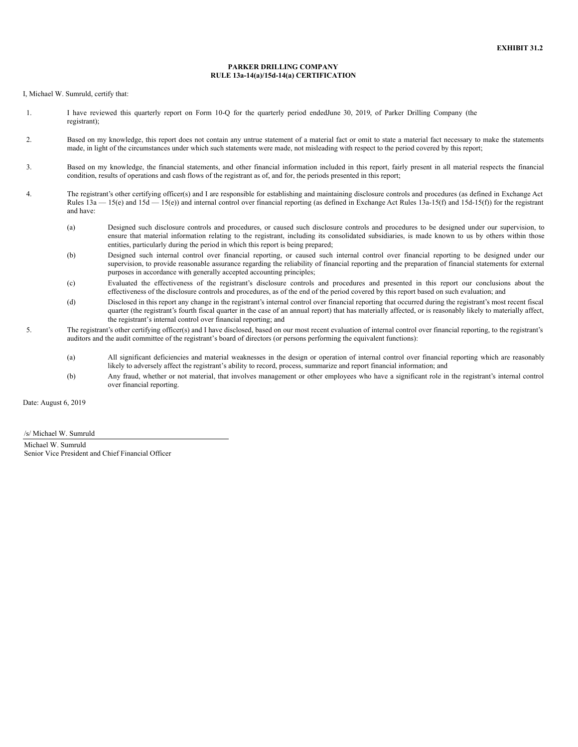**EXHIBIT 31.2**

**PARKER DRILLING COMPANY**
**RULE 13a-14(a)/15d-14(a) CERTIFICATION**

I, Michael W. Sumruld, certify that:

1. I have reviewed this quarterly report on Form 10-Q for the quarterly period endedJune 30, 2019, of Parker Drilling Company (the registrant);

2. Based on my knowledge, this report does not contain any untrue statement of a material fact or omit to state a material fact necessary to make the statements made, in light of the circumstances under which such statements were made, not misleading with respect to the period covered by this report;

3. Based on my knowledge, the financial statements, and other financial information included in this report, fairly present in all material respects the financial condition, results of operations and cash flows of the registrant as of, and for, the periods presented in this report;

4. The registrant's other certifying officer(s) and I are responsible for establishing and maintaining disclosure controls and procedures (as defined in Exchange Act Rules 13a — 15(e) and 15d — 15(e)) and internal control over financial reporting (as defined in Exchange Act Rules 13a-15(f) and 15d-15(f)) for the registrant and have:

   (a) Designed such disclosure controls and procedures, or caused such disclosure controls and procedures to be designed under our supervision, to ensure that material information relating to the registrant, including its consolidated subsidiaries, is made known to us by others within those entities, particularly during the period in which this report is being prepared;

   (b) Designed such internal control over financial reporting, or caused such internal control over financial reporting to be designed under our supervision, to provide reasonable assurance regarding the reliability of financial reporting and the preparation of financial statements for external purposes in accordance with generally accepted accounting principles;

   (c) Evaluated the effectiveness of the registrant's disclosure controls and procedures and presented in this report our conclusions about the effectiveness of the disclosure controls and procedures, as of the end of the period covered by this report based on such evaluation; and

   (d) Disclosed in this report any change in the registrant's internal control over financial reporting that occurred during the registrant's most recent fiscal quarter (the registrant's fourth fiscal quarter in the case of an annual report) that has materially affected, or is reasonably likely to materially affect, the registrant's internal control over financial reporting; and

5. The registrant's other certifying officer(s) and I have disclosed, based on our most recent evaluation of internal control over financial reporting, to the registrant's auditors and the audit committee of the registrant's board of directors (or persons performing the equivalent functions):

   (a) All significant deficiencies and material weaknesses in the design or operation of internal control over financial reporting which are reasonably likely to adversely affect the registrant's ability to record, process, summarize and report financial information; and

   (b) Any fraud, whether or not material, that involves management or other employees who have a significant role in the registrant's internal control over financial reporting.

Date: August 6, 2019

/s/ Michael W. Sumruld

Michael W. Sumruld
Senior Vice President and Chief Financial Officer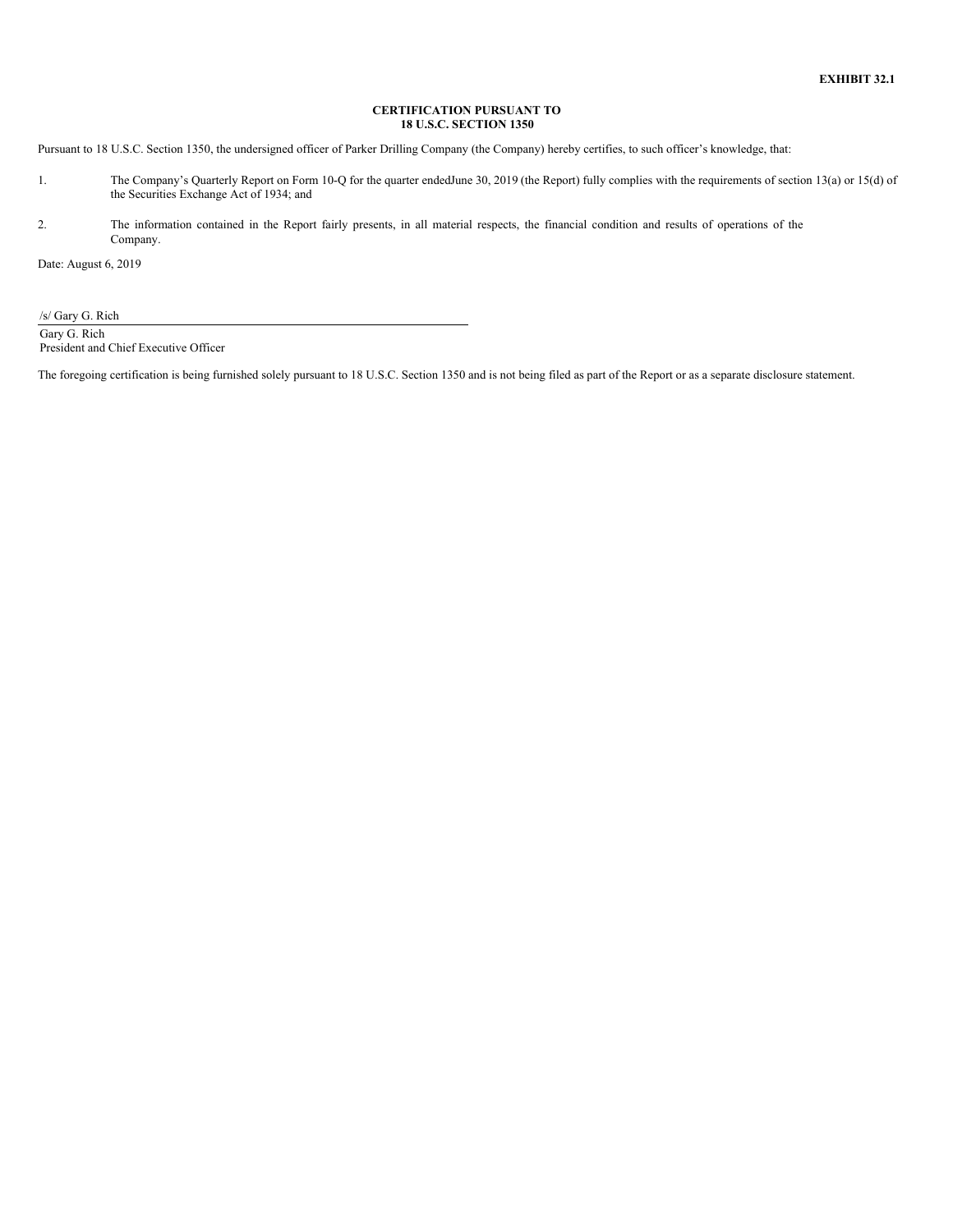**EXHIBIT 32.1**

**CERTIFICATION PURSUANT TO**
**18 U.S.C. SECTION 1350**

Pursuant to 18 U.S.C. Section 1350, the undersigned officer of Parker Drilling Company (the Company) hereby certifies, to such officer’s knowledge, that:

1. The Company’s Quarterly Report on Form 10-Q for the quarter endedJune 30, 2019 (the Report) fully complies with the requirements of section 13(a) or 15(d) of the Securities Exchange Act of 1934; and

2. The information contained in the Report fairly presents, in all material respects, the financial condition and results of operations of the Company.

Date: August 6, 2019

/s/ Gary G. Rich

Gary G. Rich
President and Chief Executive Officer

The foregoing certification is being furnished solely pursuant to 18 U.S.C. Section 1350 and is not being filed as part of the Report or as a separate disclosure statement.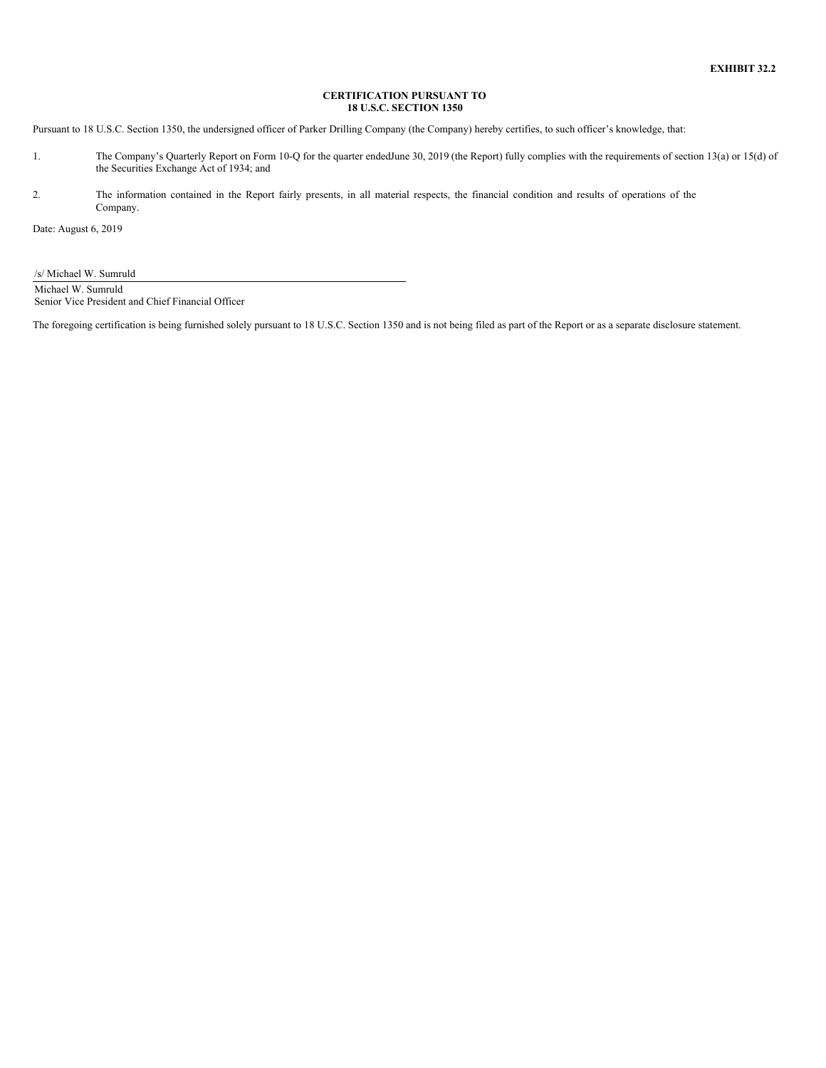**EXHIBIT 32.2**

**CERTIFICATION PURSUANT TO**
**18 U.S.C. SECTION 1350**

Pursuant to 18 U.S.C. Section 1350, the undersigned officer of Parker Drilling Company (the Company) hereby certifies, to such officer's knowledge, that:

1. The Company's Quarterly Report on Form 10-Q for the quarter endedJune 30, 2019 (the Report) fully complies with the requirements of section 13(a) or 15(d) of the Securities Exchange Act of 1934; and

2. The information contained in the Report fairly presents, in all material respects, the financial condition and results of operations of the Company.

Date: August 6, 2019

/s/ Michael W. Sumruld

Michael W. Sumruld
Senior Vice President and Chief Financial Officer

The foregoing certification is being furnished solely pursuant to 18 U.S.C. Section 1350 and is not being filed as part of the Report or as a separate disclosure statement.